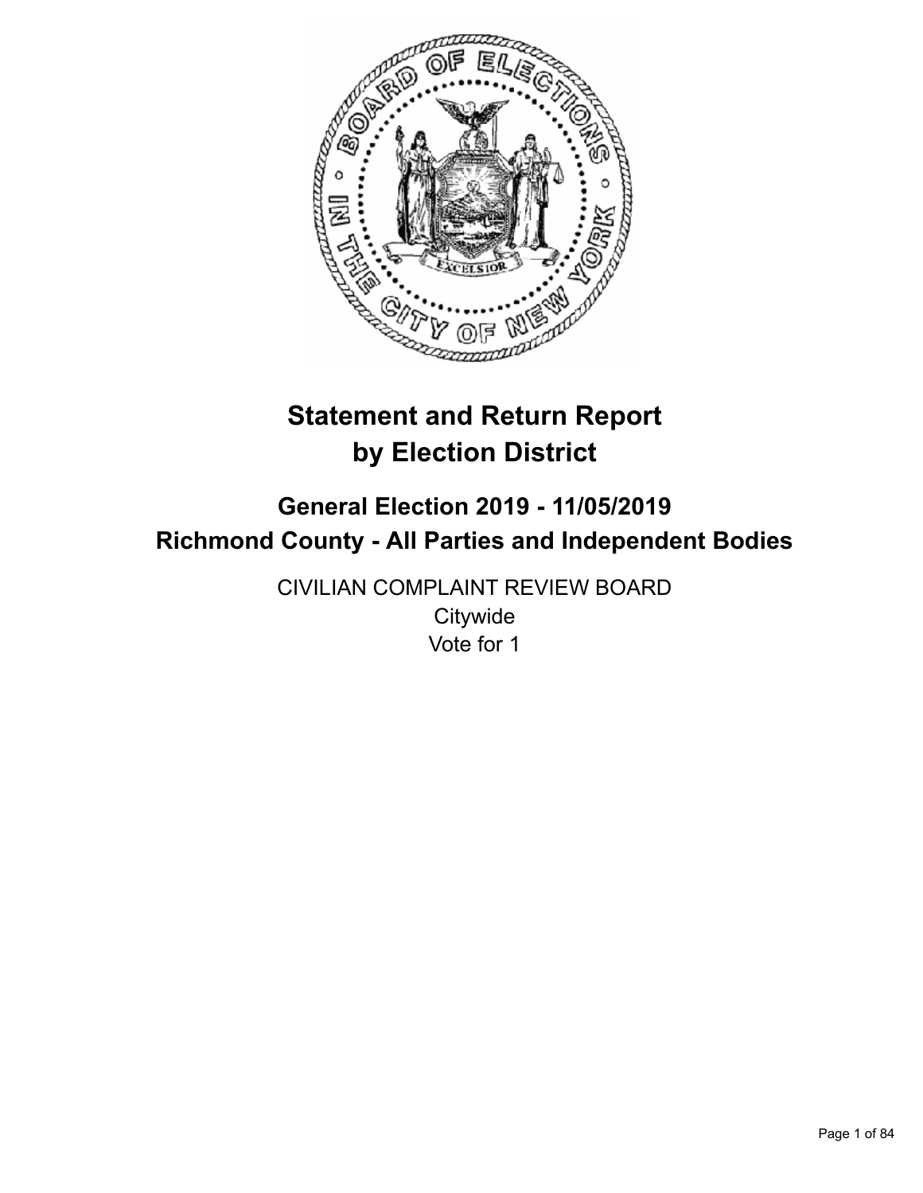# Statement and Return Report by Election District

## General Election 2019 - 11/05/2019
## Richmond County - All Parties and Independent Bodies

CIVILIAN COMPLAINT REVIEW BOARD
Citywide
Vote for 1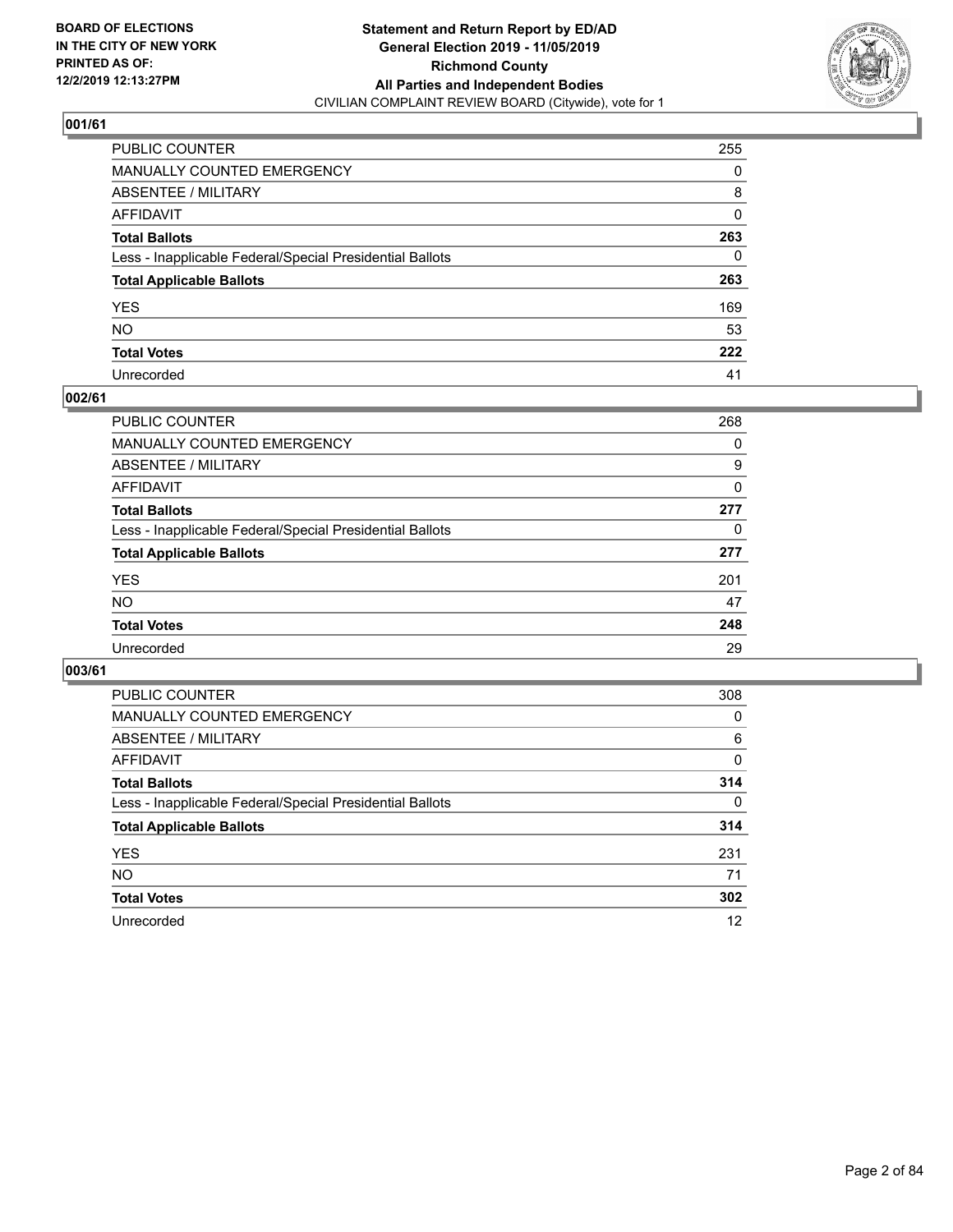BOARD OF ELECTIONS
IN THE CITY OF NEW YORK
PRINTED AS OF:
12/2/2019 12:13:27PM

**Statement and Return Report by ED/AD**
**General Election 2019 - 11/05/2019**
**Richmond County**
**All Parties and Independent Bodies**
CIVILIAN COMPLAINT REVIEW BOARD (Citywide), vote for 1

### 001/61

| | |
|---|---|
| PUBLIC COUNTER | 255 |
| MANUALLY COUNTED EMERGENCY | 0 |
| ABSENTEE / MILITARY | 8 |
| AFFIDAVIT | 0 |
| **Total Ballots** | **263** |
| Less - Inapplicable Federal/Special Presidential Ballots | 0 |
| **Total Applicable Ballots** | **263** |
| YES | 169 |
| NO | 53 |
| **Total Votes** | **222** |
| Unrecorded | 41 |

### 002/61

| | |
|---|---|
| PUBLIC COUNTER | 268 |
| MANUALLY COUNTED EMERGENCY | 0 |
| ABSENTEE / MILITARY | 9 |
| AFFIDAVIT | 0 |
| **Total Ballots** | **277** |
| Less - Inapplicable Federal/Special Presidential Ballots | 0 |
| **Total Applicable Ballots** | **277** |
| YES | 201 |
| NO | 47 |
| **Total Votes** | **248** |
| Unrecorded | 29 |

### 003/61

| | |
|---|---|
| PUBLIC COUNTER | 308 |
| MANUALLY COUNTED EMERGENCY | 0 |
| ABSENTEE / MILITARY | 6 |
| AFFIDAVIT | 0 |
| **Total Ballots** | **314** |
| Less - Inapplicable Federal/Special Presidential Ballots | 0 |
| **Total Applicable Ballots** | **314** |
| YES | 231 |
| NO | 71 |
| **Total Votes** | **302** |
| Unrecorded | 12 |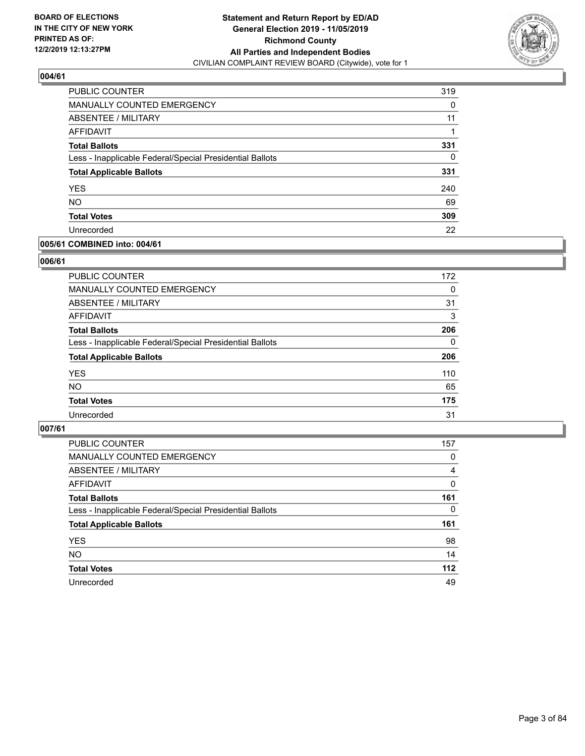**BOARD OF ELECTIONS IN THE CITY OF NEW YORK PRINTED AS OF: 12/2/2019 12:13:27PM**

**Statement and Return Report by ED/AD General Election 2019 - 11/05/2019 Richmond County All Parties and Independent Bodies**

CIVILIAN COMPLAINT REVIEW BOARD (Citywide), vote for 1

### 004/61

| | |
|---|---|
| PUBLIC COUNTER | 319 |
| MANUALLY COUNTED EMERGENCY | 0 |
| ABSENTEE / MILITARY | 11 |
| AFFIDAVIT | 1 |
| **Total Ballots** | **331** |
| Less - Inapplicable Federal/Special Presidential Ballots | 0 |
| **Total Applicable Ballots** | **331** |
| YES | 240 |
| NO | 69 |
| **Total Votes** | **309** |
| Unrecorded | 22 |

### 005/61 COMBINED into: 004/61

### 006/61

| | |
|---|---|
| PUBLIC COUNTER | 172 |
| MANUALLY COUNTED EMERGENCY | 0 |
| ABSENTEE / MILITARY | 31 |
| AFFIDAVIT | 3 |
| **Total Ballots** | **206** |
| Less - Inapplicable Federal/Special Presidential Ballots | 0 |
| **Total Applicable Ballots** | **206** |
| YES | 110 |
| NO | 65 |
| **Total Votes** | **175** |
| Unrecorded | 31 |

### 007/61

| | |
|---|---|
| PUBLIC COUNTER | 157 |
| MANUALLY COUNTED EMERGENCY | 0 |
| ABSENTEE / MILITARY | 4 |
| AFFIDAVIT | 0 |
| **Total Ballots** | **161** |
| Less - Inapplicable Federal/Special Presidential Ballots | 0 |
| **Total Applicable Ballots** | **161** |
| YES | 98 |
| NO | 14 |
| **Total Votes** | **112** |
| Unrecorded | 49 |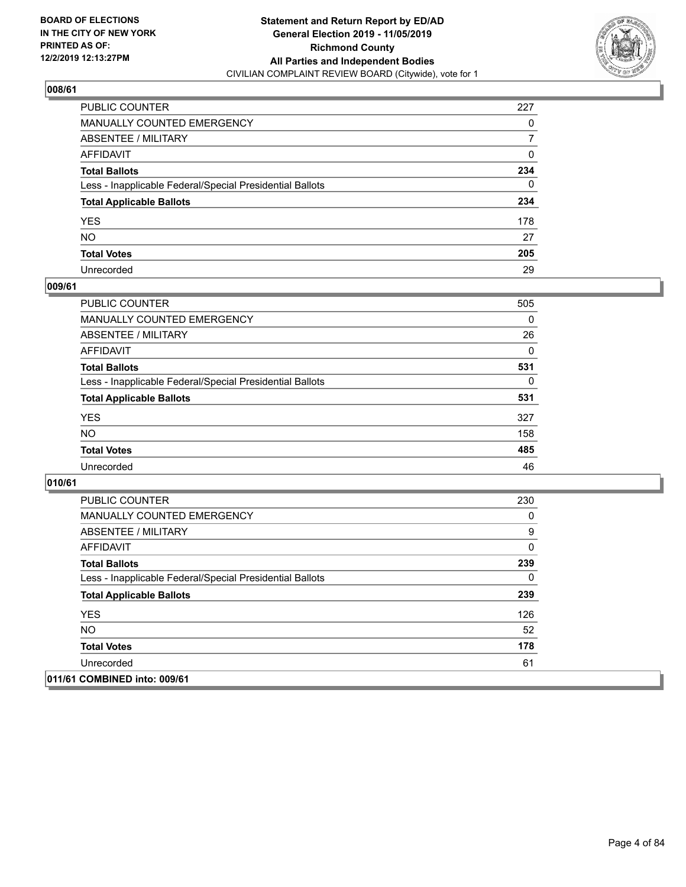**BOARD OF ELECTIONS IN THE CITY OF NEW YORK PRINTED AS OF: 12/2/2019 12:13:27PM**

**Statement and Return Report by ED/AD General Election 2019 - 11/05/2019 Richmond County All Parties and Independent Bodies**
CIVILIAN COMPLAINT REVIEW BOARD (Citywide), vote for 1

## 008/61

| | |
|---|---|
| PUBLIC COUNTER | 227 |
| MANUALLY COUNTED EMERGENCY | 0 |
| ABSENTEE / MILITARY | 7 |
| AFFIDAVIT | 0 |
| **Total Ballots** | **234** |
| Less - Inapplicable Federal/Special Presidential Ballots | 0 |
| **Total Applicable Ballots** | **234** |
| YES | 178 |
| NO | 27 |
| **Total Votes** | **205** |
| Unrecorded | 29 |

## 009/61

| | |
|---|---|
| PUBLIC COUNTER | 505 |
| MANUALLY COUNTED EMERGENCY | 0 |
| ABSENTEE / MILITARY | 26 |
| AFFIDAVIT | 0 |
| **Total Ballots** | **531** |
| Less - Inapplicable Federal/Special Presidential Ballots | 0 |
| **Total Applicable Ballots** | **531** |
| YES | 327 |
| NO | 158 |
| **Total Votes** | **485** |
| Unrecorded | 46 |

## 010/61

| | |
|---|---|
| PUBLIC COUNTER | 230 |
| MANUALLY COUNTED EMERGENCY | 0 |
| ABSENTEE / MILITARY | 9 |
| AFFIDAVIT | 0 |
| **Total Ballots** | **239** |
| Less - Inapplicable Federal/Special Presidential Ballots | 0 |
| **Total Applicable Ballots** | **239** |
| YES | 126 |
| NO | 52 |
| **Total Votes** | **178** |
| Unrecorded | 61 |

## 011/61 COMBINED into: 009/61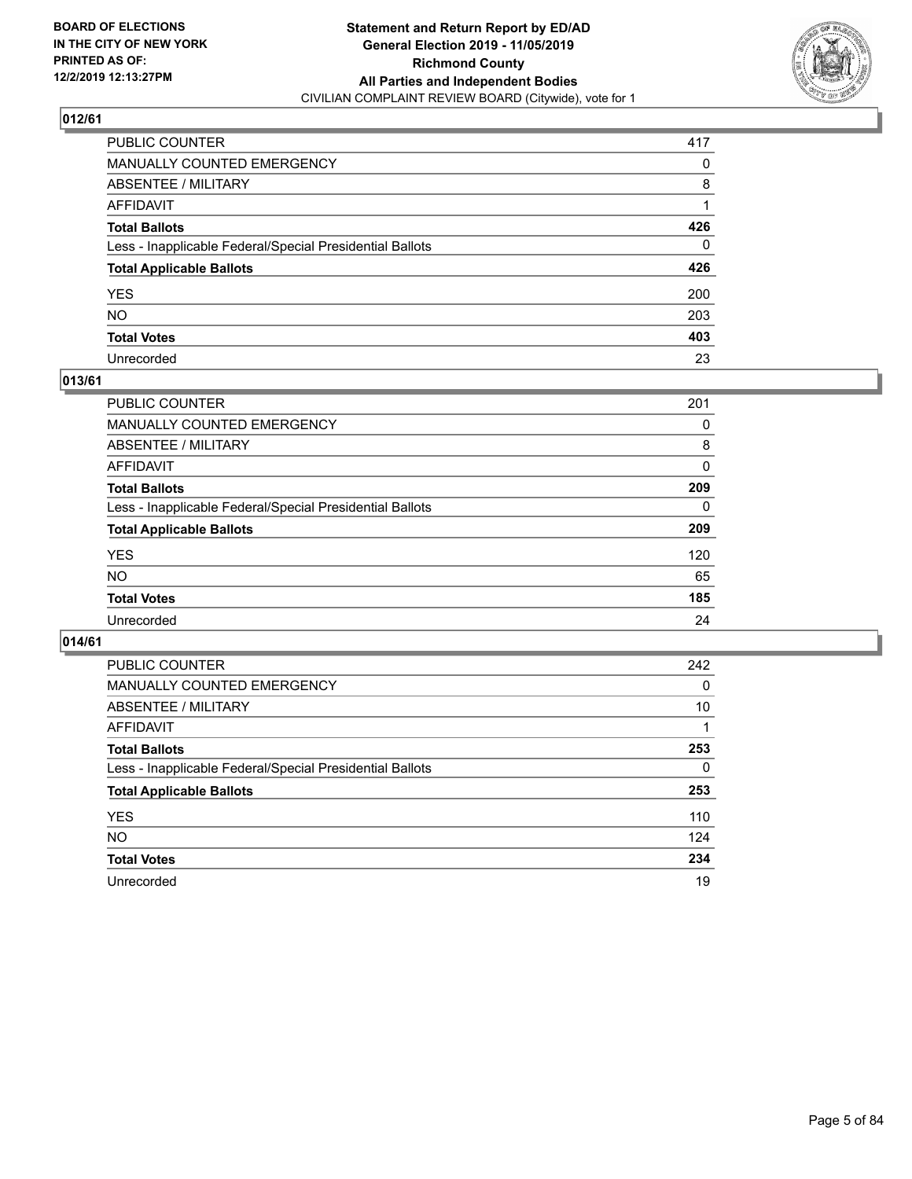## 012/61

| | |
|---|---|
| PUBLIC COUNTER | 417 |
| MANUALLY COUNTED EMERGENCY | 0 |
| ABSENTEE / MILITARY | 8 |
| AFFIDAVIT | 1 |
| **Total Ballots** | **426** |
| Less - Inapplicable Federal/Special Presidential Ballots | 0 |
| **Total Applicable Ballots** | **426** |
| YES | 200 |
| NO | 203 |
| **Total Votes** | **403** |
| Unrecorded | 23 |

## 013/61

| | |
|---|---|
| PUBLIC COUNTER | 201 |
| MANUALLY COUNTED EMERGENCY | 0 |
| ABSENTEE / MILITARY | 8 |
| AFFIDAVIT | 0 |
| **Total Ballots** | **209** |
| Less - Inapplicable Federal/Special Presidential Ballots | 0 |
| **Total Applicable Ballots** | **209** |
| YES | 120 |
| NO | 65 |
| **Total Votes** | **185** |
| Unrecorded | 24 |

## 014/61

| | |
|---|---|
| PUBLIC COUNTER | 242 |
| MANUALLY COUNTED EMERGENCY | 0 |
| ABSENTEE / MILITARY | 10 |
| AFFIDAVIT | 1 |
| **Total Ballots** | **253** |
| Less - Inapplicable Federal/Special Presidential Ballots | 0 |
| **Total Applicable Ballots** | **253** |
| YES | 110 |
| NO | 124 |
| **Total Votes** | **234** |
| Unrecorded | 19 |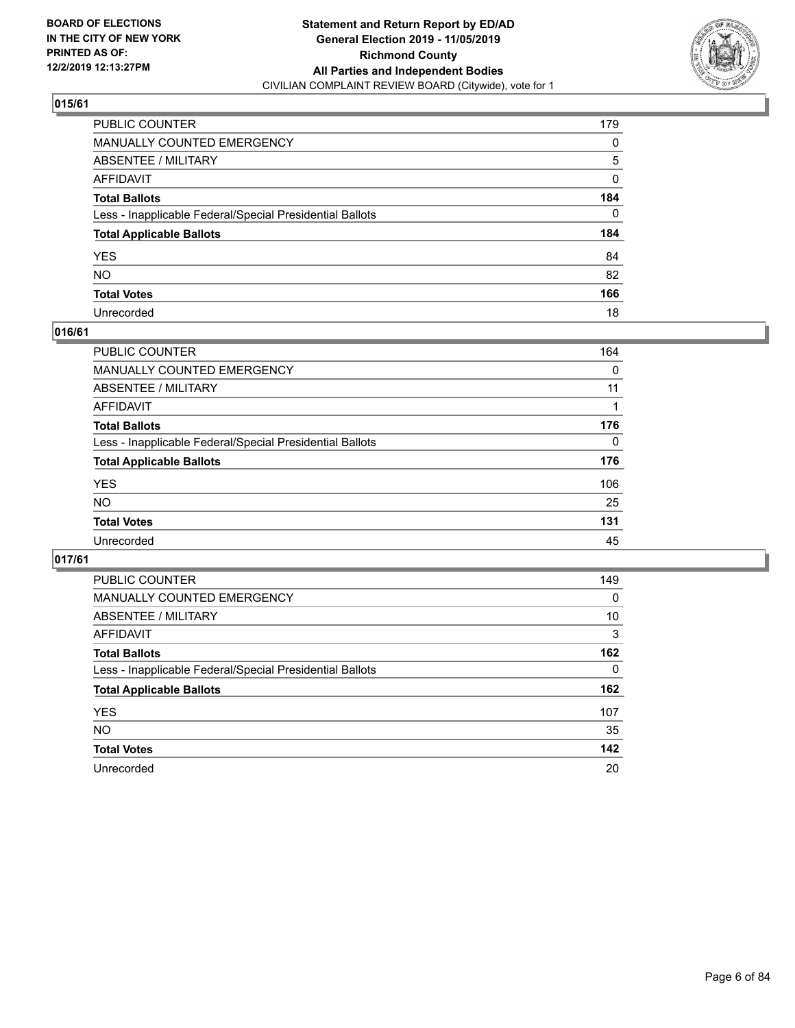## 015/61

| | |
|---|---|
| PUBLIC COUNTER | 179 |
| MANUALLY COUNTED EMERGENCY | 0 |
| ABSENTEE / MILITARY | 5 |
| AFFIDAVIT | 0 |
| **Total Ballots** | **184** |
| Less - Inapplicable Federal/Special Presidential Ballots | 0 |
| **Total Applicable Ballots** | **184** |
| YES | 84 |
| NO | 82 |
| **Total Votes** | **166** |
| Unrecorded | 18 |

## 016/61

| | |
|---|---|
| PUBLIC COUNTER | 164 |
| MANUALLY COUNTED EMERGENCY | 0 |
| ABSENTEE / MILITARY | 11 |
| AFFIDAVIT | 1 |
| **Total Ballots** | **176** |
| Less - Inapplicable Federal/Special Presidential Ballots | 0 |
| **Total Applicable Ballots** | **176** |
| YES | 106 |
| NO | 25 |
| **Total Votes** | **131** |
| Unrecorded | 45 |

## 017/61

| | |
|---|---|
| PUBLIC COUNTER | 149 |
| MANUALLY COUNTED EMERGENCY | 0 |
| ABSENTEE / MILITARY | 10 |
| AFFIDAVIT | 3 |
| **Total Ballots** | **162** |
| Less - Inapplicable Federal/Special Presidential Ballots | 0 |
| **Total Applicable Ballots** | **162** |
| YES | 107 |
| NO | 35 |
| **Total Votes** | **142** |
| Unrecorded | 20 |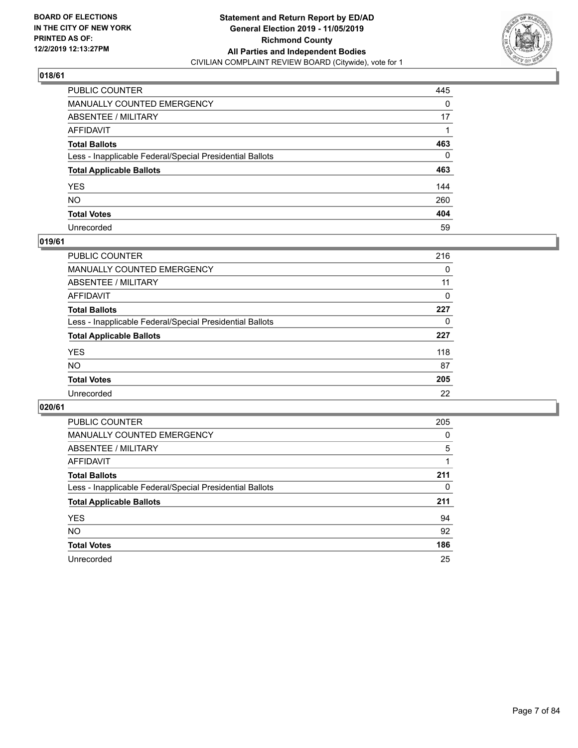**BOARD OF ELECTIONS IN THE CITY OF NEW YORK PRINTED AS OF: 12/2/2019 12:13:27PM**

**Statement and Return Report by ED/AD General Election 2019 - 11/05/2019 Richmond County All Parties and Independent Bodies**
CIVILIAN COMPLAINT REVIEW BOARD (Citywide), vote for 1

## 018/61

| | |
|---|---|
| PUBLIC COUNTER | 445 |
| MANUALLY COUNTED EMERGENCY | 0 |
| ABSENTEE / MILITARY | 17 |
| AFFIDAVIT | 1 |
| **Total Ballots** | **463** |
| Less - Inapplicable Federal/Special Presidential Ballots | 0 |
| **Total Applicable Ballots** | **463** |
| YES | 144 |
| NO | 260 |
| **Total Votes** | **404** |
| Unrecorded | 59 |

## 019/61

| | |
|---|---|
| PUBLIC COUNTER | 216 |
| MANUALLY COUNTED EMERGENCY | 0 |
| ABSENTEE / MILITARY | 11 |
| AFFIDAVIT | 0 |
| **Total Ballots** | **227** |
| Less - Inapplicable Federal/Special Presidential Ballots | 0 |
| **Total Applicable Ballots** | **227** |
| YES | 118 |
| NO | 87 |
| **Total Votes** | **205** |
| Unrecorded | 22 |

## 020/61

| | |
|---|---|
| PUBLIC COUNTER | 205 |
| MANUALLY COUNTED EMERGENCY | 0 |
| ABSENTEE / MILITARY | 5 |
| AFFIDAVIT | 1 |
| **Total Ballots** | **211** |
| Less - Inapplicable Federal/Special Presidential Ballots | 0 |
| **Total Applicable Ballots** | **211** |
| YES | 94 |
| NO | 92 |
| **Total Votes** | **186** |
| Unrecorded | 25 |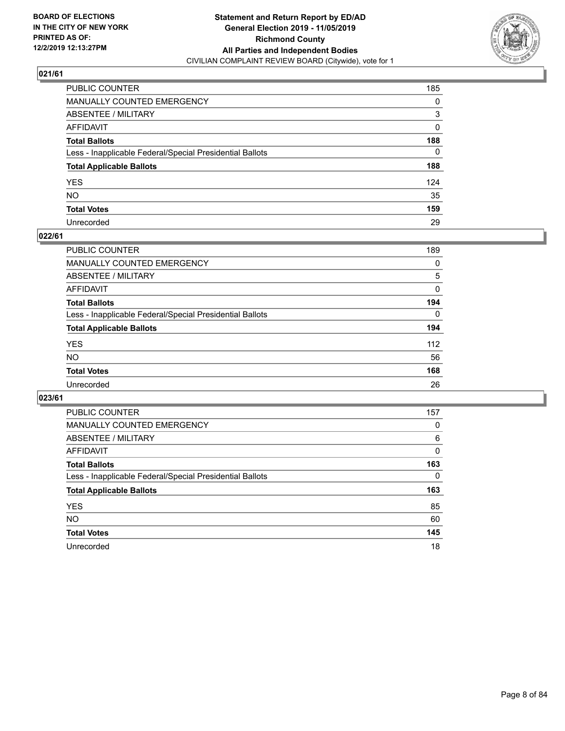**BOARD OF ELECTIONS IN THE CITY OF NEW YORK PRINTED AS OF: 12/2/2019 12:13:27PM**

**Statement and Return Report by ED/AD General Election 2019 - 11/05/2019 Richmond County All Parties and Independent Bodies**

CIVILIAN COMPLAINT REVIEW BOARD (Citywide), vote for 1

## 021/61

| | |
|---|---|
| PUBLIC COUNTER | 185 |
| MANUALLY COUNTED EMERGENCY | 0 |
| ABSENTEE / MILITARY | 3 |
| AFFIDAVIT | 0 |
| **Total Ballots** | **188** |
| Less - Inapplicable Federal/Special Presidential Ballots | 0 |
| **Total Applicable Ballots** | **188** |
| YES | 124 |
| NO | 35 |
| **Total Votes** | **159** |
| Unrecorded | 29 |

## 022/61

| | |
|---|---|
| PUBLIC COUNTER | 189 |
| MANUALLY COUNTED EMERGENCY | 0 |
| ABSENTEE / MILITARY | 5 |
| AFFIDAVIT | 0 |
| **Total Ballots** | **194** |
| Less - Inapplicable Federal/Special Presidential Ballots | 0 |
| **Total Applicable Ballots** | **194** |
| YES | 112 |
| NO | 56 |
| **Total Votes** | **168** |
| Unrecorded | 26 |

## 023/61

| | |
|---|---|
| PUBLIC COUNTER | 157 |
| MANUALLY COUNTED EMERGENCY | 0 |
| ABSENTEE / MILITARY | 6 |
| AFFIDAVIT | 0 |
| **Total Ballots** | **163** |
| Less - Inapplicable Federal/Special Presidential Ballots | 0 |
| **Total Applicable Ballots** | **163** |
| YES | 85 |
| NO | 60 |
| **Total Votes** | **145** |
| Unrecorded | 18 |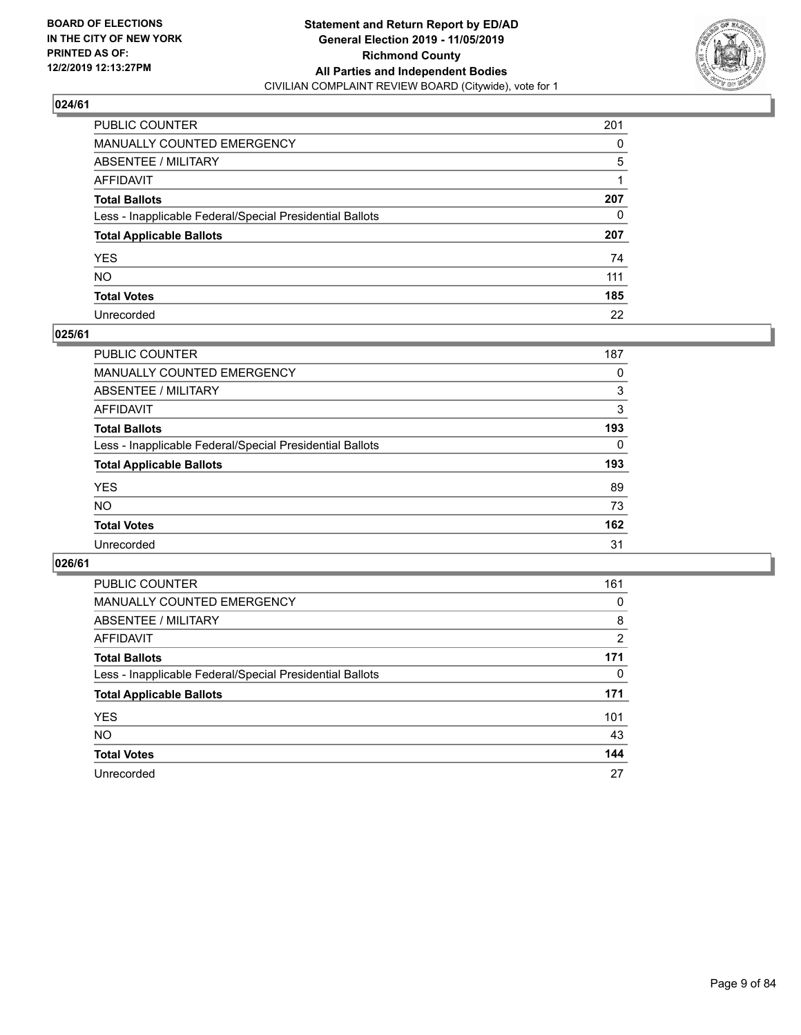## 024/61

| | |
|---|---|
| PUBLIC COUNTER | 201 |
| MANUALLY COUNTED EMERGENCY | 0 |
| ABSENTEE / MILITARY | 5 |
| AFFIDAVIT | 1 |
| **Total Ballots** | **207** |
| Less - Inapplicable Federal/Special Presidential Ballots | 0 |
| **Total Applicable Ballots** | **207** |
| YES | 74 |
| NO | 111 |
| **Total Votes** | **185** |
| Unrecorded | 22 |

## 025/61

| | |
|---|---|
| PUBLIC COUNTER | 187 |
| MANUALLY COUNTED EMERGENCY | 0 |
| ABSENTEE / MILITARY | 3 |
| AFFIDAVIT | 3 |
| **Total Ballots** | **193** |
| Less - Inapplicable Federal/Special Presidential Ballots | 0 |
| **Total Applicable Ballots** | **193** |
| YES | 89 |
| NO | 73 |
| **Total Votes** | **162** |
| Unrecorded | 31 |

## 026/61

| | |
|---|---|
| PUBLIC COUNTER | 161 |
| MANUALLY COUNTED EMERGENCY | 0 |
| ABSENTEE / MILITARY | 8 |
| AFFIDAVIT | 2 |
| **Total Ballots** | **171** |
| Less - Inapplicable Federal/Special Presidential Ballots | 0 |
| **Total Applicable Ballots** | **171** |
| YES | 101 |
| NO | 43 |
| **Total Votes** | **144** |
| Unrecorded | 27 |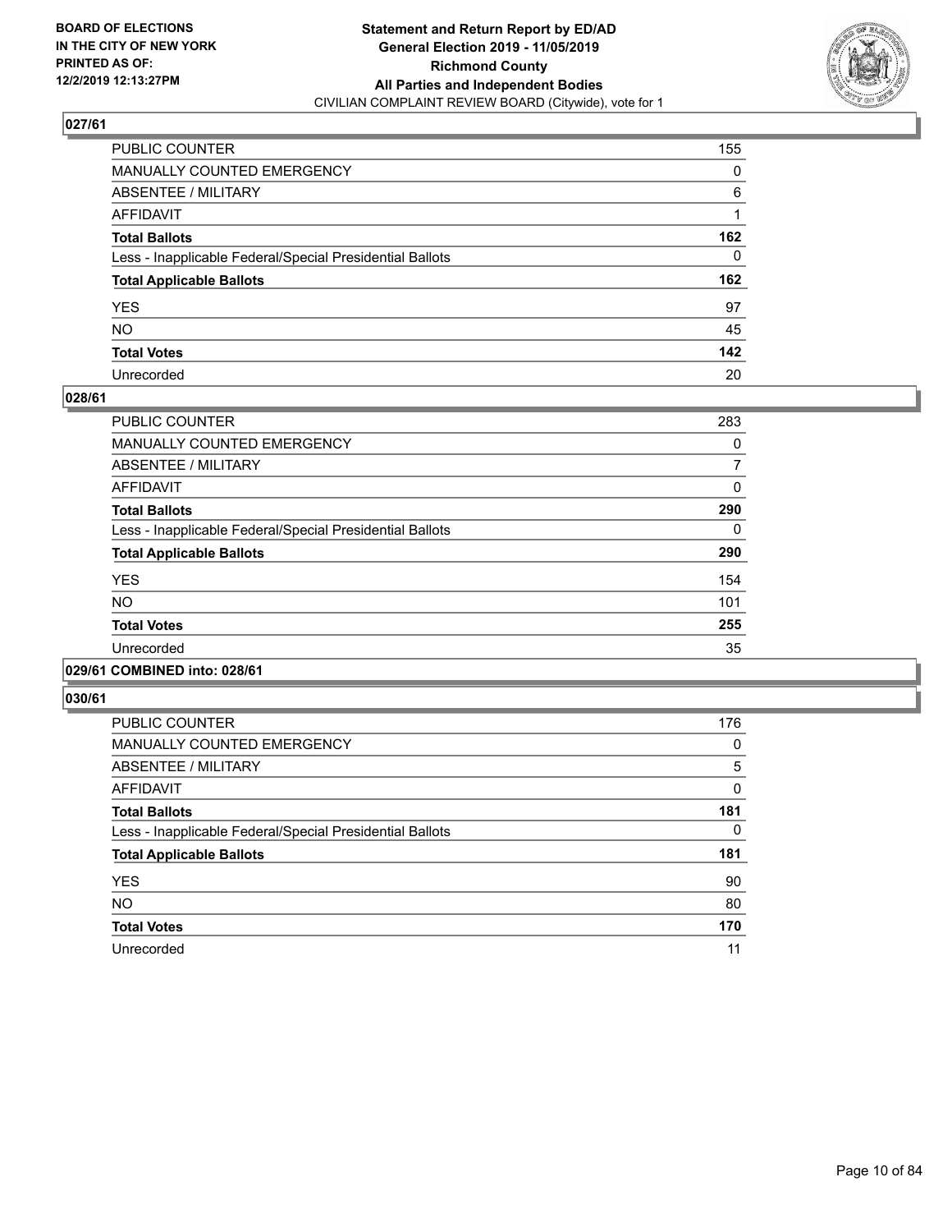**BOARD OF ELECTIONS IN THE CITY OF NEW YORK PRINTED AS OF: 12/2/2019 12:13:27PM**

**Statement and Return Report by ED/AD**
**General Election 2019 - 11/05/2019**
**Richmond County**
**All Parties and Independent Bodies**
CIVILIAN COMPLAINT REVIEW BOARD (Citywide), vote for 1

### 027/61

| | |
|---|---|
| PUBLIC COUNTER | 155 |
| MANUALLY COUNTED EMERGENCY | 0 |
| ABSENTEE / MILITARY | 6 |
| AFFIDAVIT | 1 |
| **Total Ballots** | **162** |
| Less - Inapplicable Federal/Special Presidential Ballots | 0 |
| **Total Applicable Ballots** | **162** |
| YES | 97 |
| NO | 45 |
| **Total Votes** | **142** |
| Unrecorded | 20 |

### 028/61

| | |
|---|---|
| PUBLIC COUNTER | 283 |
| MANUALLY COUNTED EMERGENCY | 0 |
| ABSENTEE / MILITARY | 7 |
| AFFIDAVIT | 0 |
| **Total Ballots** | **290** |
| Less - Inapplicable Federal/Special Presidential Ballots | 0 |
| **Total Applicable Ballots** | **290** |
| YES | 154 |
| NO | 101 |
| **Total Votes** | **255** |
| Unrecorded | 35 |

### 029/61 COMBINED into: 028/61

### 030/61

| | |
|---|---|
| PUBLIC COUNTER | 176 |
| MANUALLY COUNTED EMERGENCY | 0 |
| ABSENTEE / MILITARY | 5 |
| AFFIDAVIT | 0 |
| **Total Ballots** | **181** |
| Less - Inapplicable Federal/Special Presidential Ballots | 0 |
| **Total Applicable Ballots** | **181** |
| YES | 90 |
| NO | 80 |
| **Total Votes** | **170** |
| Unrecorded | 11 |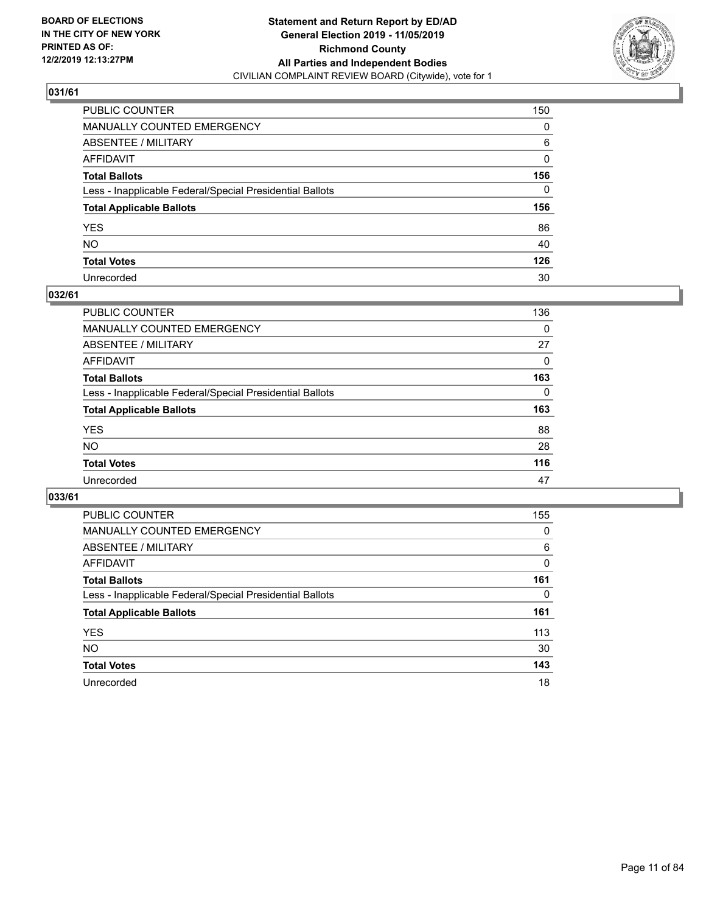BOARD OF ELECTIONS
IN THE CITY OF NEW YORK
PRINTED AS OF:
12/2/2019 12:13:27PM

**Statement and Return Report by ED/AD**
**General Election 2019 - 11/05/2019**
**Richmond County**
**All Parties and Independent Bodies**
CIVILIAN COMPLAINT REVIEW BOARD (Citywide), vote for 1

### 031/61

| | |
|---|---|
| PUBLIC COUNTER | 150 |
| MANUALLY COUNTED EMERGENCY | 0 |
| ABSENTEE / MILITARY | 6 |
| AFFIDAVIT | 0 |
| **Total Ballots** | **156** |
| Less - Inapplicable Federal/Special Presidential Ballots | 0 |
| **Total Applicable Ballots** | **156** |
| YES | 86 |
| NO | 40 |
| **Total Votes** | **126** |
| Unrecorded | 30 |

### 032/61

| | |
|---|---|
| PUBLIC COUNTER | 136 |
| MANUALLY COUNTED EMERGENCY | 0 |
| ABSENTEE / MILITARY | 27 |
| AFFIDAVIT | 0 |
| **Total Ballots** | **163** |
| Less - Inapplicable Federal/Special Presidential Ballots | 0 |
| **Total Applicable Ballots** | **163** |
| YES | 88 |
| NO | 28 |
| **Total Votes** | **116** |
| Unrecorded | 47 |

### 033/61

| | |
|---|---|
| PUBLIC COUNTER | 155 |
| MANUALLY COUNTED EMERGENCY | 0 |
| ABSENTEE / MILITARY | 6 |
| AFFIDAVIT | 0 |
| **Total Ballots** | **161** |
| Less - Inapplicable Federal/Special Presidential Ballots | 0 |
| **Total Applicable Ballots** | **161** |
| YES | 113 |
| NO | 30 |
| **Total Votes** | **143** |
| Unrecorded | 18 |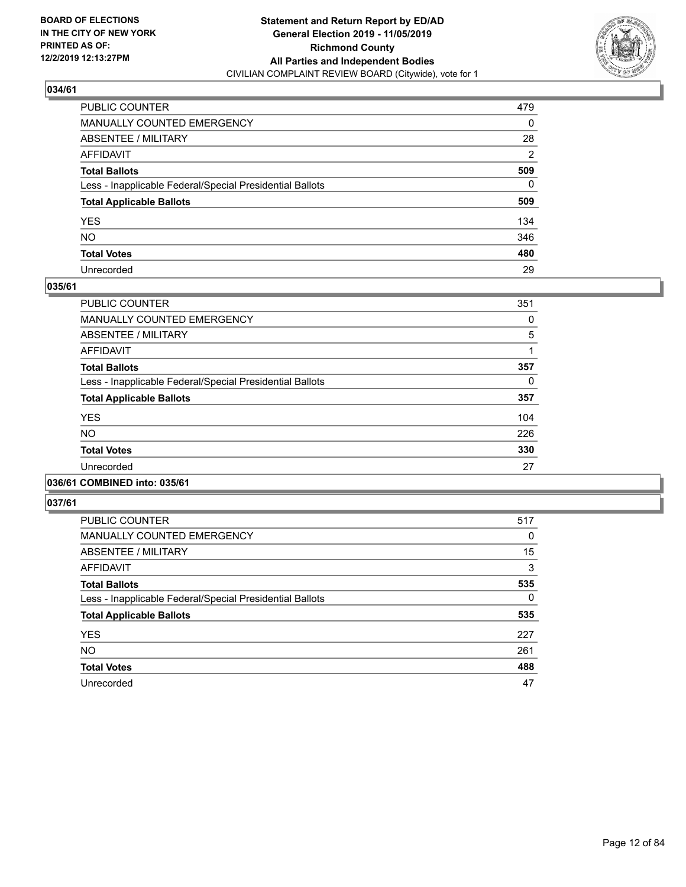### 034/61

| | |
|---|---|
| PUBLIC COUNTER | 479 |
| MANUALLY COUNTED EMERGENCY | 0 |
| ABSENTEE / MILITARY | 28 |
| AFFIDAVIT | 2 |
| **Total Ballots** | **509** |
| Less - Inapplicable Federal/Special Presidential Ballots | 0 |
| **Total Applicable Ballots** | **509** |
| YES | 134 |
| NO | 346 |
| **Total Votes** | **480** |
| Unrecorded | 29 |

### 035/61

| | |
|---|---|
| PUBLIC COUNTER | 351 |
| MANUALLY COUNTED EMERGENCY | 0 |
| ABSENTEE / MILITARY | 5 |
| AFFIDAVIT | 1 |
| **Total Ballots** | **357** |
| Less - Inapplicable Federal/Special Presidential Ballots | 0 |
| **Total Applicable Ballots** | **357** |
| YES | 104 |
| NO | 226 |
| **Total Votes** | **330** |
| Unrecorded | 27 |

### 036/61 COMBINED into: 035/61

### 037/61

| | |
|---|---|
| PUBLIC COUNTER | 517 |
| MANUALLY COUNTED EMERGENCY | 0 |
| ABSENTEE / MILITARY | 15 |
| AFFIDAVIT | 3 |
| **Total Ballots** | **535** |
| Less - Inapplicable Federal/Special Presidential Ballots | 0 |
| **Total Applicable Ballots** | **535** |
| YES | 227 |
| NO | 261 |
| **Total Votes** | **488** |
| Unrecorded | 47 |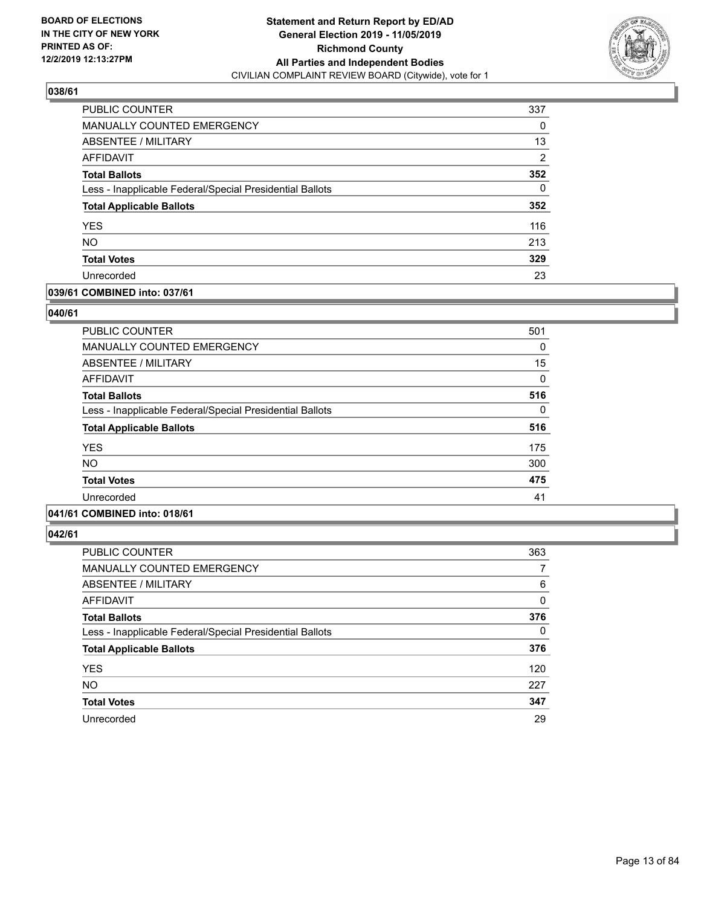**BOARD OF ELECTIONS IN THE CITY OF NEW YORK PRINTED AS OF: 12/2/2019 12:13:27PM**

**Statement and Return Report by ED/AD General Election 2019 - 11/05/2019 Richmond County All Parties and Independent Bodies**

CIVILIAN COMPLAINT REVIEW BOARD (Citywide), vote for 1

## 038/61

| | |
|---|---|
| PUBLIC COUNTER | 337 |
| MANUALLY COUNTED EMERGENCY | 0 |
| ABSENTEE / MILITARY | 13 |
| AFFIDAVIT | 2 |
| **Total Ballots** | **352** |
| Less - Inapplicable Federal/Special Presidential Ballots | 0 |
| **Total Applicable Ballots** | **352** |
| YES | 116 |
| NO | 213 |
| **Total Votes** | **329** |
| Unrecorded | 23 |

## 039/61 COMBINED into: 037/61

## 040/61

| | |
|---|---|
| PUBLIC COUNTER | 501 |
| MANUALLY COUNTED EMERGENCY | 0 |
| ABSENTEE / MILITARY | 15 |
| AFFIDAVIT | 0 |
| **Total Ballots** | **516** |
| Less - Inapplicable Federal/Special Presidential Ballots | 0 |
| **Total Applicable Ballots** | **516** |
| YES | 175 |
| NO | 300 |
| **Total Votes** | **475** |
| Unrecorded | 41 |

## 041/61 COMBINED into: 018/61

## 042/61

| | |
|---|---|
| PUBLIC COUNTER | 363 |
| MANUALLY COUNTED EMERGENCY | 7 |
| ABSENTEE / MILITARY | 6 |
| AFFIDAVIT | 0 |
| **Total Ballots** | **376** |
| Less - Inapplicable Federal/Special Presidential Ballots | 0 |
| **Total Applicable Ballots** | **376** |
| YES | 120 |
| NO | 227 |
| **Total Votes** | **347** |
| Unrecorded | 29 |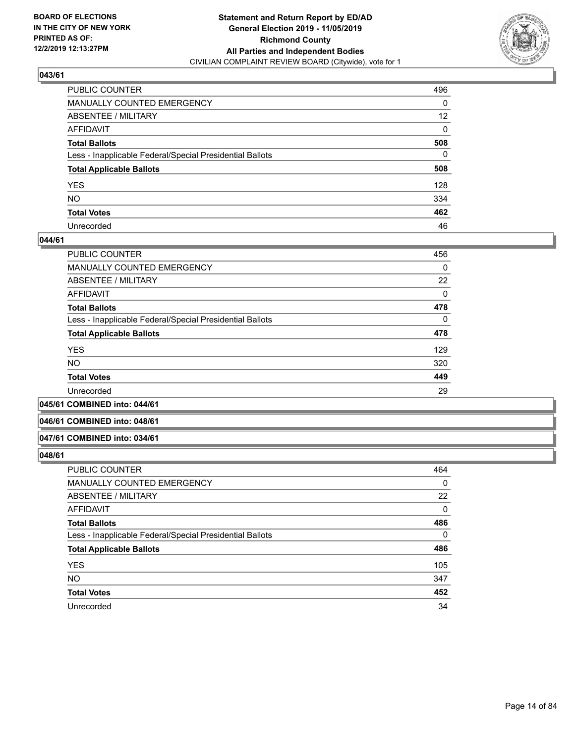## 043/61

| | |
|---|---|
| PUBLIC COUNTER | 496 |
| MANUALLY COUNTED EMERGENCY | 0 |
| ABSENTEE / MILITARY | 12 |
| AFFIDAVIT | 0 |
| **Total Ballots** | **508** |
| Less - Inapplicable Federal/Special Presidential Ballots | 0 |
| **Total Applicable Ballots** | **508** |
| YES | 128 |
| NO | 334 |
| **Total Votes** | **462** |
| Unrecorded | 46 |

## 044/61

| | |
|---|---|
| PUBLIC COUNTER | 456 |
| MANUALLY COUNTED EMERGENCY | 0 |
| ABSENTEE / MILITARY | 22 |
| AFFIDAVIT | 0 |
| **Total Ballots** | **478** |
| Less - Inapplicable Federal/Special Presidential Ballots | 0 |
| **Total Applicable Ballots** | **478** |
| YES | 129 |
| NO | 320 |
| **Total Votes** | **449** |
| Unrecorded | 29 |

## 045/61 COMBINED into: 044/61

## 046/61 COMBINED into: 048/61

## 047/61 COMBINED into: 034/61

## 048/61

| | |
|---|---|
| PUBLIC COUNTER | 464 |
| MANUALLY COUNTED EMERGENCY | 0 |
| ABSENTEE / MILITARY | 22 |
| AFFIDAVIT | 0 |
| **Total Ballots** | **486** |
| Less - Inapplicable Federal/Special Presidential Ballots | 0 |
| **Total Applicable Ballots** | **486** |
| YES | 105 |
| NO | 347 |
| **Total Votes** | **452** |
| Unrecorded | 34 |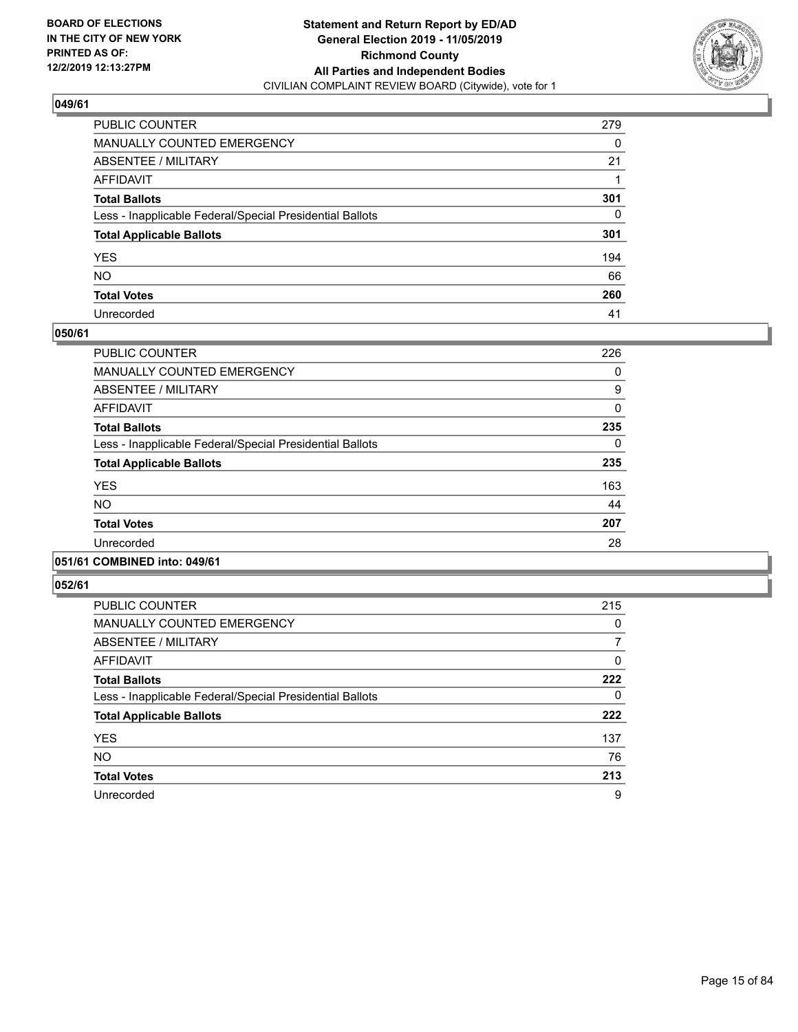**BOARD OF ELECTIONS IN THE CITY OF NEW YORK PRINTED AS OF: 12/2/2019 12:13:27PM**

**Statement and Return Report by ED/AD General Election 2019 - 11/05/2019 Richmond County All Parties and Independent Bodies**
CIVILIAN COMPLAINT REVIEW BOARD (Citywide), vote for 1

## 049/61

| | |
|---|---|
| PUBLIC COUNTER | 279 |
| MANUALLY COUNTED EMERGENCY | 0 |
| ABSENTEE / MILITARY | 21 |
| AFFIDAVIT | 1 |
| **Total Ballots** | **301** |
| Less - Inapplicable Federal/Special Presidential Ballots | 0 |
| **Total Applicable Ballots** | **301** |
| YES | 194 |
| NO | 66 |
| **Total Votes** | **260** |
| Unrecorded | 41 |

## 050/61

| | |
|---|---|
| PUBLIC COUNTER | 226 |
| MANUALLY COUNTED EMERGENCY | 0 |
| ABSENTEE / MILITARY | 9 |
| AFFIDAVIT | 0 |
| **Total Ballots** | **235** |
| Less - Inapplicable Federal/Special Presidential Ballots | 0 |
| **Total Applicable Ballots** | **235** |
| YES | 163 |
| NO | 44 |
| **Total Votes** | **207** |
| Unrecorded | 28 |

## 051/61 COMBINED into: 049/61

## 052/61

| | |
|---|---|
| PUBLIC COUNTER | 215 |
| MANUALLY COUNTED EMERGENCY | 0 |
| ABSENTEE / MILITARY | 7 |
| AFFIDAVIT | 0 |
| **Total Ballots** | **222** |
| Less - Inapplicable Federal/Special Presidential Ballots | 0 |
| **Total Applicable Ballots** | **222** |
| YES | 137 |
| NO | 76 |
| **Total Votes** | **213** |
| Unrecorded | 9 |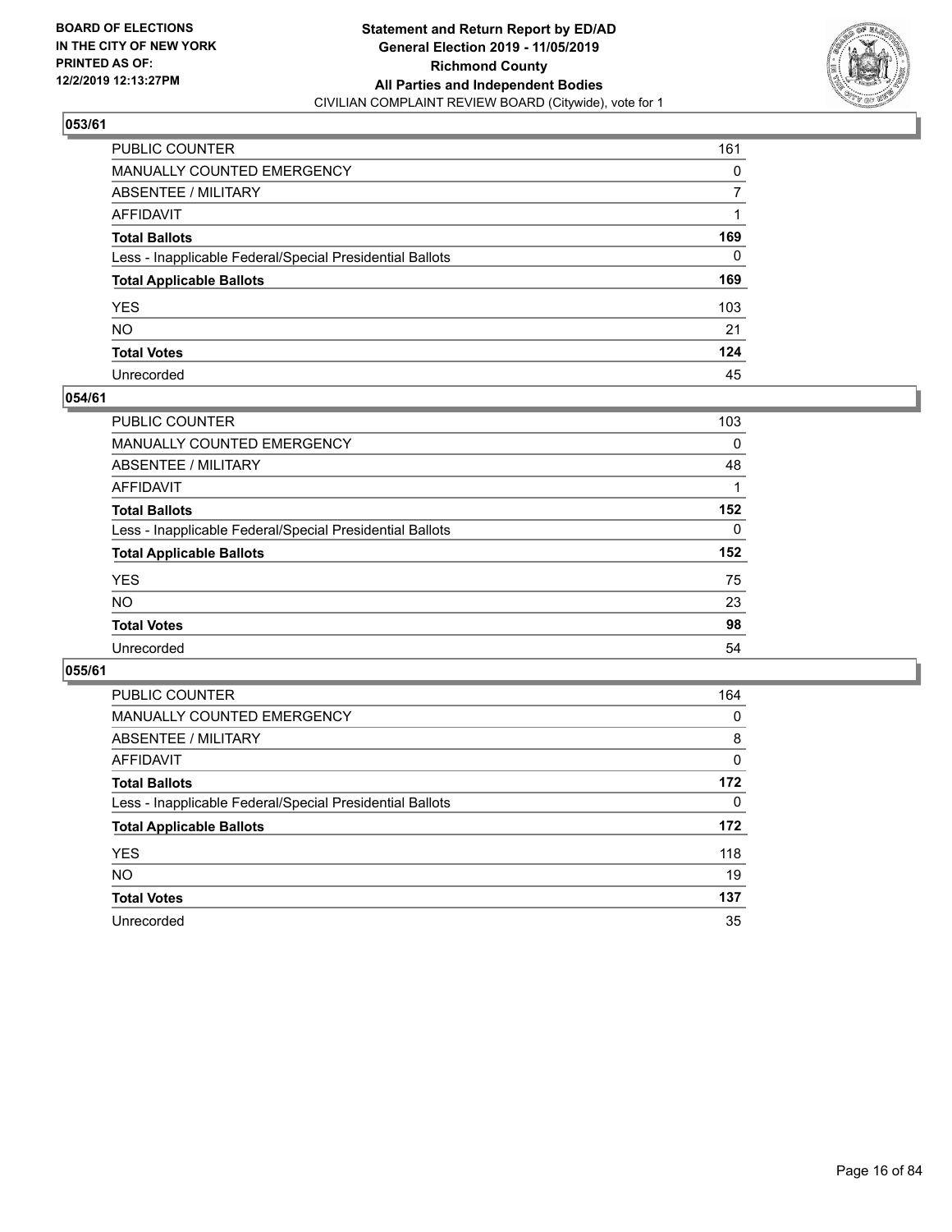**BOARD OF ELECTIONS IN THE CITY OF NEW YORK PRINTED AS OF: 12/2/2019 12:13:27PM**

**Statement and Return Report by ED/AD General Election 2019 - 11/05/2019 Richmond County All Parties and Independent Bodies**
CIVILIAN COMPLAINT REVIEW BOARD (Citywide), vote for 1

### 053/61

| | |
|---|---|
| PUBLIC COUNTER | 161 |
| MANUALLY COUNTED EMERGENCY | 0 |
| ABSENTEE / MILITARY | 7 |
| AFFIDAVIT | 1 |
| **Total Ballots** | **169** |
| Less - Inapplicable Federal/Special Presidential Ballots | 0 |
| **Total Applicable Ballots** | **169** |
| YES | 103 |
| NO | 21 |
| **Total Votes** | **124** |
| Unrecorded | 45 |

### 054/61

| | |
|---|---|
| PUBLIC COUNTER | 103 |
| MANUALLY COUNTED EMERGENCY | 0 |
| ABSENTEE / MILITARY | 48 |
| AFFIDAVIT | 1 |
| **Total Ballots** | **152** |
| Less - Inapplicable Federal/Special Presidential Ballots | 0 |
| **Total Applicable Ballots** | **152** |
| YES | 75 |
| NO | 23 |
| **Total Votes** | **98** |
| Unrecorded | 54 |

### 055/61

| | |
|---|---|
| PUBLIC COUNTER | 164 |
| MANUALLY COUNTED EMERGENCY | 0 |
| ABSENTEE / MILITARY | 8 |
| AFFIDAVIT | 0 |
| **Total Ballots** | **172** |
| Less - Inapplicable Federal/Special Presidential Ballots | 0 |
| **Total Applicable Ballots** | **172** |
| YES | 118 |
| NO | 19 |
| **Total Votes** | **137** |
| Unrecorded | 35 |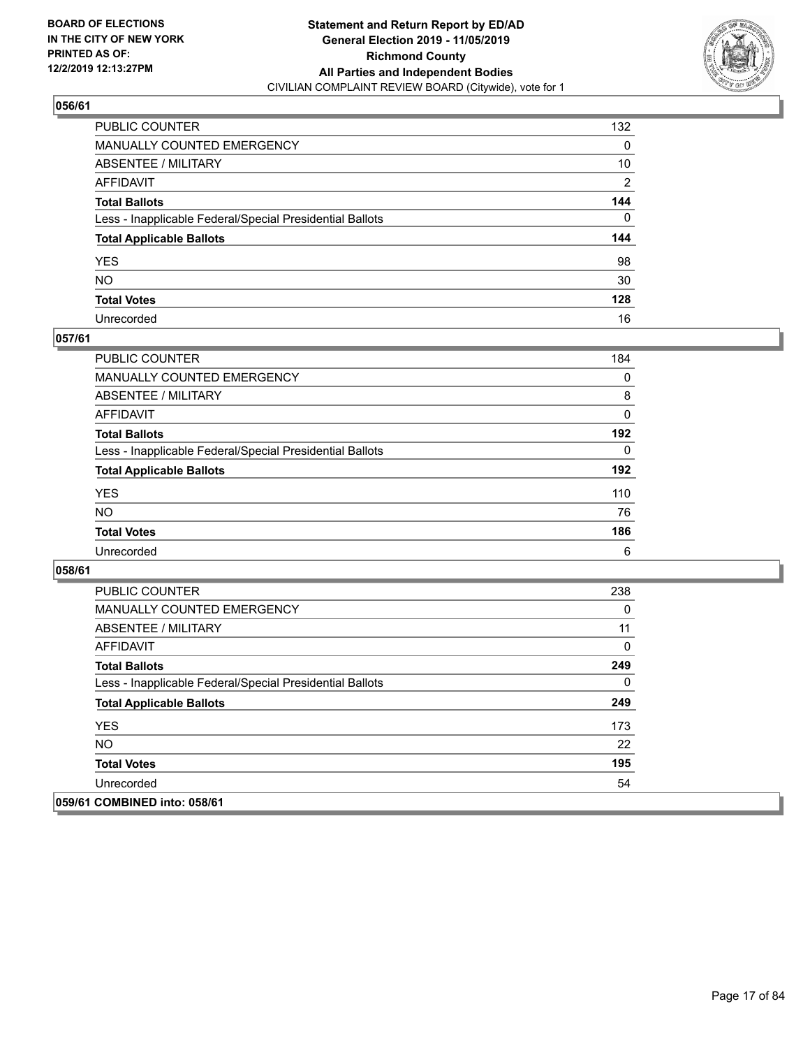**BOARD OF ELECTIONS IN THE CITY OF NEW YORK PRINTED AS OF: 12/2/2019 12:13:27PM**

**Statement and Return Report by ED/AD General Election 2019 - 11/05/2019 Richmond County All Parties and Independent Bodies**

CIVILIAN COMPLAINT REVIEW BOARD (Citywide), vote for 1

## 056/61

| | |
|---|---|
| PUBLIC COUNTER | 132 |
| MANUALLY COUNTED EMERGENCY | 0 |
| ABSENTEE / MILITARY | 10 |
| AFFIDAVIT | 2 |
| **Total Ballots** | **144** |
| Less - Inapplicable Federal/Special Presidential Ballots | 0 |
| **Total Applicable Ballots** | **144** |
| YES | 98 |
| NO | 30 |
| **Total Votes** | **128** |
| Unrecorded | 16 |

## 057/61

| | |
|---|---|
| PUBLIC COUNTER | 184 |
| MANUALLY COUNTED EMERGENCY | 0 |
| ABSENTEE / MILITARY | 8 |
| AFFIDAVIT | 0 |
| **Total Ballots** | **192** |
| Less - Inapplicable Federal/Special Presidential Ballots | 0 |
| **Total Applicable Ballots** | **192** |
| YES | 110 |
| NO | 76 |
| **Total Votes** | **186** |
| Unrecorded | 6 |

## 058/61

| | |
|---|---|
| PUBLIC COUNTER | 238 |
| MANUALLY COUNTED EMERGENCY | 0 |
| ABSENTEE / MILITARY | 11 |
| AFFIDAVIT | 0 |
| **Total Ballots** | **249** |
| Less - Inapplicable Federal/Special Presidential Ballots | 0 |
| **Total Applicable Ballots** | **249** |
| YES | 173 |
| NO | 22 |
| **Total Votes** | **195** |
| Unrecorded | 54 |

## 059/61 COMBINED into: 058/61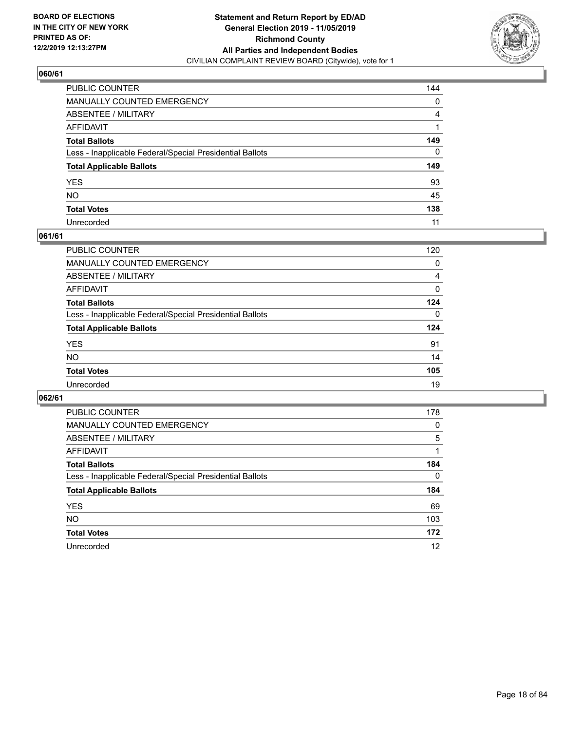**BOARD OF ELECTIONS IN THE CITY OF NEW YORK PRINTED AS OF: 12/2/2019 12:13:27PM**

**Statement and Return Report by ED/AD General Election 2019 - 11/05/2019 Richmond County All Parties and Independent Bodies**

CIVILIAN COMPLAINT REVIEW BOARD (Citywide), vote for 1

## 060/61

| | |
|---|---|
| PUBLIC COUNTER | 144 |
| MANUALLY COUNTED EMERGENCY | 0 |
| ABSENTEE / MILITARY | 4 |
| AFFIDAVIT | 1 |
| **Total Ballots** | **149** |
| Less - Inapplicable Federal/Special Presidential Ballots | 0 |
| **Total Applicable Ballots** | **149** |
| YES | 93 |
| NO | 45 |
| **Total Votes** | **138** |
| Unrecorded | 11 |

## 061/61

| | |
|---|---|
| PUBLIC COUNTER | 120 |
| MANUALLY COUNTED EMERGENCY | 0 |
| ABSENTEE / MILITARY | 4 |
| AFFIDAVIT | 0 |
| **Total Ballots** | **124** |
| Less - Inapplicable Federal/Special Presidential Ballots | 0 |
| **Total Applicable Ballots** | **124** |
| YES | 91 |
| NO | 14 |
| **Total Votes** | **105** |
| Unrecorded | 19 |

## 062/61

| | |
|---|---|
| PUBLIC COUNTER | 178 |
| MANUALLY COUNTED EMERGENCY | 0 |
| ABSENTEE / MILITARY | 5 |
| AFFIDAVIT | 1 |
| **Total Ballots** | **184** |
| Less - Inapplicable Federal/Special Presidential Ballots | 0 |
| **Total Applicable Ballots** | **184** |
| YES | 69 |
| NO | 103 |
| **Total Votes** | **172** |
| Unrecorded | 12 |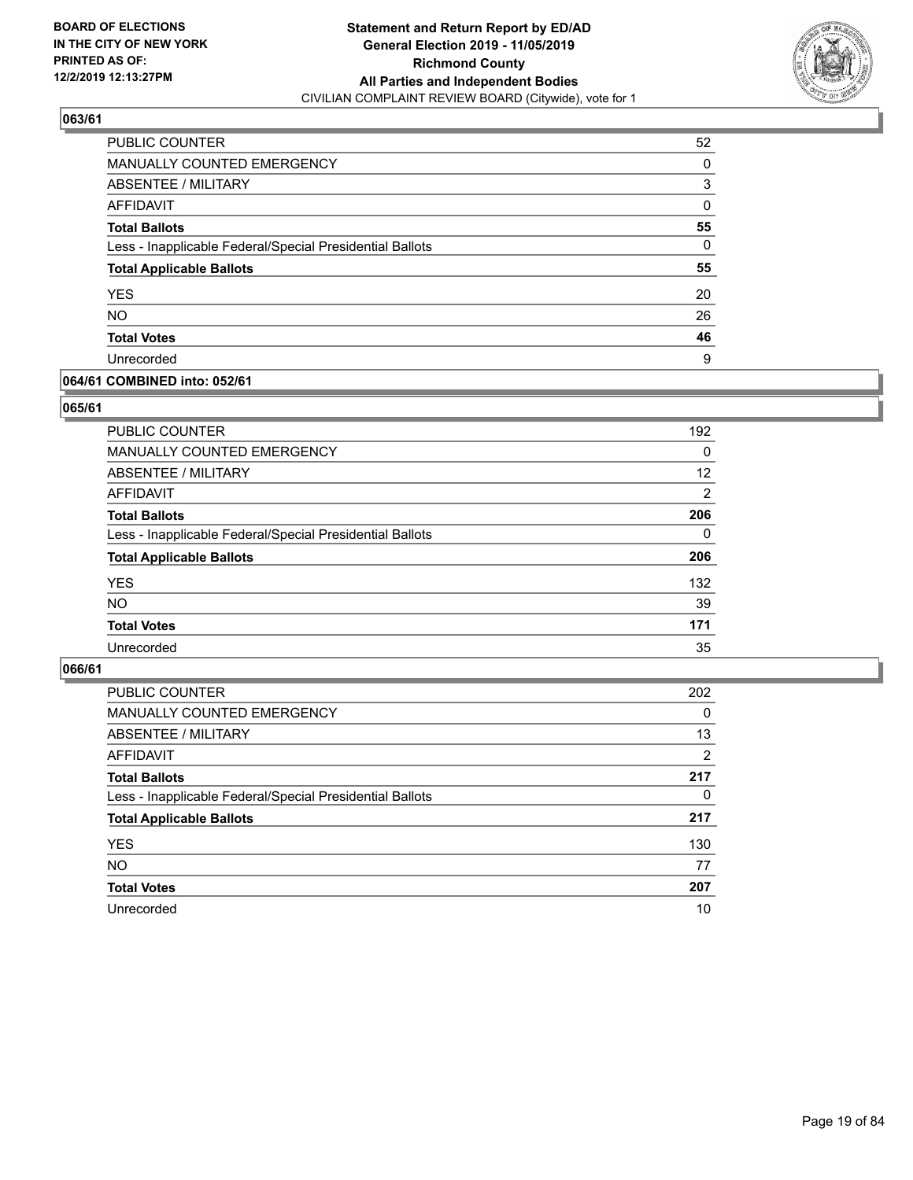## 063/61

| | |
|---|---|
| PUBLIC COUNTER | 52 |
| MANUALLY COUNTED EMERGENCY | 0 |
| ABSENTEE / MILITARY | 3 |
| AFFIDAVIT | 0 |
| **Total Ballots** | **55** |
| Less - Inapplicable Federal/Special Presidential Ballots | 0 |
| **Total Applicable Ballots** | **55** |
| YES | 20 |
| NO | 26 |
| **Total Votes** | **46** |
| Unrecorded | 9 |

## 064/61 COMBINED into: 052/61

## 065/61

| | |
|---|---|
| PUBLIC COUNTER | 192 |
| MANUALLY COUNTED EMERGENCY | 0 |
| ABSENTEE / MILITARY | 12 |
| AFFIDAVIT | 2 |
| **Total Ballots** | **206** |
| Less - Inapplicable Federal/Special Presidential Ballots | 0 |
| **Total Applicable Ballots** | **206** |
| YES | 132 |
| NO | 39 |
| **Total Votes** | **171** |
| Unrecorded | 35 |

## 066/61

| | |
|---|---|
| PUBLIC COUNTER | 202 |
| MANUALLY COUNTED EMERGENCY | 0 |
| ABSENTEE / MILITARY | 13 |
| AFFIDAVIT | 2 |
| **Total Ballots** | **217** |
| Less - Inapplicable Federal/Special Presidential Ballots | 0 |
| **Total Applicable Ballots** | **217** |
| YES | 130 |
| NO | 77 |
| **Total Votes** | **207** |
| Unrecorded | 10 |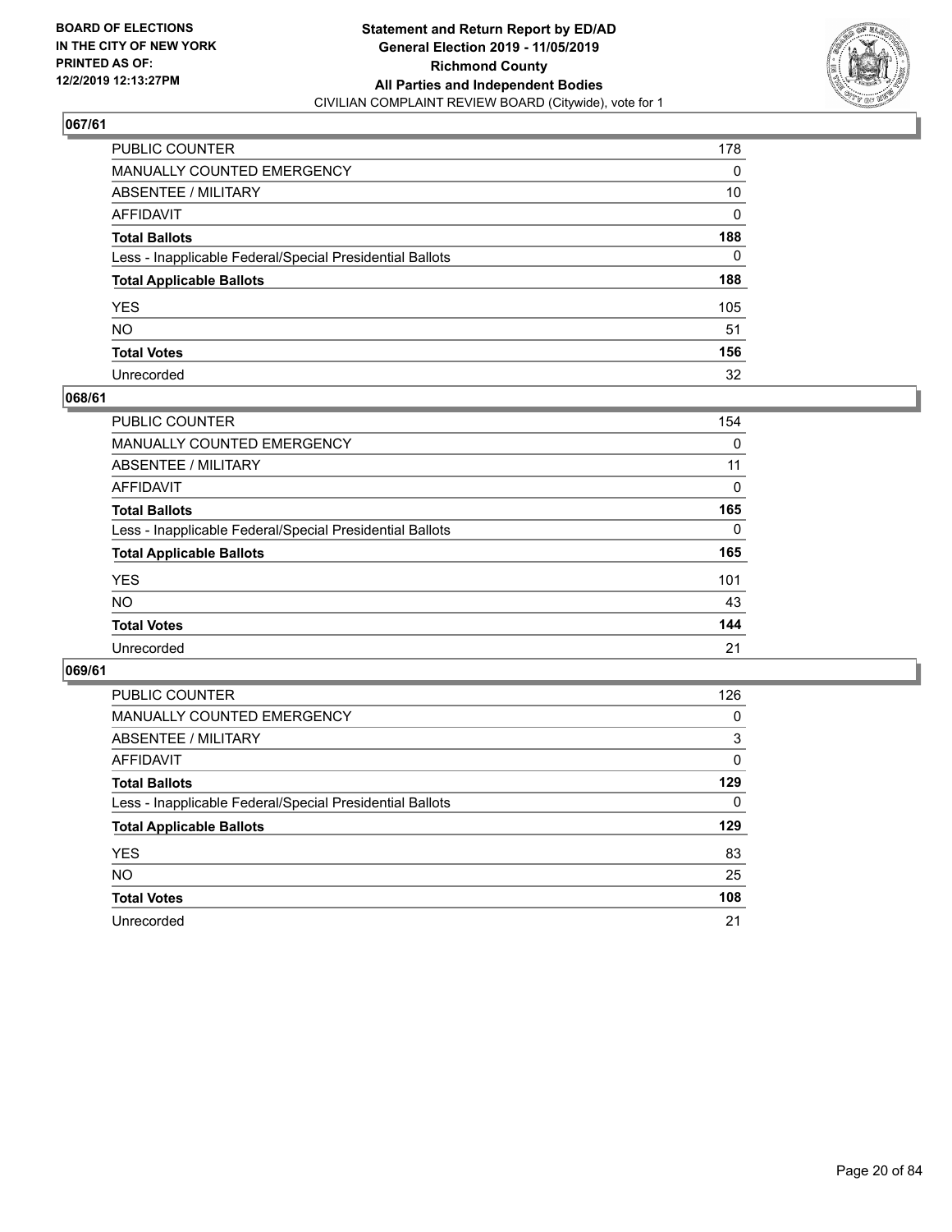BOARD OF ELECTIONS
IN THE CITY OF NEW YORK
PRINTED AS OF:
12/2/2019 12:13:27PM

**Statement and Return Report by ED/AD**
**General Election 2019 - 11/05/2019**
**Richmond County**
**All Parties and Independent Bodies**
CIVILIAN COMPLAINT REVIEW BOARD (Citywide), vote for 1

## 067/61

| | |
|---|---|
| PUBLIC COUNTER | 178 |
| MANUALLY COUNTED EMERGENCY | 0 |
| ABSENTEE / MILITARY | 10 |
| AFFIDAVIT | 0 |
| **Total Ballots** | **188** |
| Less - Inapplicable Federal/Special Presidential Ballots | 0 |
| **Total Applicable Ballots** | **188** |
| YES | 105 |
| NO | 51 |
| **Total Votes** | **156** |
| Unrecorded | 32 |

## 068/61

| | |
|---|---|
| PUBLIC COUNTER | 154 |
| MANUALLY COUNTED EMERGENCY | 0 |
| ABSENTEE / MILITARY | 11 |
| AFFIDAVIT | 0 |
| **Total Ballots** | **165** |
| Less - Inapplicable Federal/Special Presidential Ballots | 0 |
| **Total Applicable Ballots** | **165** |
| YES | 101 |
| NO | 43 |
| **Total Votes** | **144** |
| Unrecorded | 21 |

## 069/61

| | |
|---|---|
| PUBLIC COUNTER | 126 |
| MANUALLY COUNTED EMERGENCY | 0 |
| ABSENTEE / MILITARY | 3 |
| AFFIDAVIT | 0 |
| **Total Ballots** | **129** |
| Less - Inapplicable Federal/Special Presidential Ballots | 0 |
| **Total Applicable Ballots** | **129** |
| YES | 83 |
| NO | 25 |
| **Total Votes** | **108** |
| Unrecorded | 21 |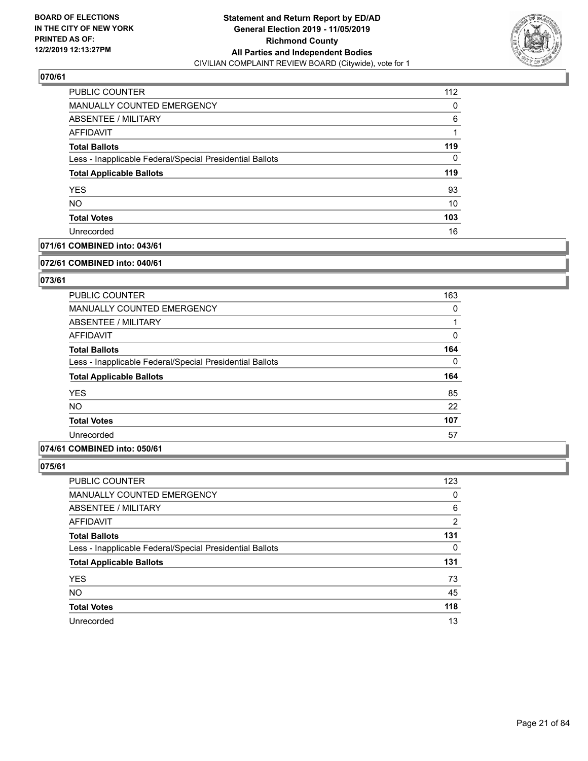## 070/61

| | |
|---|---|
| PUBLIC COUNTER | 112 |
| MANUALLY COUNTED EMERGENCY | 0 |
| ABSENTEE / MILITARY | 6 |
| AFFIDAVIT | 1 |
| **Total Ballots** | **119** |
| Less - Inapplicable Federal/Special Presidential Ballots | 0 |
| **Total Applicable Ballots** | **119** |
| YES | 93 |
| NO | 10 |
| **Total Votes** | **103** |
| Unrecorded | 16 |

## 071/61 COMBINED into: 043/61

## 072/61 COMBINED into: 040/61

## 073/61

| | |
|---|---|
| PUBLIC COUNTER | 163 |
| MANUALLY COUNTED EMERGENCY | 0 |
| ABSENTEE / MILITARY | 1 |
| AFFIDAVIT | 0 |
| **Total Ballots** | **164** |
| Less - Inapplicable Federal/Special Presidential Ballots | 0 |
| **Total Applicable Ballots** | **164** |
| YES | 85 |
| NO | 22 |
| **Total Votes** | **107** |
| Unrecorded | 57 |

## 074/61 COMBINED into: 050/61

## 075/61

| | |
|---|---|
| PUBLIC COUNTER | 123 |
| MANUALLY COUNTED EMERGENCY | 0 |
| ABSENTEE / MILITARY | 6 |
| AFFIDAVIT | 2 |
| **Total Ballots** | **131** |
| Less - Inapplicable Federal/Special Presidential Ballots | 0 |
| **Total Applicable Ballots** | **131** |
| YES | 73 |
| NO | 45 |
| **Total Votes** | **118** |
| Unrecorded | 13 |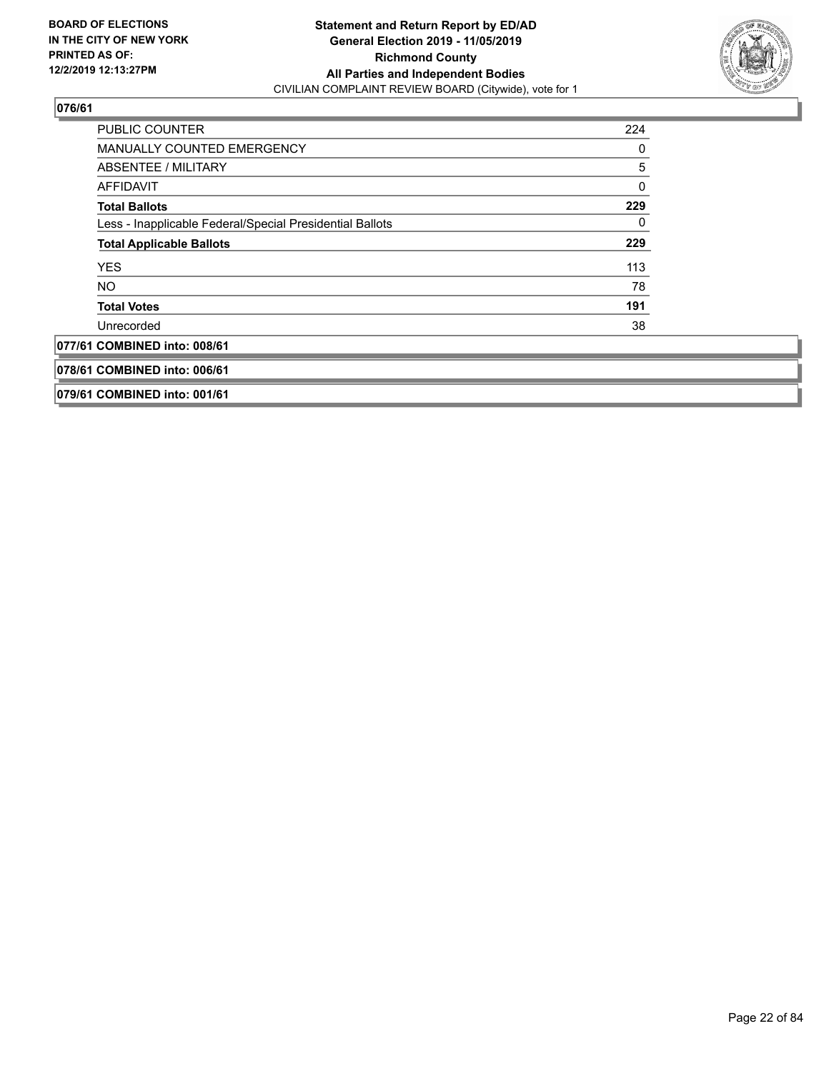**BOARD OF ELECTIONS IN THE CITY OF NEW YORK PRINTED AS OF: 12/2/2019 12:13:27PM**

**Statement and Return Report by ED/AD**
**General Election 2019 - 11/05/2019**
**Richmond County**
**All Parties and Independent Bodies**
CIVILIAN COMPLAINT REVIEW BOARD (Citywide), vote for 1

**076/61**

| | |
|---|---|
| PUBLIC COUNTER | 224 |
| MANUALLY COUNTED EMERGENCY | 0 |
| ABSENTEE / MILITARY | 5 |
| AFFIDAVIT | 0 |
| **Total Ballots** | **229** |
| Less - Inapplicable Federal/Special Presidential Ballots | 0 |
| **Total Applicable Ballots** | **229** |
| YES | 113 |
| NO | 78 |
| **Total Votes** | **191** |
| Unrecorded | 38 |

**077/61 COMBINED into: 008/61**

**078/61 COMBINED into: 006/61**

**079/61 COMBINED into: 001/61**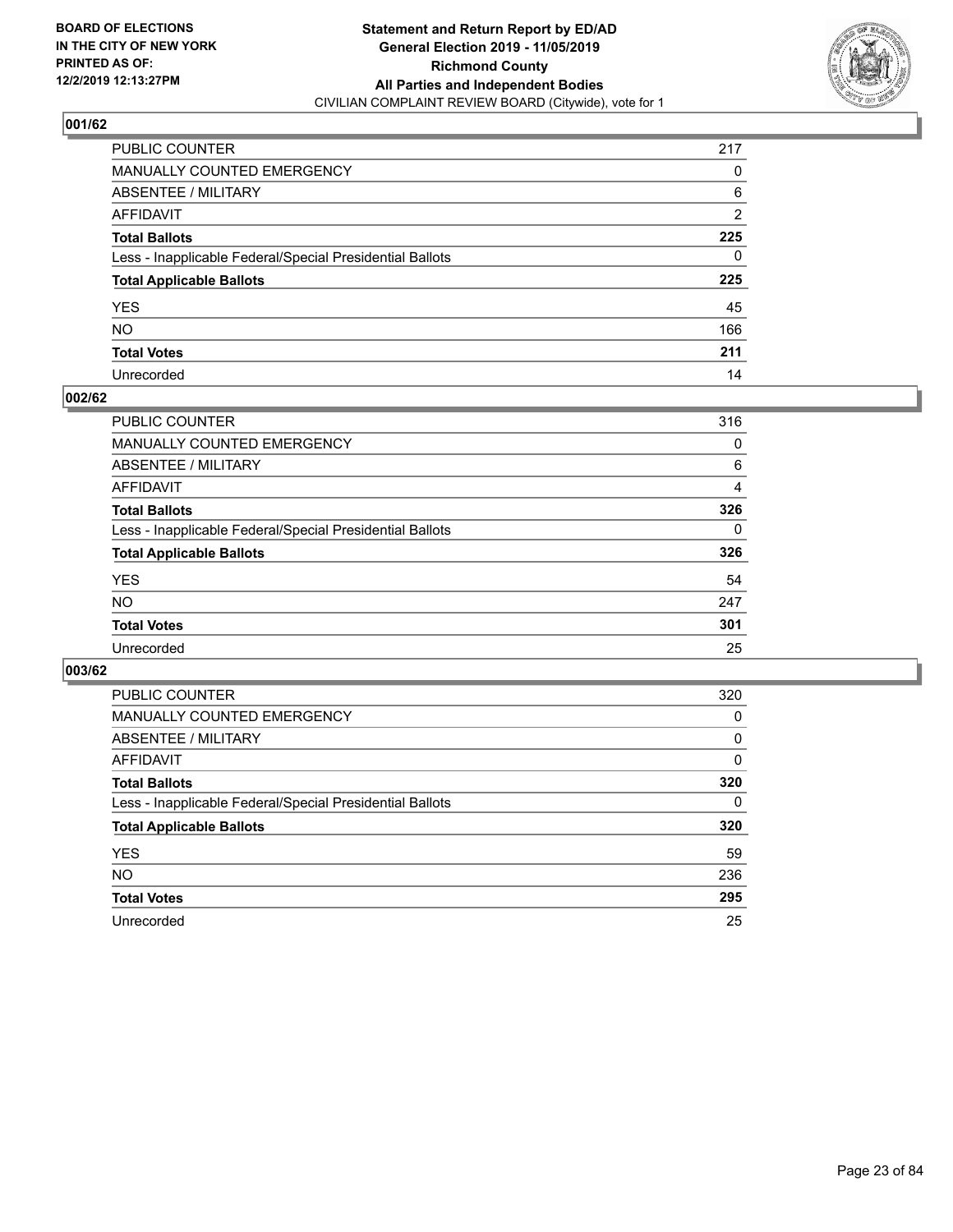BOARD OF ELECTIONS
IN THE CITY OF NEW YORK
PRINTED AS OF:
12/2/2019 12:13:27PM

**Statement and Return Report by ED/AD**
**General Election 2019 - 11/05/2019**
**Richmond County**
**All Parties and Independent Bodies**
CIVILIAN COMPLAINT REVIEW BOARD (Citywide), vote for 1

## 001/62

| | |
|---|---|
| PUBLIC COUNTER | 217 |
| MANUALLY COUNTED EMERGENCY | 0 |
| ABSENTEE / MILITARY | 6 |
| AFFIDAVIT | 2 |
| **Total Ballots** | **225** |
| Less - Inapplicable Federal/Special Presidential Ballots | 0 |
| **Total Applicable Ballots** | **225** |
| YES | 45 |
| NO | 166 |
| **Total Votes** | **211** |
| Unrecorded | 14 |

## 002/62

| | |
|---|---|
| PUBLIC COUNTER | 316 |
| MANUALLY COUNTED EMERGENCY | 0 |
| ABSENTEE / MILITARY | 6 |
| AFFIDAVIT | 4 |
| **Total Ballots** | **326** |
| Less - Inapplicable Federal/Special Presidential Ballots | 0 |
| **Total Applicable Ballots** | **326** |
| YES | 54 |
| NO | 247 |
| **Total Votes** | **301** |
| Unrecorded | 25 |

## 003/62

| | |
|---|---|
| PUBLIC COUNTER | 320 |
| MANUALLY COUNTED EMERGENCY | 0 |
| ABSENTEE / MILITARY | 0 |
| AFFIDAVIT | 0 |
| **Total Ballots** | **320** |
| Less - Inapplicable Federal/Special Presidential Ballots | 0 |
| **Total Applicable Ballots** | **320** |
| YES | 59 |
| NO | 236 |
| **Total Votes** | **295** |
| Unrecorded | 25 |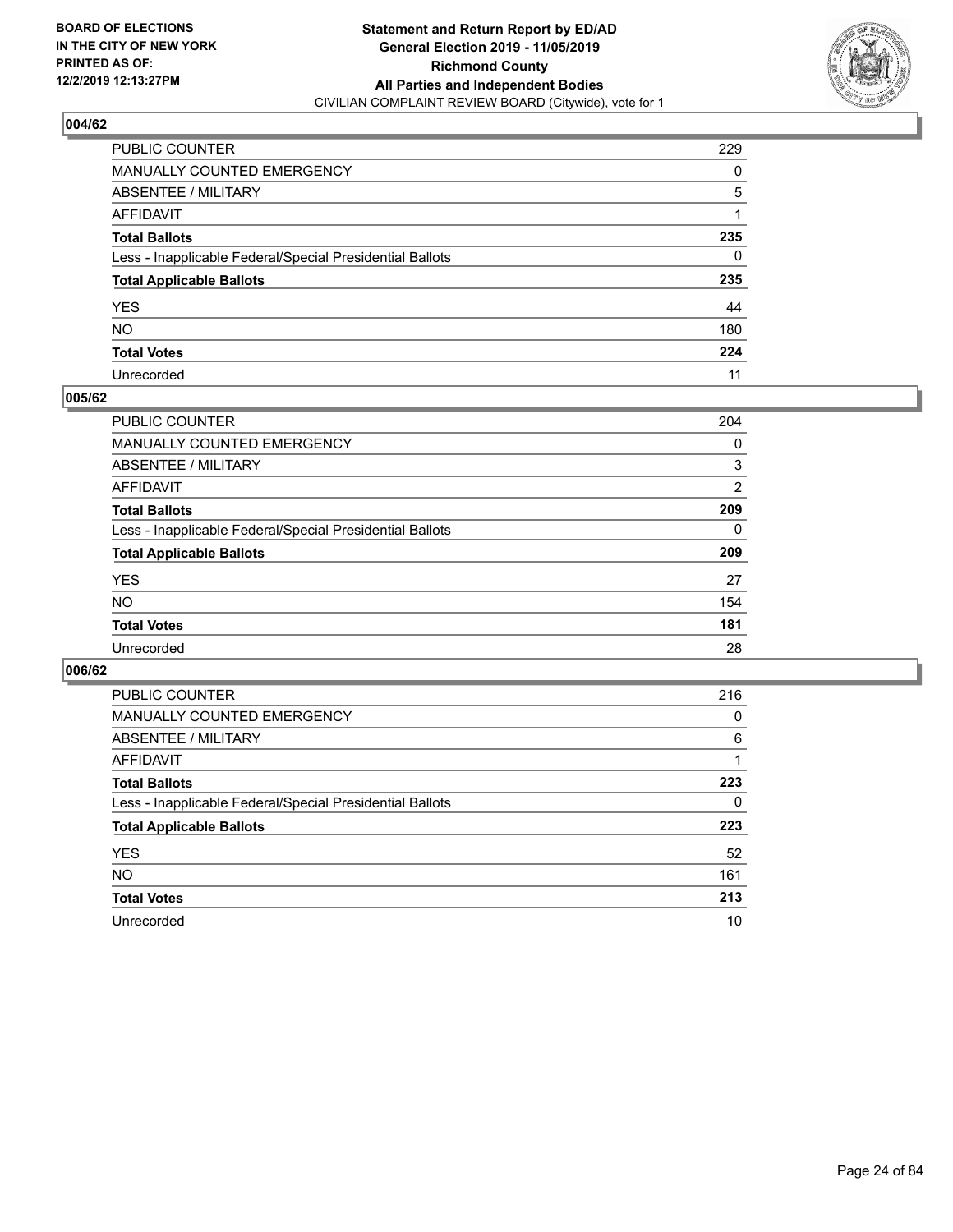BOARD OF ELECTIONS
IN THE CITY OF NEW YORK
PRINTED AS OF:
12/2/2019 12:13:27PM

**Statement and Return Report by ED/AD**
**General Election 2019 - 11/05/2019**
**Richmond County**
**All Parties and Independent Bodies**
CIVILIAN COMPLAINT REVIEW BOARD (Citywide), vote for 1

## 004/62

| | |
|---|---|
| PUBLIC COUNTER | 229 |
| MANUALLY COUNTED EMERGENCY | 0 |
| ABSENTEE / MILITARY | 5 |
| AFFIDAVIT | 1 |
| **Total Ballots** | **235** |
| Less - Inapplicable Federal/Special Presidential Ballots | 0 |
| **Total Applicable Ballots** | **235** |
| YES | 44 |
| NO | 180 |
| **Total Votes** | **224** |
| Unrecorded | 11 |

## 005/62

| | |
|---|---|
| PUBLIC COUNTER | 204 |
| MANUALLY COUNTED EMERGENCY | 0 |
| ABSENTEE / MILITARY | 3 |
| AFFIDAVIT | 2 |
| **Total Ballots** | **209** |
| Less - Inapplicable Federal/Special Presidential Ballots | 0 |
| **Total Applicable Ballots** | **209** |
| YES | 27 |
| NO | 154 |
| **Total Votes** | **181** |
| Unrecorded | 28 |

## 006/62

| | |
|---|---|
| PUBLIC COUNTER | 216 |
| MANUALLY COUNTED EMERGENCY | 0 |
| ABSENTEE / MILITARY | 6 |
| AFFIDAVIT | 1 |
| **Total Ballots** | **223** |
| Less - Inapplicable Federal/Special Presidential Ballots | 0 |
| **Total Applicable Ballots** | **223** |
| YES | 52 |
| NO | 161 |
| **Total Votes** | **213** |
| Unrecorded | 10 |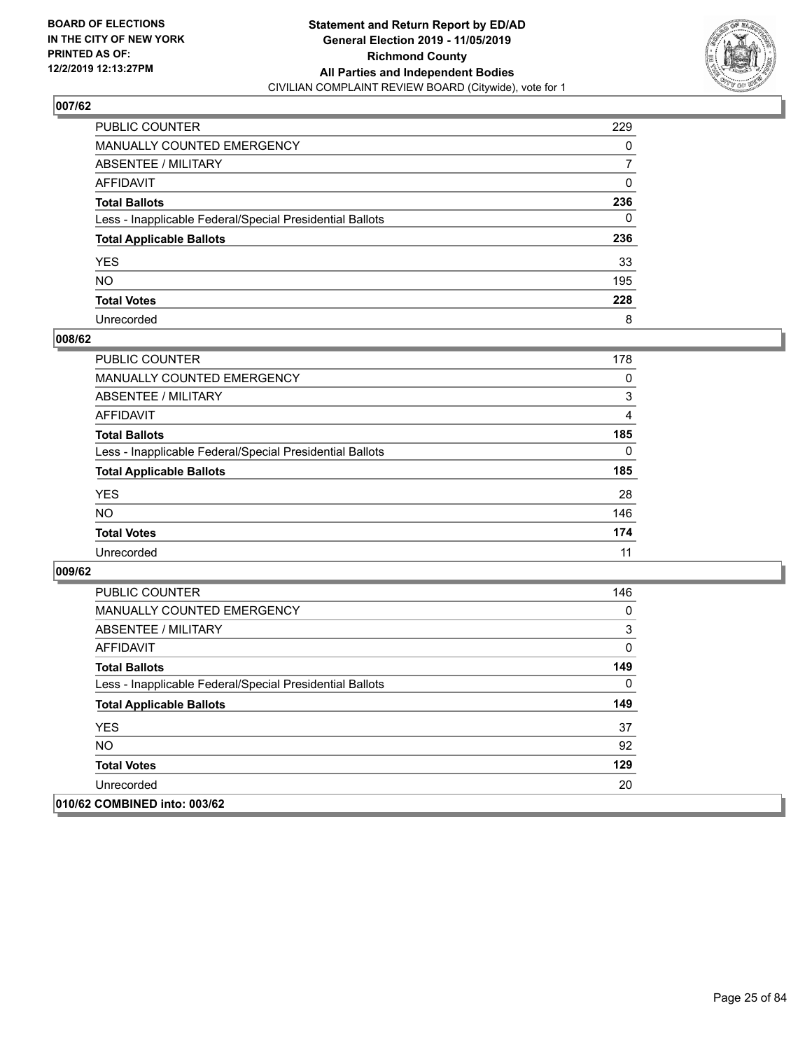## 007/62

| | |
|---|---|
| PUBLIC COUNTER | 229 |
| MANUALLY COUNTED EMERGENCY | 0 |
| ABSENTEE / MILITARY | 7 |
| AFFIDAVIT | 0 |
| **Total Ballots** | **236** |
| Less - Inapplicable Federal/Special Presidential Ballots | 0 |
| **Total Applicable Ballots** | **236** |
| YES | 33 |
| NO | 195 |
| **Total Votes** | **228** |
| Unrecorded | 8 |

## 008/62

| | |
|---|---|
| PUBLIC COUNTER | 178 |
| MANUALLY COUNTED EMERGENCY | 0 |
| ABSENTEE / MILITARY | 3 |
| AFFIDAVIT | 4 |
| **Total Ballots** | **185** |
| Less - Inapplicable Federal/Special Presidential Ballots | 0 |
| **Total Applicable Ballots** | **185** |
| YES | 28 |
| NO | 146 |
| **Total Votes** | **174** |
| Unrecorded | 11 |

## 009/62

| | |
|---|---|
| PUBLIC COUNTER | 146 |
| MANUALLY COUNTED EMERGENCY | 0 |
| ABSENTEE / MILITARY | 3 |
| AFFIDAVIT | 0 |
| **Total Ballots** | **149** |
| Less - Inapplicable Federal/Special Presidential Ballots | 0 |
| **Total Applicable Ballots** | **149** |
| YES | 37 |
| NO | 92 |
| **Total Votes** | **129** |
| Unrecorded | 20 |

## 010/62 COMBINED into: 003/62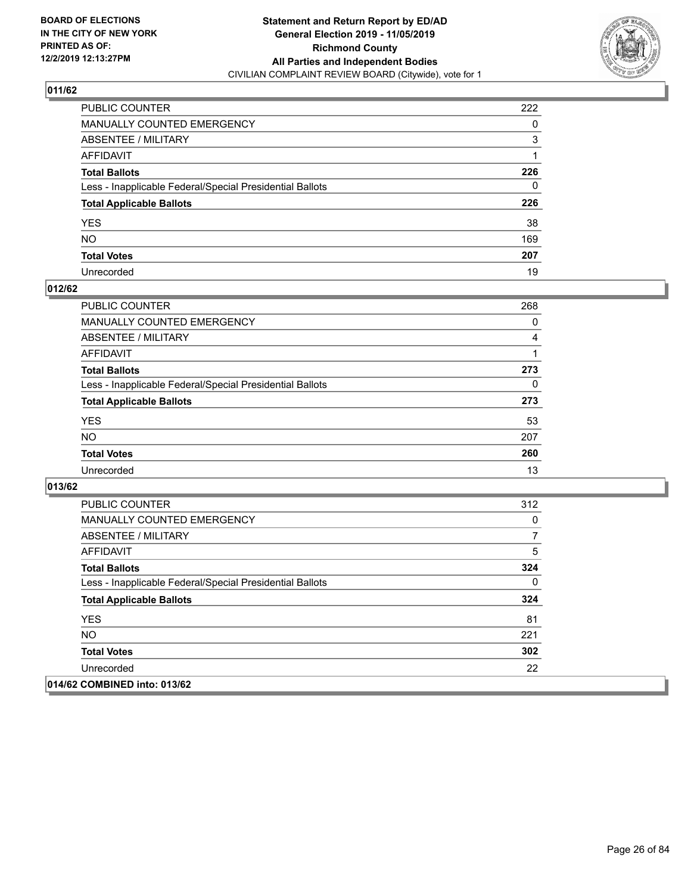**BOARD OF ELECTIONS IN THE CITY OF NEW YORK PRINTED AS OF: 12/2/2019 12:13:27PM**

**Statement and Return Report by ED/AD General Election 2019 - 11/05/2019 Richmond County All Parties and Independent Bodies**
CIVILIAN COMPLAINT REVIEW BOARD (Citywide), vote for 1

## 011/62

| | |
|---|---|
| PUBLIC COUNTER | 222 |
| MANUALLY COUNTED EMERGENCY | 0 |
| ABSENTEE / MILITARY | 3 |
| AFFIDAVIT | 1 |
| **Total Ballots** | **226** |
| Less - Inapplicable Federal/Special Presidential Ballots | 0 |
| **Total Applicable Ballots** | **226** |
| YES | 38 |
| NO | 169 |
| **Total Votes** | **207** |
| Unrecorded | 19 |

## 012/62

| | |
|---|---|
| PUBLIC COUNTER | 268 |
| MANUALLY COUNTED EMERGENCY | 0 |
| ABSENTEE / MILITARY | 4 |
| AFFIDAVIT | 1 |
| **Total Ballots** | **273** |
| Less - Inapplicable Federal/Special Presidential Ballots | 0 |
| **Total Applicable Ballots** | **273** |
| YES | 53 |
| NO | 207 |
| **Total Votes** | **260** |
| Unrecorded | 13 |

## 013/62

| | |
|---|---|
| PUBLIC COUNTER | 312 |
| MANUALLY COUNTED EMERGENCY | 0 |
| ABSENTEE / MILITARY | 7 |
| AFFIDAVIT | 5 |
| **Total Ballots** | **324** |
| Less - Inapplicable Federal/Special Presidential Ballots | 0 |
| **Total Applicable Ballots** | **324** |
| YES | 81 |
| NO | 221 |
| **Total Votes** | **302** |
| Unrecorded | 22 |

## 014/62 COMBINED into: 013/62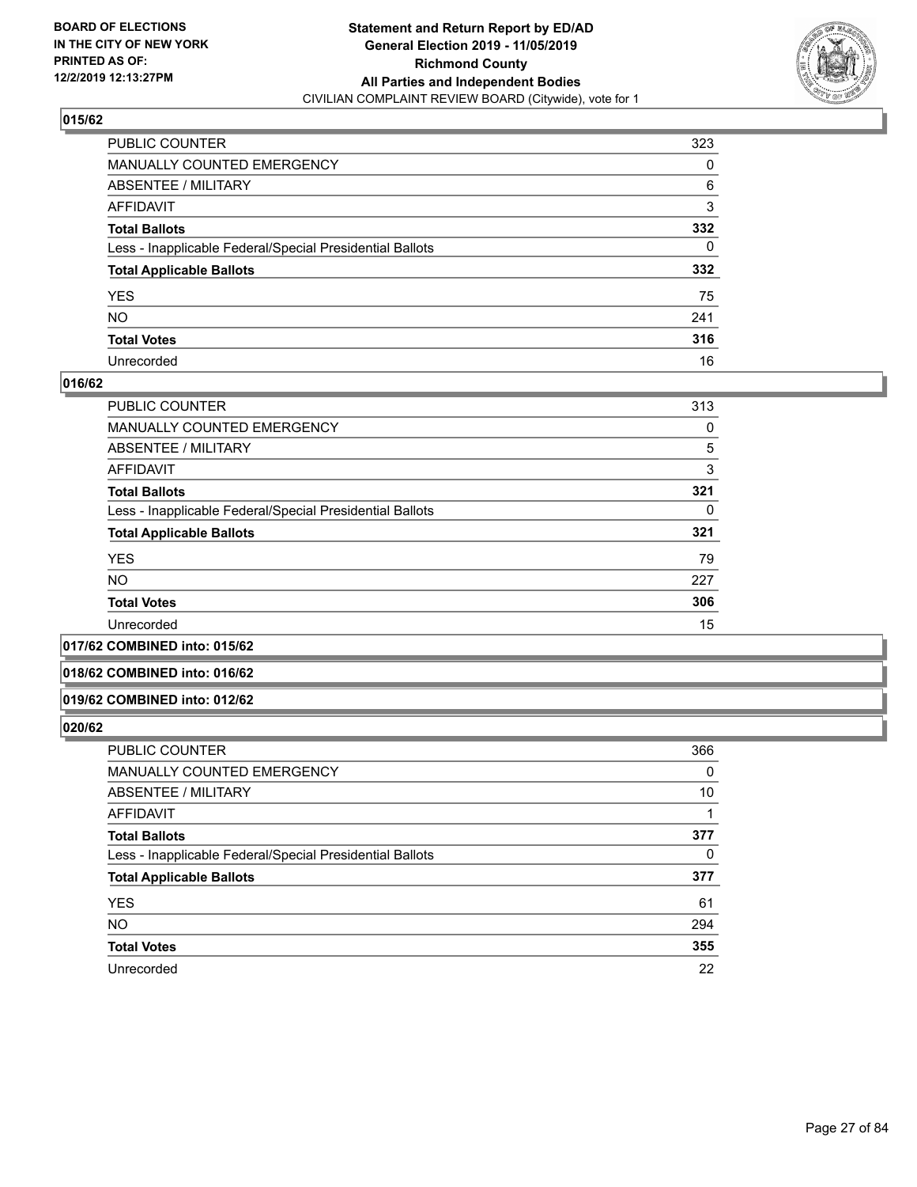## 015/62

| | |
|---|---|
| PUBLIC COUNTER | 323 |
| MANUALLY COUNTED EMERGENCY | 0 |
| ABSENTEE / MILITARY | 6 |
| AFFIDAVIT | 3 |
| **Total Ballots** | **332** |
| Less - Inapplicable Federal/Special Presidential Ballots | 0 |
| **Total Applicable Ballots** | **332** |
| YES | 75 |
| NO | 241 |
| **Total Votes** | **316** |
| Unrecorded | 16 |

## 016/62

| | |
|---|---|
| PUBLIC COUNTER | 313 |
| MANUALLY COUNTED EMERGENCY | 0 |
| ABSENTEE / MILITARY | 5 |
| AFFIDAVIT | 3 |
| **Total Ballots** | **321** |
| Less - Inapplicable Federal/Special Presidential Ballots | 0 |
| **Total Applicable Ballots** | **321** |
| YES | 79 |
| NO | 227 |
| **Total Votes** | **306** |
| Unrecorded | 15 |

## 017/62 COMBINED into: 015/62

## 018/62 COMBINED into: 016/62

## 019/62 COMBINED into: 012/62

## 020/62

| | |
|---|---|
| PUBLIC COUNTER | 366 |
| MANUALLY COUNTED EMERGENCY | 0 |
| ABSENTEE / MILITARY | 10 |
| AFFIDAVIT | 1 |
| **Total Ballots** | **377** |
| Less - Inapplicable Federal/Special Presidential Ballots | 0 |
| **Total Applicable Ballots** | **377** |
| YES | 61 |
| NO | 294 |
| **Total Votes** | **355** |
| Unrecorded | 22 |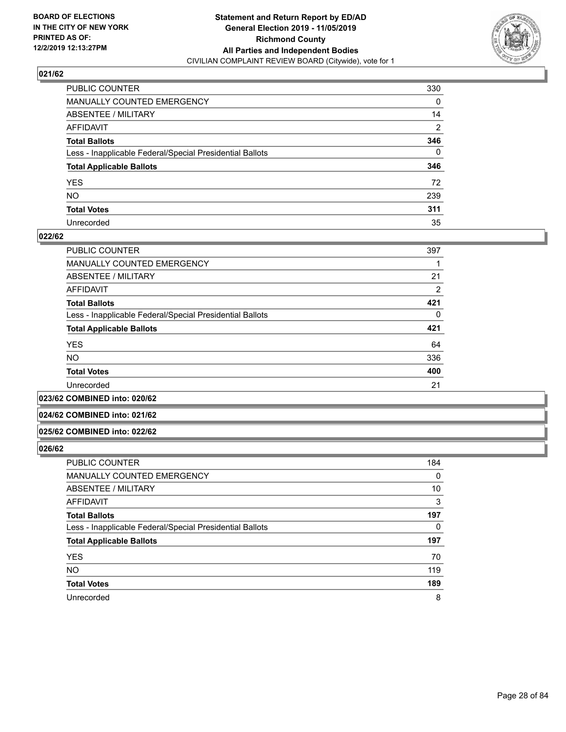## 021/62

| | |
|---|---|
| PUBLIC COUNTER | 330 |
| MANUALLY COUNTED EMERGENCY | 0 |
| ABSENTEE / MILITARY | 14 |
| AFFIDAVIT | 2 |
| **Total Ballots** | **346** |
| Less - Inapplicable Federal/Special Presidential Ballots | 0 |
| **Total Applicable Ballots** | **346** |
| YES | 72 |
| NO | 239 |
| **Total Votes** | **311** |
| Unrecorded | 35 |

## 022/62

| | |
|---|---|
| PUBLIC COUNTER | 397 |
| MANUALLY COUNTED EMERGENCY | 1 |
| ABSENTEE / MILITARY | 21 |
| AFFIDAVIT | 2 |
| **Total Ballots** | **421** |
| Less - Inapplicable Federal/Special Presidential Ballots | 0 |
| **Total Applicable Ballots** | **421** |
| YES | 64 |
| NO | 336 |
| **Total Votes** | **400** |
| Unrecorded | 21 |

## 023/62 COMBINED into: 020/62

## 024/62 COMBINED into: 021/62

## 025/62 COMBINED into: 022/62

## 026/62

| | |
|---|---|
| PUBLIC COUNTER | 184 |
| MANUALLY COUNTED EMERGENCY | 0 |
| ABSENTEE / MILITARY | 10 |
| AFFIDAVIT | 3 |
| **Total Ballots** | **197** |
| Less - Inapplicable Federal/Special Presidential Ballots | 0 |
| **Total Applicable Ballots** | **197** |
| YES | 70 |
| NO | 119 |
| **Total Votes** | **189** |
| Unrecorded | 8 |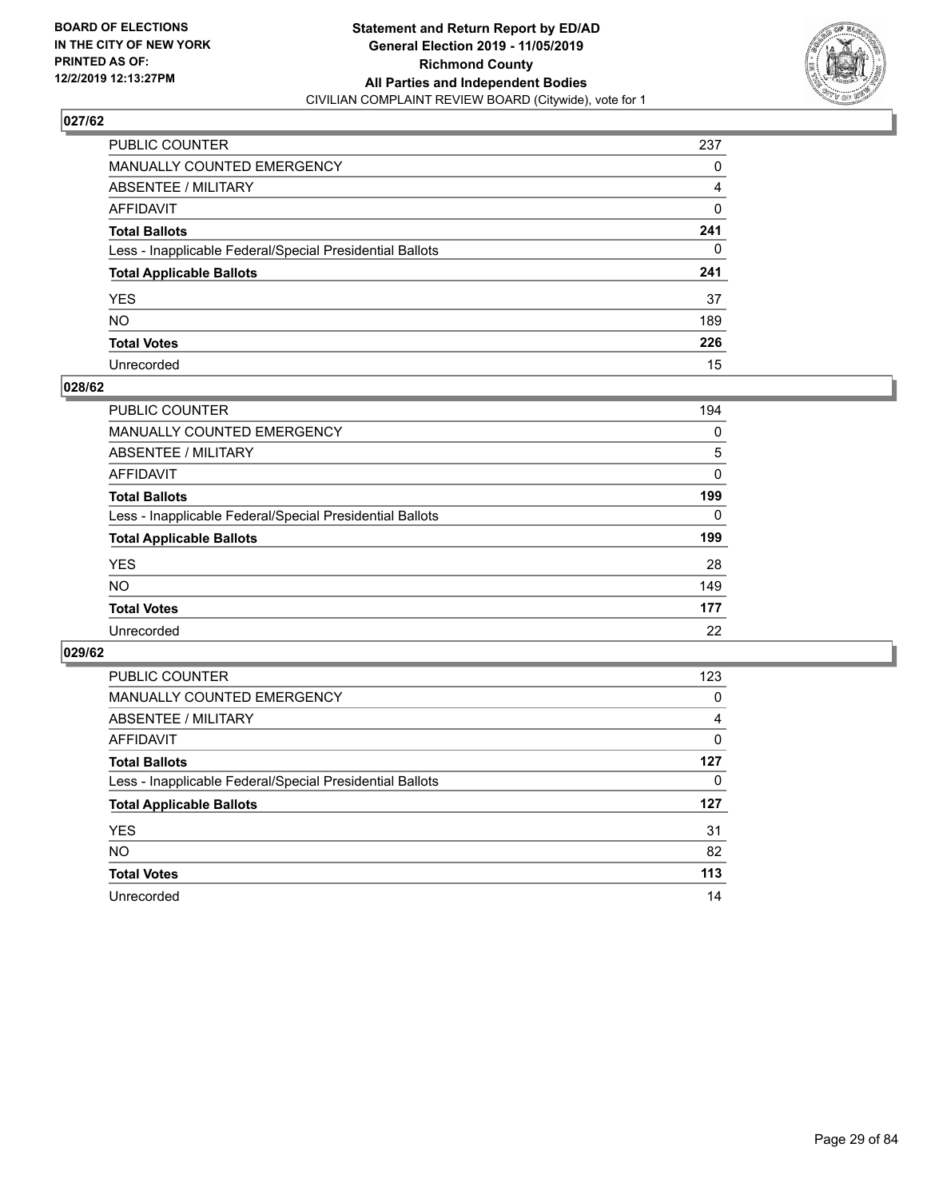**BOARD OF ELECTIONS IN THE CITY OF NEW YORK PRINTED AS OF: 12/2/2019 12:13:27PM**

**Statement and Return Report by ED/AD General Election 2019 - 11/05/2019 Richmond County All Parties and Independent Bodies**
CIVILIAN COMPLAINT REVIEW BOARD (Citywide), vote for 1

## 027/62

| | |
|---|---|
| PUBLIC COUNTER | 237 |
| MANUALLY COUNTED EMERGENCY | 0 |
| ABSENTEE / MILITARY | 4 |
| AFFIDAVIT | 0 |
| **Total Ballots** | **241** |
| Less - Inapplicable Federal/Special Presidential Ballots | 0 |
| **Total Applicable Ballots** | **241** |
| YES | 37 |
| NO | 189 |
| **Total Votes** | **226** |
| Unrecorded | 15 |

## 028/62

| | |
|---|---|
| PUBLIC COUNTER | 194 |
| MANUALLY COUNTED EMERGENCY | 0 |
| ABSENTEE / MILITARY | 5 |
| AFFIDAVIT | 0 |
| **Total Ballots** | **199** |
| Less - Inapplicable Federal/Special Presidential Ballots | 0 |
| **Total Applicable Ballots** | **199** |
| YES | 28 |
| NO | 149 |
| **Total Votes** | **177** |
| Unrecorded | 22 |

## 029/62

| | |
|---|---|
| PUBLIC COUNTER | 123 |
| MANUALLY COUNTED EMERGENCY | 0 |
| ABSENTEE / MILITARY | 4 |
| AFFIDAVIT | 0 |
| **Total Ballots** | **127** |
| Less - Inapplicable Federal/Special Presidential Ballots | 0 |
| **Total Applicable Ballots** | **127** |
| YES | 31 |
| NO | 82 |
| **Total Votes** | **113** |
| Unrecorded | 14 |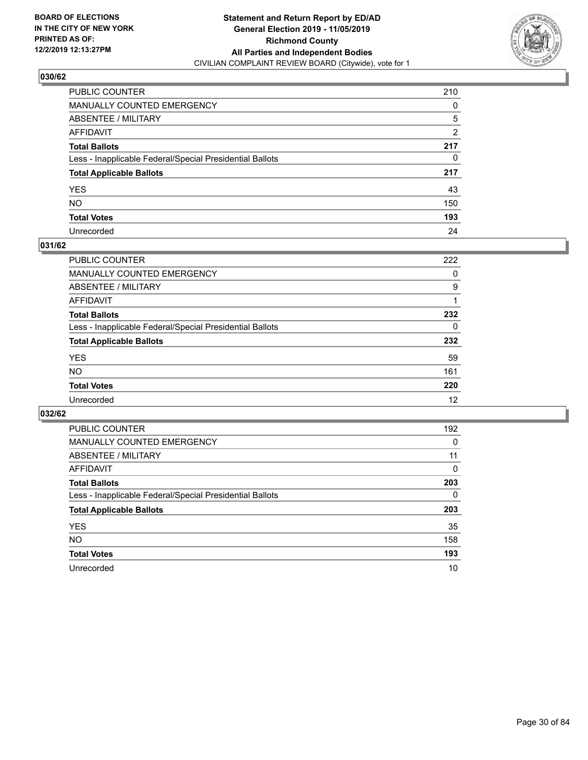**BOARD OF ELECTIONS IN THE CITY OF NEW YORK PRINTED AS OF: 12/2/2019 12:13:27PM**

**Statement and Return Report by ED/AD General Election 2019 - 11/05/2019 Richmond County All Parties and Independent Bodies**
CIVILIAN COMPLAINT REVIEW BOARD (Citywide), vote for 1

## 030/62

| | |
|---|---|
| PUBLIC COUNTER | 210 |
| MANUALLY COUNTED EMERGENCY | 0 |
| ABSENTEE / MILITARY | 5 |
| AFFIDAVIT | 2 |
| **Total Ballots** | **217** |
| Less - Inapplicable Federal/Special Presidential Ballots | 0 |
| **Total Applicable Ballots** | **217** |
| YES | 43 |
| NO | 150 |
| **Total Votes** | **193** |
| Unrecorded | 24 |

## 031/62

| | |
|---|---|
| PUBLIC COUNTER | 222 |
| MANUALLY COUNTED EMERGENCY | 0 |
| ABSENTEE / MILITARY | 9 |
| AFFIDAVIT | 1 |
| **Total Ballots** | **232** |
| Less - Inapplicable Federal/Special Presidential Ballots | 0 |
| **Total Applicable Ballots** | **232** |
| YES | 59 |
| NO | 161 |
| **Total Votes** | **220** |
| Unrecorded | 12 |

## 032/62

| | |
|---|---|
| PUBLIC COUNTER | 192 |
| MANUALLY COUNTED EMERGENCY | 0 |
| ABSENTEE / MILITARY | 11 |
| AFFIDAVIT | 0 |
| **Total Ballots** | **203** |
| Less - Inapplicable Federal/Special Presidential Ballots | 0 |
| **Total Applicable Ballots** | **203** |
| YES | 35 |
| NO | 158 |
| **Total Votes** | **193** |
| Unrecorded | 10 |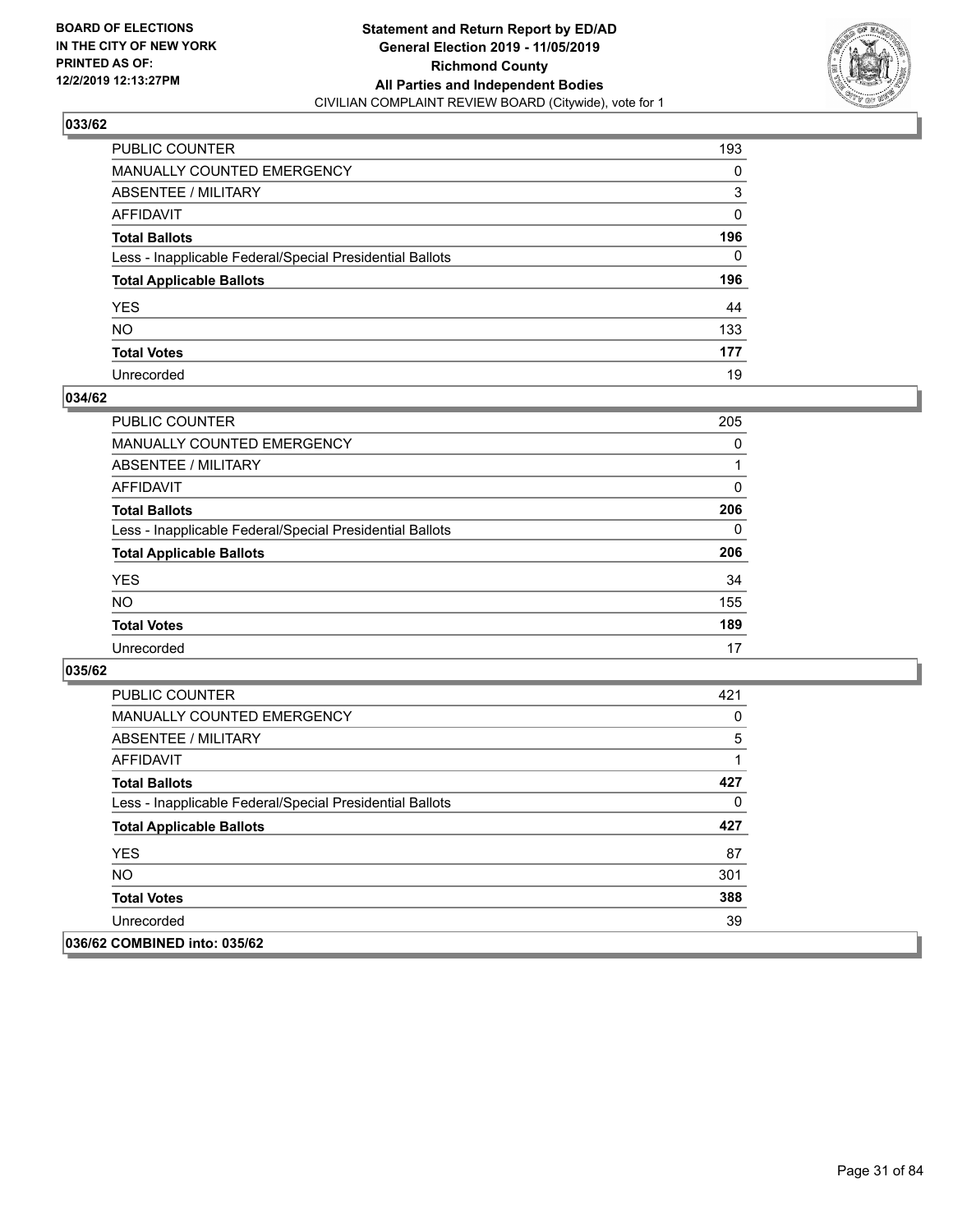**BOARD OF ELECTIONS IN THE CITY OF NEW YORK PRINTED AS OF: 12/2/2019 12:13:27PM**

**Statement and Return Report by ED/AD General Election 2019 - 11/05/2019 Richmond County All Parties and Independent Bodies**
CIVILIAN COMPLAINT REVIEW BOARD (Citywide), vote for 1

## 033/62

| | |
|---|---|
| PUBLIC COUNTER | 193 |
| MANUALLY COUNTED EMERGENCY | 0 |
| ABSENTEE / MILITARY | 3 |
| AFFIDAVIT | 0 |
| **Total Ballots** | **196** |
| Less - Inapplicable Federal/Special Presidential Ballots | 0 |
| **Total Applicable Ballots** | **196** |
| YES | 44 |
| NO | 133 |
| **Total Votes** | **177** |
| Unrecorded | 19 |

## 034/62

| | |
|---|---|
| PUBLIC COUNTER | 205 |
| MANUALLY COUNTED EMERGENCY | 0 |
| ABSENTEE / MILITARY | 1 |
| AFFIDAVIT | 0 |
| **Total Ballots** | **206** |
| Less - Inapplicable Federal/Special Presidential Ballots | 0 |
| **Total Applicable Ballots** | **206** |
| YES | 34 |
| NO | 155 |
| **Total Votes** | **189** |
| Unrecorded | 17 |

## 035/62

| | |
|---|---|
| PUBLIC COUNTER | 421 |
| MANUALLY COUNTED EMERGENCY | 0 |
| ABSENTEE / MILITARY | 5 |
| AFFIDAVIT | 1 |
| **Total Ballots** | **427** |
| Less - Inapplicable Federal/Special Presidential Ballots | 0 |
| **Total Applicable Ballots** | **427** |
| YES | 87 |
| NO | 301 |
| **Total Votes** | **388** |
| Unrecorded | 39 |

## 036/62 COMBINED into: 035/62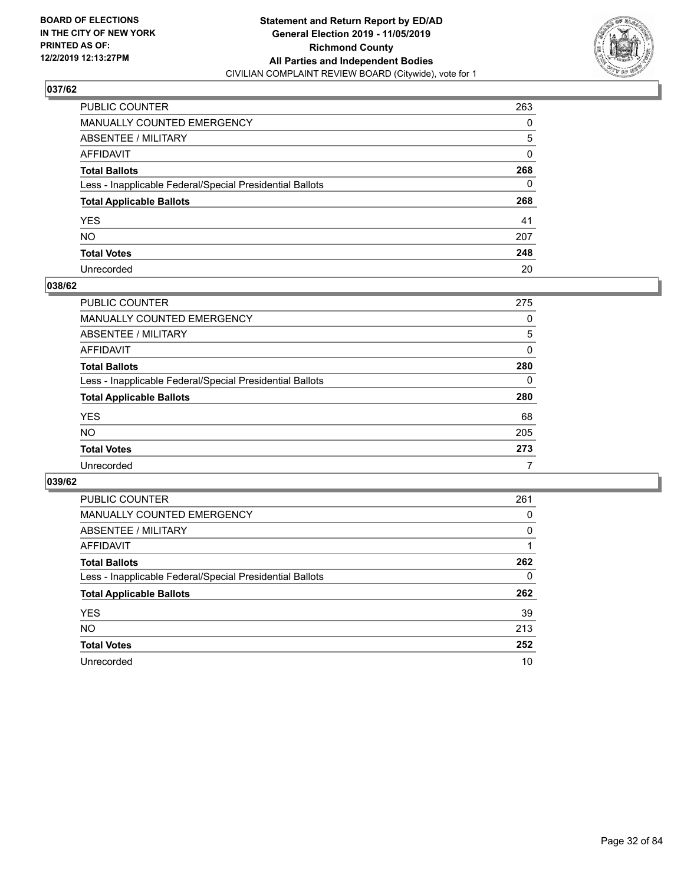BOARD OF ELECTIONS
IN THE CITY OF NEW YORK
PRINTED AS OF:
12/2/2019 12:13:27PM

**Statement and Return Report by ED/AD**
**General Election 2019 - 11/05/2019**
**Richmond County**
**All Parties and Independent Bodies**
CIVILIAN COMPLAINT REVIEW BOARD (Citywide), vote for 1

## 037/62

| | |
|---|---|
| PUBLIC COUNTER | 263 |
| MANUALLY COUNTED EMERGENCY | 0 |
| ABSENTEE / MILITARY | 5 |
| AFFIDAVIT | 0 |
| **Total Ballots** | **268** |
| Less - Inapplicable Federal/Special Presidential Ballots | 0 |
| **Total Applicable Ballots** | **268** |
| YES | 41 |
| NO | 207 |
| **Total Votes** | **248** |
| Unrecorded | 20 |

## 038/62

| | |
|---|---|
| PUBLIC COUNTER | 275 |
| MANUALLY COUNTED EMERGENCY | 0 |
| ABSENTEE / MILITARY | 5 |
| AFFIDAVIT | 0 |
| **Total Ballots** | **280** |
| Less - Inapplicable Federal/Special Presidential Ballots | 0 |
| **Total Applicable Ballots** | **280** |
| YES | 68 |
| NO | 205 |
| **Total Votes** | **273** |
| Unrecorded | 7 |

## 039/62

| | |
|---|---|
| PUBLIC COUNTER | 261 |
| MANUALLY COUNTED EMERGENCY | 0 |
| ABSENTEE / MILITARY | 0 |
| AFFIDAVIT | 1 |
| **Total Ballots** | **262** |
| Less - Inapplicable Federal/Special Presidential Ballots | 0 |
| **Total Applicable Ballots** | **262** |
| YES | 39 |
| NO | 213 |
| **Total Votes** | **252** |
| Unrecorded | 10 |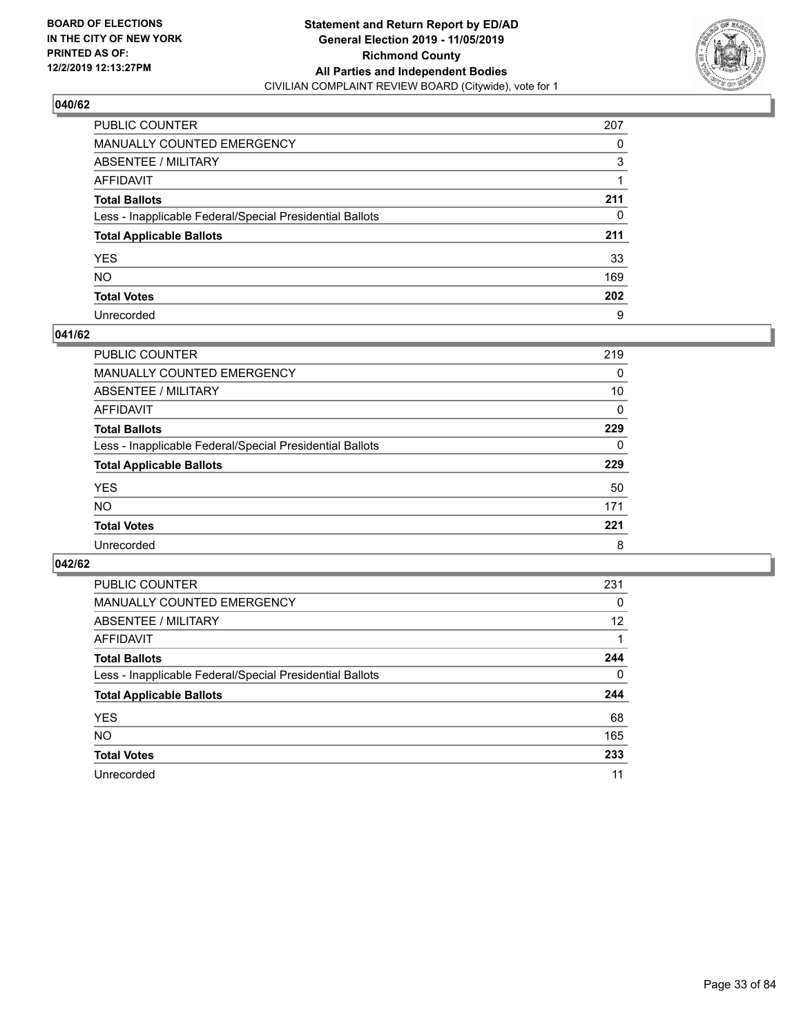BOARD OF ELECTIONS
IN THE CITY OF NEW YORK
PRINTED AS OF:
12/2/2019 12:13:27PM

**Statement and Return Report by ED/AD**
**General Election 2019 - 11/05/2019**
**Richmond County**
**All Parties and Independent Bodies**
CIVILIAN COMPLAINT REVIEW BOARD (Citywide), vote for 1

### 040/62

| | |
|---|---|
| PUBLIC COUNTER | 207 |
| MANUALLY COUNTED EMERGENCY | 0 |
| ABSENTEE / MILITARY | 3 |
| AFFIDAVIT | 1 |
| **Total Ballots** | **211** |
| Less - Inapplicable Federal/Special Presidential Ballots | 0 |
| **Total Applicable Ballots** | **211** |
| YES | 33 |
| NO | 169 |
| **Total Votes** | **202** |
| Unrecorded | 9 |

### 041/62

| | |
|---|---|
| PUBLIC COUNTER | 219 |
| MANUALLY COUNTED EMERGENCY | 0 |
| ABSENTEE / MILITARY | 10 |
| AFFIDAVIT | 0 |
| **Total Ballots** | **229** |
| Less - Inapplicable Federal/Special Presidential Ballots | 0 |
| **Total Applicable Ballots** | **229** |
| YES | 50 |
| NO | 171 |
| **Total Votes** | **221** |
| Unrecorded | 8 |

### 042/62

| | |
|---|---|
| PUBLIC COUNTER | 231 |
| MANUALLY COUNTED EMERGENCY | 0 |
| ABSENTEE / MILITARY | 12 |
| AFFIDAVIT | 1 |
| **Total Ballots** | **244** |
| Less - Inapplicable Federal/Special Presidential Ballots | 0 |
| **Total Applicable Ballots** | **244** |
| YES | 68 |
| NO | 165 |
| **Total Votes** | **233** |
| Unrecorded | 11 |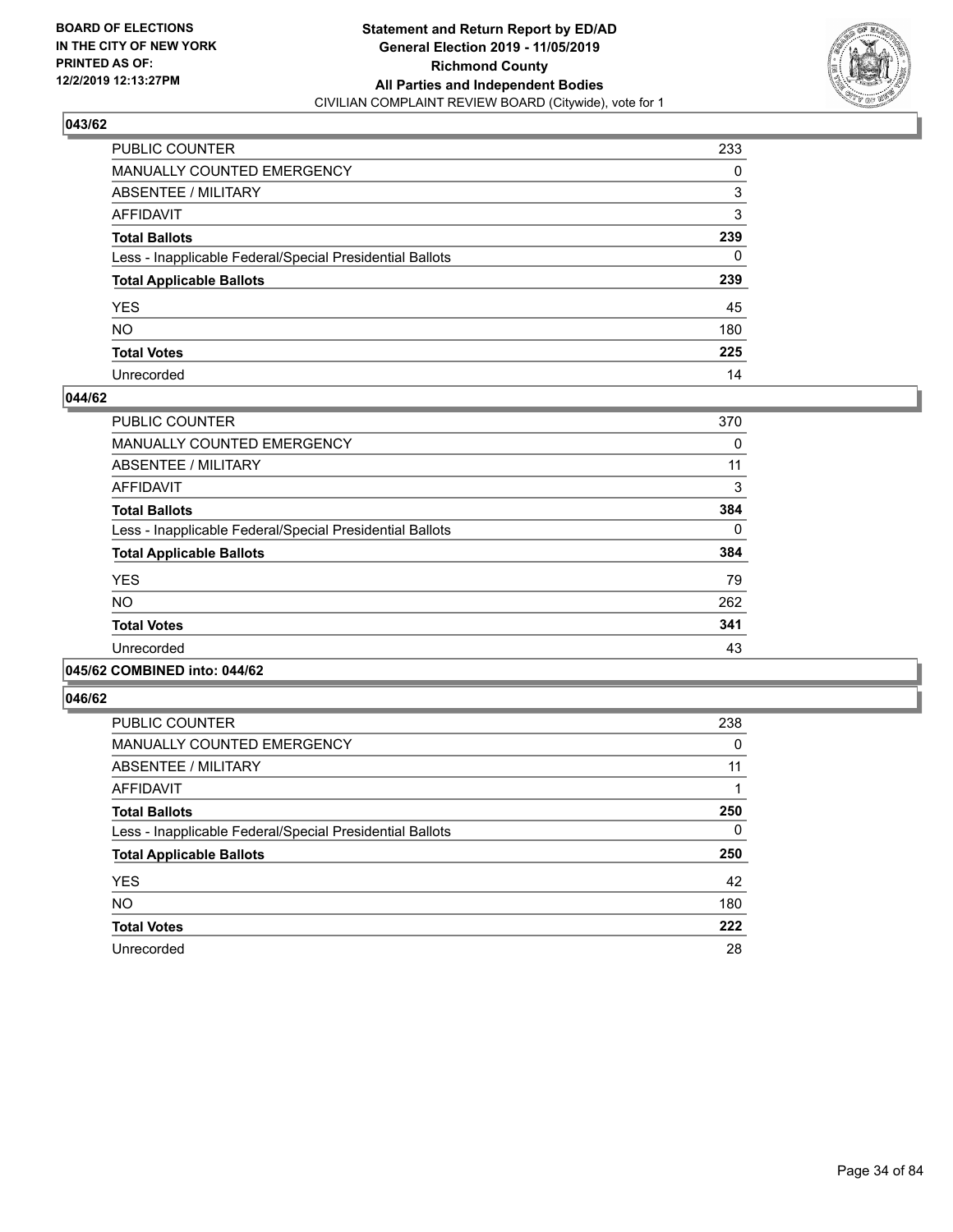**BOARD OF ELECTIONS IN THE CITY OF NEW YORK PRINTED AS OF: 12/2/2019 12:13:27PM**

**Statement and Return Report by ED/AD General Election 2019 - 11/05/2019 Richmond County All Parties and Independent Bodies**
CIVILIAN COMPLAINT REVIEW BOARD (Citywide), vote for 1

### 043/62

| | |
|---|---|
| PUBLIC COUNTER | 233 |
| MANUALLY COUNTED EMERGENCY | 0 |
| ABSENTEE / MILITARY | 3 |
| AFFIDAVIT | 3 |
| **Total Ballots** | **239** |
| Less - Inapplicable Federal/Special Presidential Ballots | 0 |
| **Total Applicable Ballots** | **239** |
| YES | 45 |
| NO | 180 |
| **Total Votes** | **225** |
| Unrecorded | 14 |

### 044/62

| | |
|---|---|
| PUBLIC COUNTER | 370 |
| MANUALLY COUNTED EMERGENCY | 0 |
| ABSENTEE / MILITARY | 11 |
| AFFIDAVIT | 3 |
| **Total Ballots** | **384** |
| Less - Inapplicable Federal/Special Presidential Ballots | 0 |
| **Total Applicable Ballots** | **384** |
| YES | 79 |
| NO | 262 |
| **Total Votes** | **341** |
| Unrecorded | 43 |

### 045/62 COMBINED into: 044/62

### 046/62

| | |
|---|---|
| PUBLIC COUNTER | 238 |
| MANUALLY COUNTED EMERGENCY | 0 |
| ABSENTEE / MILITARY | 11 |
| AFFIDAVIT | 1 |
| **Total Ballots** | **250** |
| Less - Inapplicable Federal/Special Presidential Ballots | 0 |
| **Total Applicable Ballots** | **250** |
| YES | 42 |
| NO | 180 |
| **Total Votes** | **222** |
| Unrecorded | 28 |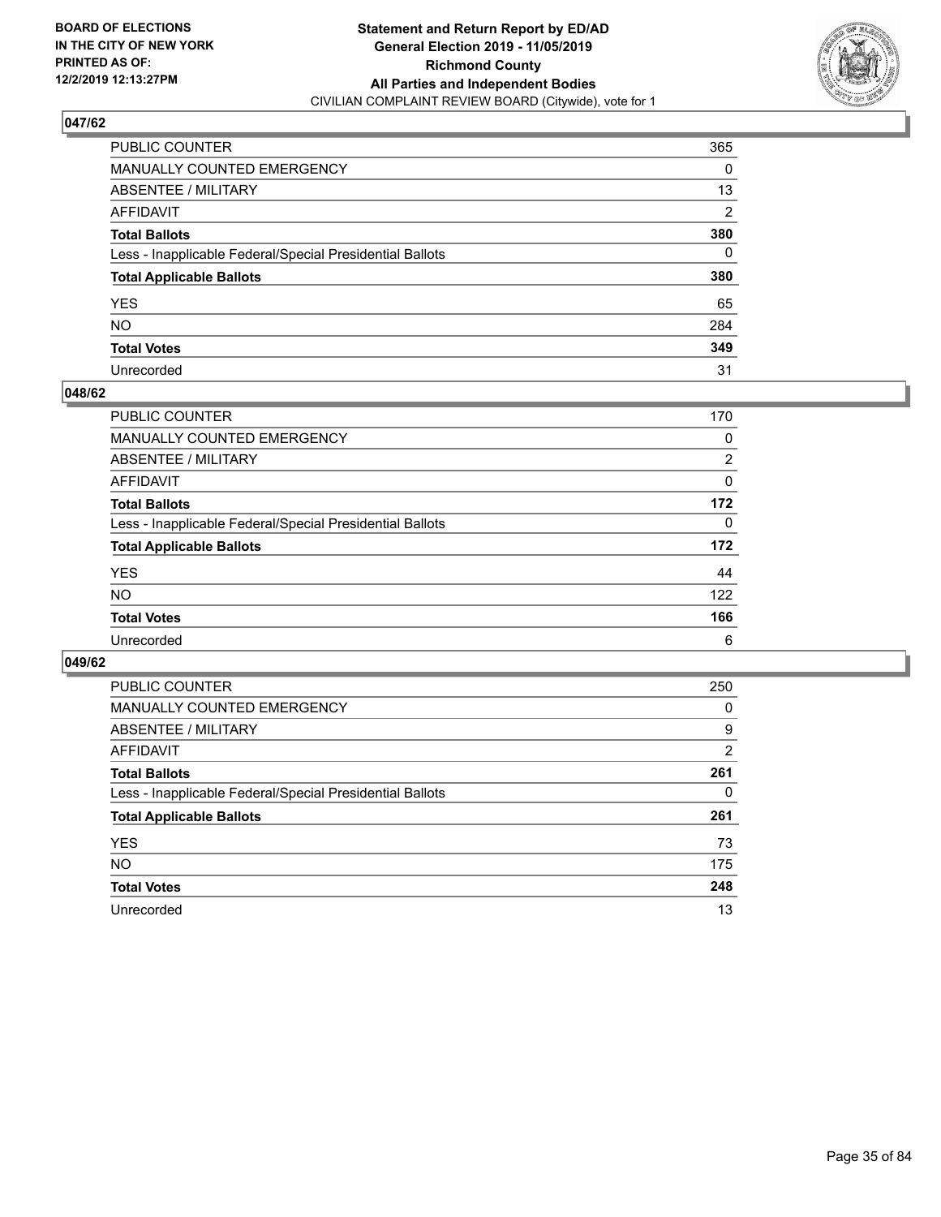**BOARD OF ELECTIONS IN THE CITY OF NEW YORK PRINTED AS OF: 12/2/2019 12:13:27PM**

**Statement and Return Report by ED/AD General Election 2019 - 11/05/2019 Richmond County All Parties and Independent Bodies**

CIVILIAN COMPLAINT REVIEW BOARD (Citywide), vote for 1

### 047/62

| | |
|---|---|
| PUBLIC COUNTER | 365 |
| MANUALLY COUNTED EMERGENCY | 0 |
| ABSENTEE / MILITARY | 13 |
| AFFIDAVIT | 2 |
| **Total Ballots** | **380** |
| Less - Inapplicable Federal/Special Presidential Ballots | 0 |
| **Total Applicable Ballots** | **380** |
| YES | 65 |
| NO | 284 |
| **Total Votes** | **349** |
| Unrecorded | 31 |

### 048/62

| | |
|---|---|
| PUBLIC COUNTER | 170 |
| MANUALLY COUNTED EMERGENCY | 0 |
| ABSENTEE / MILITARY | 2 |
| AFFIDAVIT | 0 |
| **Total Ballots** | **172** |
| Less - Inapplicable Federal/Special Presidential Ballots | 0 |
| **Total Applicable Ballots** | **172** |
| YES | 44 |
| NO | 122 |
| **Total Votes** | **166** |
| Unrecorded | 6 |

### 049/62

| | |
|---|---|
| PUBLIC COUNTER | 250 |
| MANUALLY COUNTED EMERGENCY | 0 |
| ABSENTEE / MILITARY | 9 |
| AFFIDAVIT | 2 |
| **Total Ballots** | **261** |
| Less - Inapplicable Federal/Special Presidential Ballots | 0 |
| **Total Applicable Ballots** | **261** |
| YES | 73 |
| NO | 175 |
| **Total Votes** | **248** |
| Unrecorded | 13 |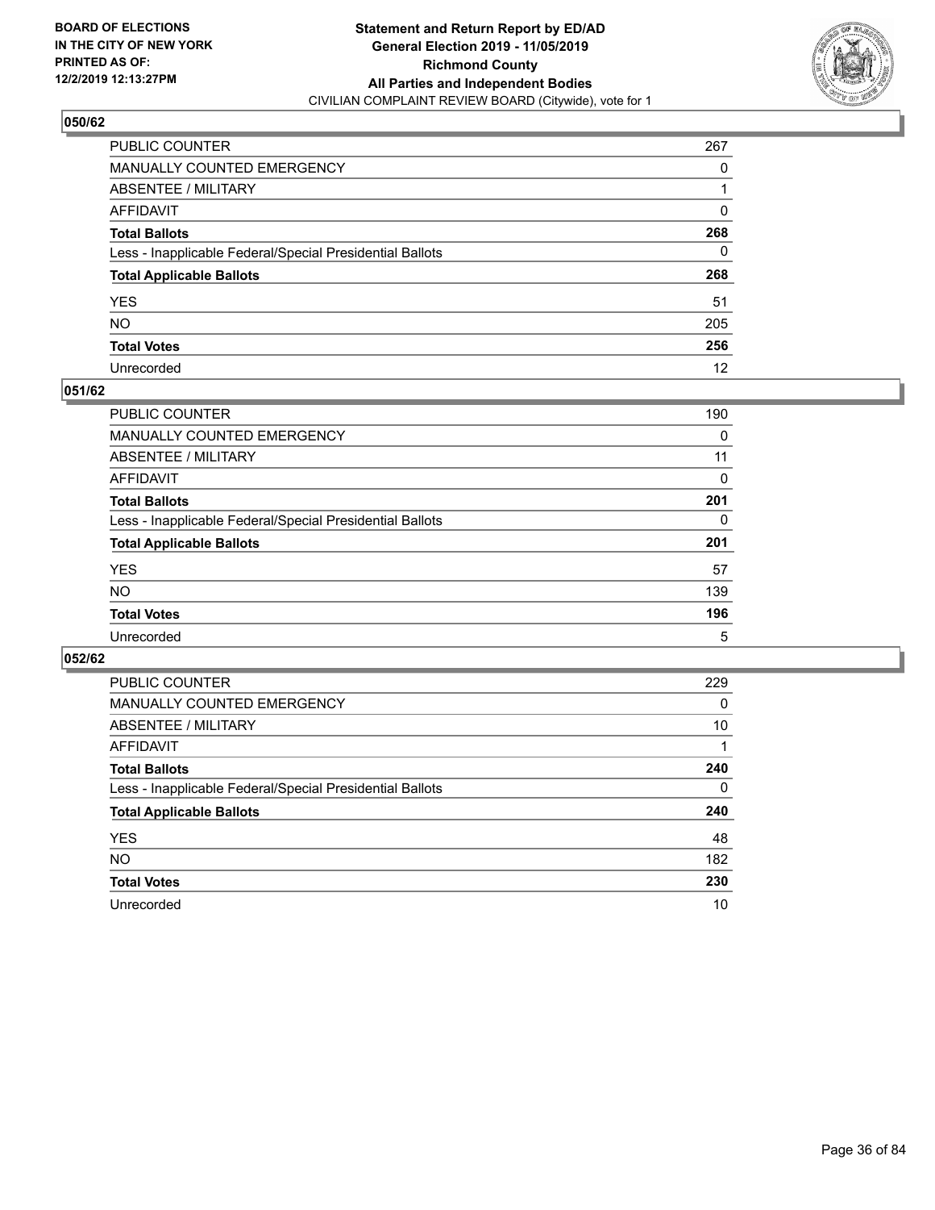BOARD OF ELECTIONS
IN THE CITY OF NEW YORK
PRINTED AS OF:
12/2/2019 12:13:27PM

**Statement and Return Report by ED/AD**
**General Election 2019 - 11/05/2019**
**Richmond County**
**All Parties and Independent Bodies**
CIVILIAN COMPLAINT REVIEW BOARD (Citywide), vote for 1

## 050/62

| | |
|---|---|
| PUBLIC COUNTER | 267 |
| MANUALLY COUNTED EMERGENCY | 0 |
| ABSENTEE / MILITARY | 1 |
| AFFIDAVIT | 0 |
| **Total Ballots** | **268** |
| Less - Inapplicable Federal/Special Presidential Ballots | 0 |
| **Total Applicable Ballots** | **268** |
| YES | 51 |
| NO | 205 |
| **Total Votes** | **256** |
| Unrecorded | 12 |

## 051/62

| | |
|---|---|
| PUBLIC COUNTER | 190 |
| MANUALLY COUNTED EMERGENCY | 0 |
| ABSENTEE / MILITARY | 11 |
| AFFIDAVIT | 0 |
| **Total Ballots** | **201** |
| Less - Inapplicable Federal/Special Presidential Ballots | 0 |
| **Total Applicable Ballots** | **201** |
| YES | 57 |
| NO | 139 |
| **Total Votes** | **196** |
| Unrecorded | 5 |

## 052/62

| | |
|---|---|
| PUBLIC COUNTER | 229 |
| MANUALLY COUNTED EMERGENCY | 0 |
| ABSENTEE / MILITARY | 10 |
| AFFIDAVIT | 1 |
| **Total Ballots** | **240** |
| Less - Inapplicable Federal/Special Presidential Ballots | 0 |
| **Total Applicable Ballots** | **240** |
| YES | 48 |
| NO | 182 |
| **Total Votes** | **230** |
| Unrecorded | 10 |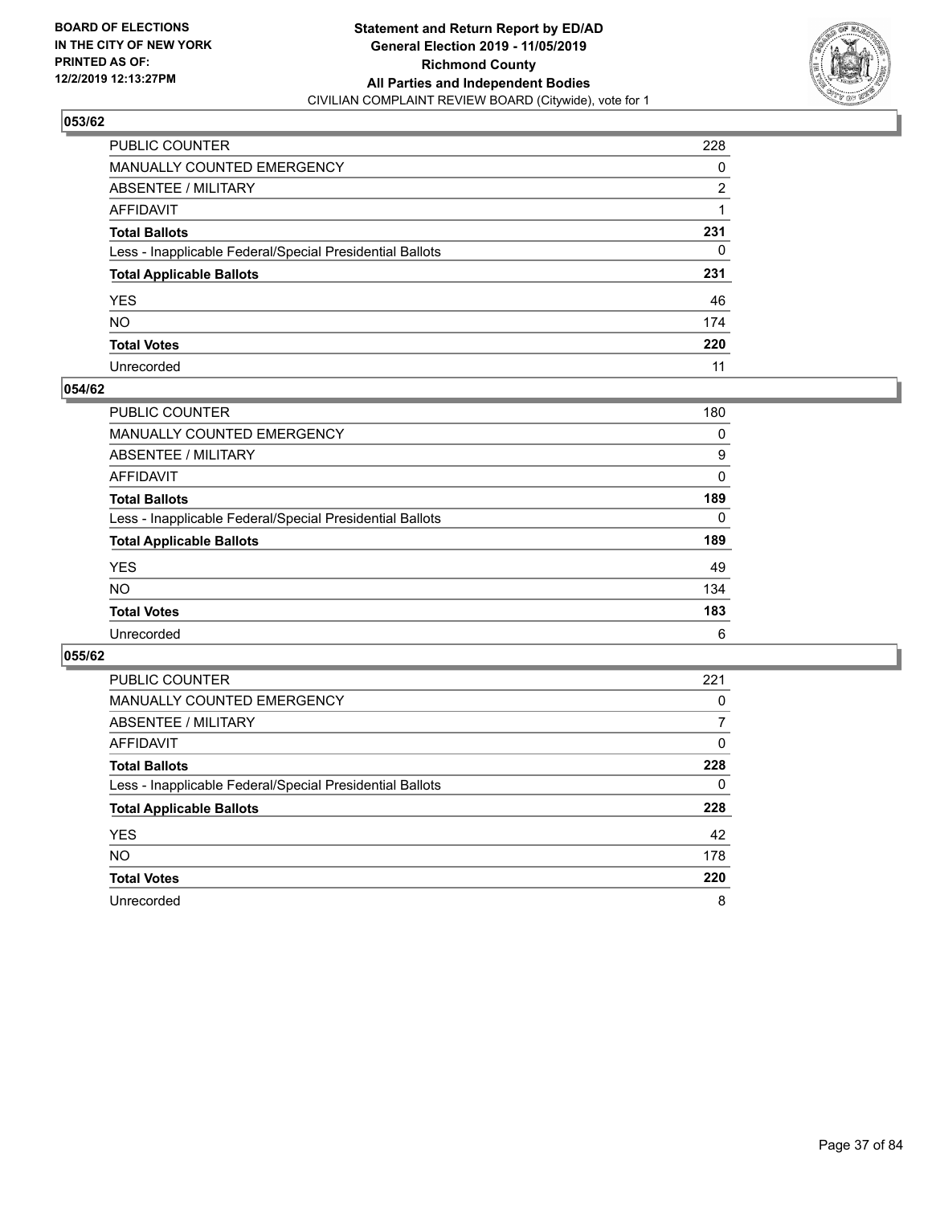BOARD OF ELECTIONS
IN THE CITY OF NEW YORK
PRINTED AS OF:
12/2/2019 12:13:27PM

**Statement and Return Report by ED/AD**
**General Election 2019 - 11/05/2019**
**Richmond County**
**All Parties and Independent Bodies**
CIVILIAN COMPLAINT REVIEW BOARD (Citywide), vote for 1

### 053/62

| | |
|---|---|
| PUBLIC COUNTER | 228 |
| MANUALLY COUNTED EMERGENCY | 0 |
| ABSENTEE / MILITARY | 2 |
| AFFIDAVIT | 1 |
| **Total Ballots** | **231** |
| Less - Inapplicable Federal/Special Presidential Ballots | 0 |
| **Total Applicable Ballots** | **231** |
| YES | 46 |
| NO | 174 |
| **Total Votes** | **220** |
| Unrecorded | 11 |

### 054/62

| | |
|---|---|
| PUBLIC COUNTER | 180 |
| MANUALLY COUNTED EMERGENCY | 0 |
| ABSENTEE / MILITARY | 9 |
| AFFIDAVIT | 0 |
| **Total Ballots** | **189** |
| Less - Inapplicable Federal/Special Presidential Ballots | 0 |
| **Total Applicable Ballots** | **189** |
| YES | 49 |
| NO | 134 |
| **Total Votes** | **183** |
| Unrecorded | 6 |

### 055/62

| | |
|---|---|
| PUBLIC COUNTER | 221 |
| MANUALLY COUNTED EMERGENCY | 0 |
| ABSENTEE / MILITARY | 7 |
| AFFIDAVIT | 0 |
| **Total Ballots** | **228** |
| Less - Inapplicable Federal/Special Presidential Ballots | 0 |
| **Total Applicable Ballots** | **228** |
| YES | 42 |
| NO | 178 |
| **Total Votes** | **220** |
| Unrecorded | 8 |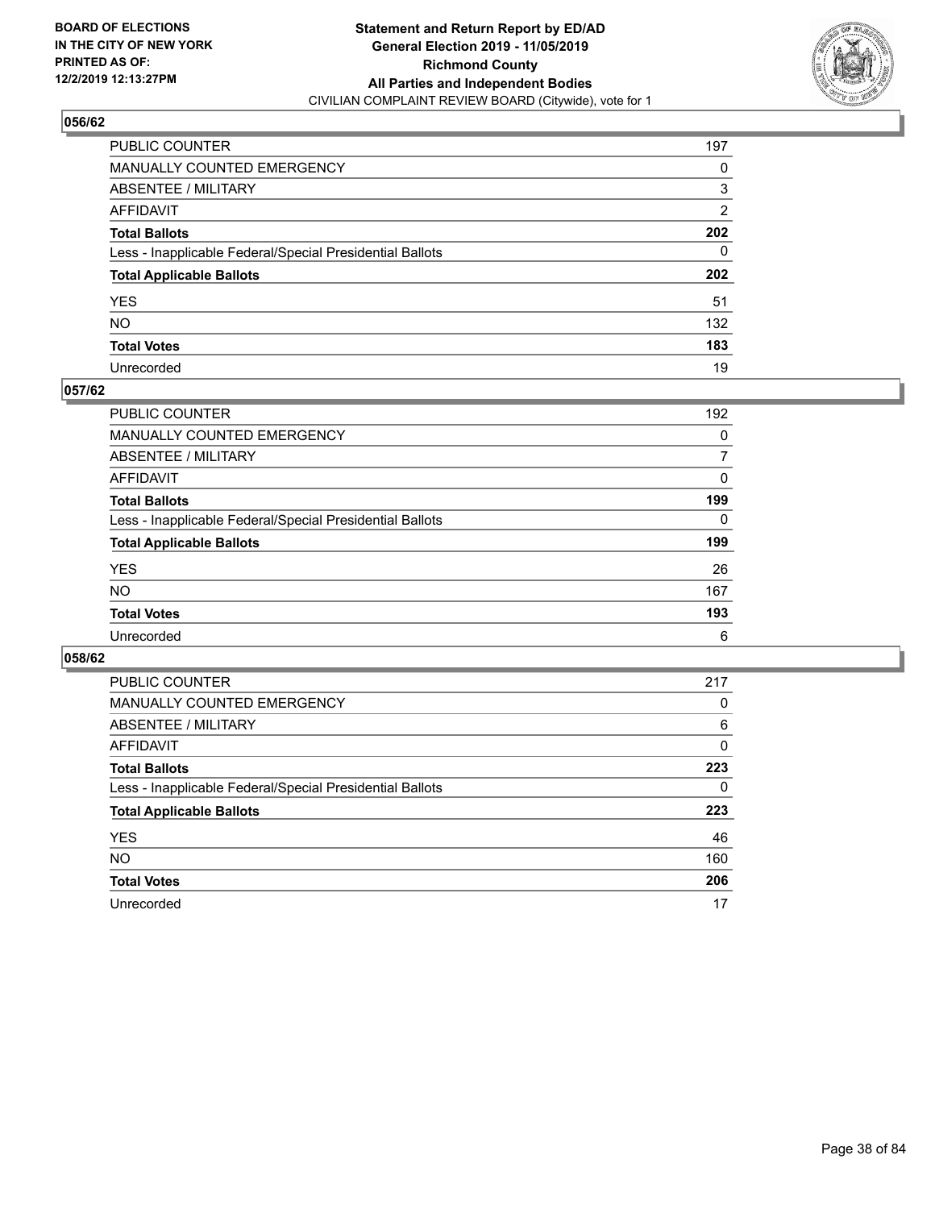BOARD OF ELECTIONS
IN THE CITY OF NEW YORK
PRINTED AS OF:
12/2/2019 12:13:27PM

**Statement and Return Report by ED/AD**
**General Election 2019 - 11/05/2019**
**Richmond County**
**All Parties and Independent Bodies**
CIVILIAN COMPLAINT REVIEW BOARD (Citywide), vote for 1

## 056/62

| | |
|---|---|
| PUBLIC COUNTER | 197 |
| MANUALLY COUNTED EMERGENCY | 0 |
| ABSENTEE / MILITARY | 3 |
| AFFIDAVIT | 2 |
| **Total Ballots** | **202** |
| Less - Inapplicable Federal/Special Presidential Ballots | 0 |
| **Total Applicable Ballots** | **202** |
| YES | 51 |
| NO | 132 |
| **Total Votes** | **183** |
| Unrecorded | 19 |

## 057/62

| | |
|---|---|
| PUBLIC COUNTER | 192 |
| MANUALLY COUNTED EMERGENCY | 0 |
| ABSENTEE / MILITARY | 7 |
| AFFIDAVIT | 0 |
| **Total Ballots** | **199** |
| Less - Inapplicable Federal/Special Presidential Ballots | 0 |
| **Total Applicable Ballots** | **199** |
| YES | 26 |
| NO | 167 |
| **Total Votes** | **193** |
| Unrecorded | 6 |

## 058/62

| | |
|---|---|
| PUBLIC COUNTER | 217 |
| MANUALLY COUNTED EMERGENCY | 0 |
| ABSENTEE / MILITARY | 6 |
| AFFIDAVIT | 0 |
| **Total Ballots** | **223** |
| Less - Inapplicable Federal/Special Presidential Ballots | 0 |
| **Total Applicable Ballots** | **223** |
| YES | 46 |
| NO | 160 |
| **Total Votes** | **206** |
| Unrecorded | 17 |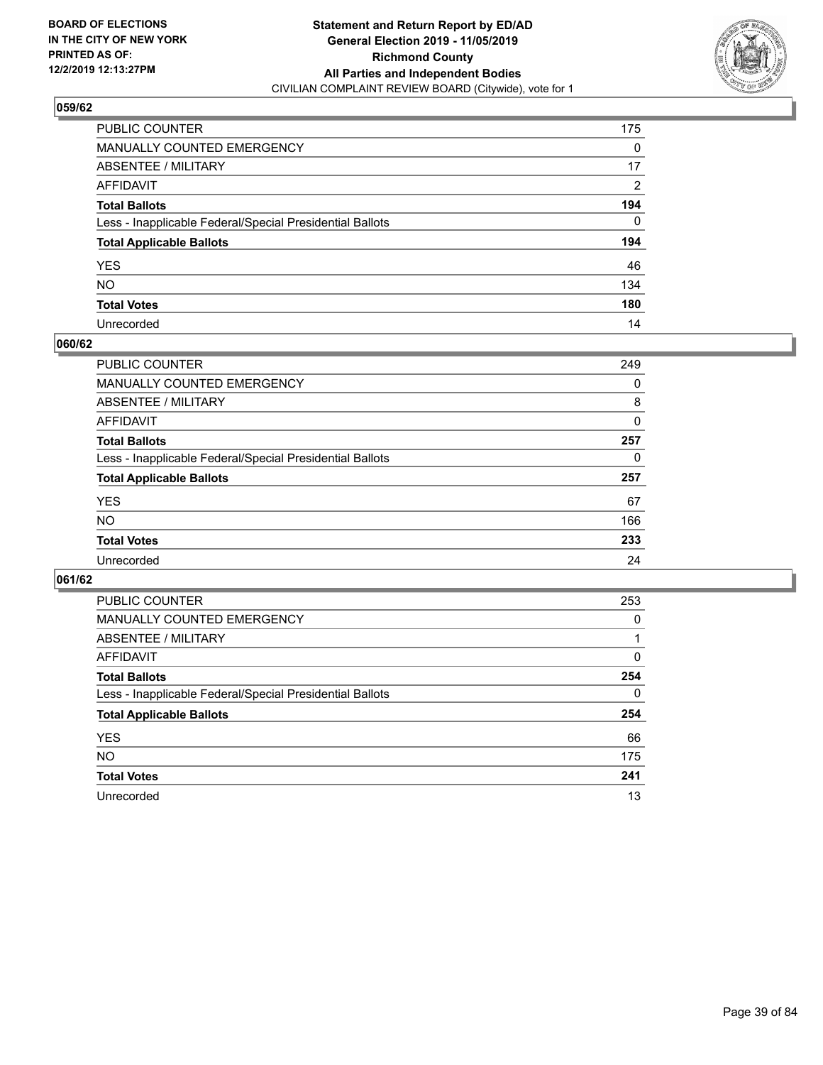**BOARD OF ELECTIONS IN THE CITY OF NEW YORK PRINTED AS OF: 12/2/2019 12:13:27PM**

**Statement and Return Report by ED/AD General Election 2019 - 11/05/2019 Richmond County All Parties and Independent Bodies**
CIVILIAN COMPLAINT REVIEW BOARD (Citywide), vote for 1

## 059/62

| | |
|---|---|
| PUBLIC COUNTER | 175 |
| MANUALLY COUNTED EMERGENCY | 0 |
| ABSENTEE / MILITARY | 17 |
| AFFIDAVIT | 2 |
| **Total Ballots** | **194** |
| Less - Inapplicable Federal/Special Presidential Ballots | 0 |
| **Total Applicable Ballots** | **194** |
| YES | 46 |
| NO | 134 |
| **Total Votes** | **180** |
| Unrecorded | 14 |

## 060/62

| | |
|---|---|
| PUBLIC COUNTER | 249 |
| MANUALLY COUNTED EMERGENCY | 0 |
| ABSENTEE / MILITARY | 8 |
| AFFIDAVIT | 0 |
| **Total Ballots** | **257** |
| Less - Inapplicable Federal/Special Presidential Ballots | 0 |
| **Total Applicable Ballots** | **257** |
| YES | 67 |
| NO | 166 |
| **Total Votes** | **233** |
| Unrecorded | 24 |

## 061/62

| | |
|---|---|
| PUBLIC COUNTER | 253 |
| MANUALLY COUNTED EMERGENCY | 0 |
| ABSENTEE / MILITARY | 1 |
| AFFIDAVIT | 0 |
| **Total Ballots** | **254** |
| Less - Inapplicable Federal/Special Presidential Ballots | 0 |
| **Total Applicable Ballots** | **254** |
| YES | 66 |
| NO | 175 |
| **Total Votes** | **241** |
| Unrecorded | 13 |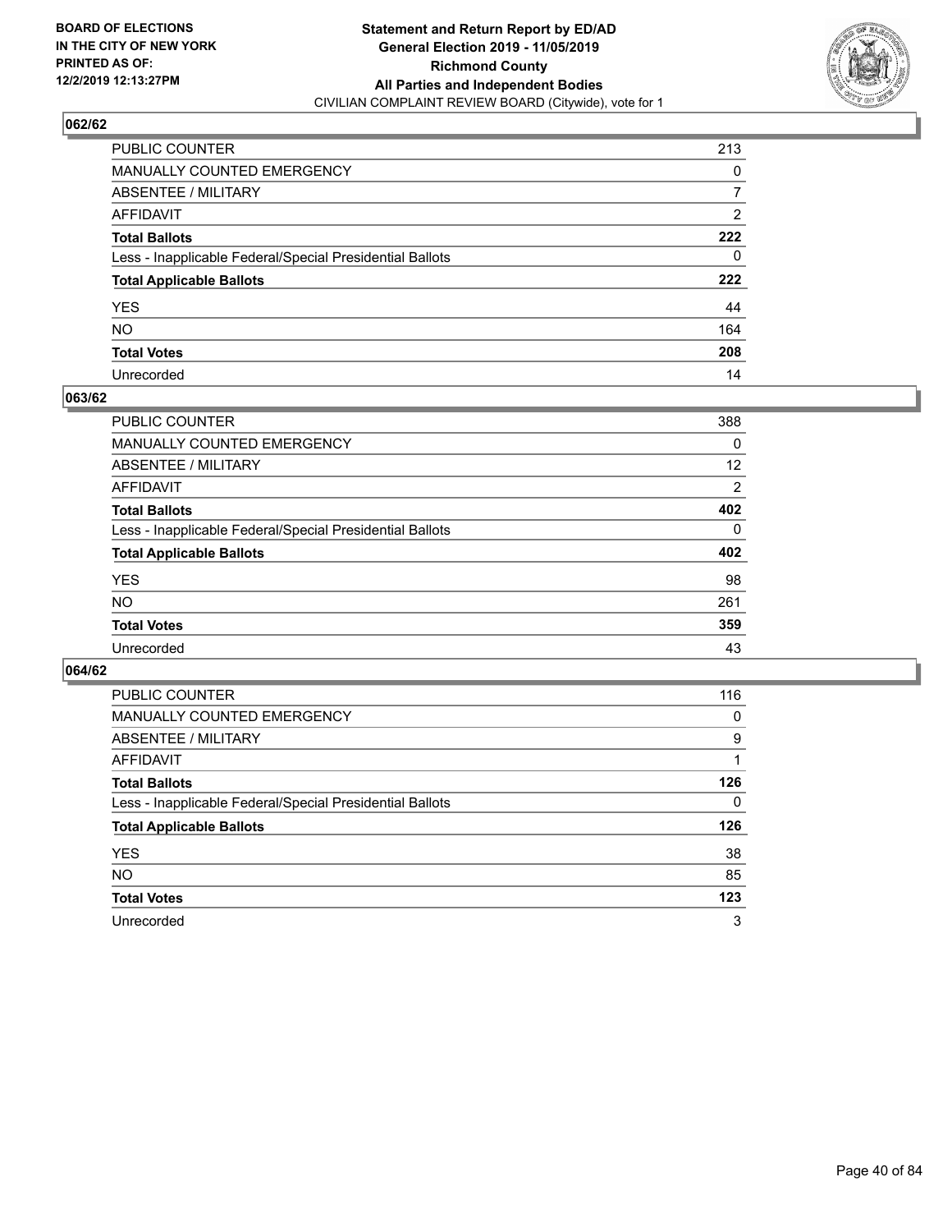BOARD OF ELECTIONS
IN THE CITY OF NEW YORK
PRINTED AS OF:
12/2/2019 12:13:27PM

**Statement and Return Report by ED/AD**
**General Election 2019 - 11/05/2019**
**Richmond County**
**All Parties and Independent Bodies**
CIVILIAN COMPLAINT REVIEW BOARD (Citywide), vote for 1

### 062/62

| | |
|---|---|
| PUBLIC COUNTER | 213 |
| MANUALLY COUNTED EMERGENCY | 0 |
| ABSENTEE / MILITARY | 7 |
| AFFIDAVIT | 2 |
| **Total Ballots** | **222** |
| Less - Inapplicable Federal/Special Presidential Ballots | 0 |
| **Total Applicable Ballots** | **222** |
| YES | 44 |
| NO | 164 |
| **Total Votes** | **208** |
| Unrecorded | 14 |

### 063/62

| | |
|---|---|
| PUBLIC COUNTER | 388 |
| MANUALLY COUNTED EMERGENCY | 0 |
| ABSENTEE / MILITARY | 12 |
| AFFIDAVIT | 2 |
| **Total Ballots** | **402** |
| Less - Inapplicable Federal/Special Presidential Ballots | 0 |
| **Total Applicable Ballots** | **402** |
| YES | 98 |
| NO | 261 |
| **Total Votes** | **359** |
| Unrecorded | 43 |

### 064/62

| | |
|---|---|
| PUBLIC COUNTER | 116 |
| MANUALLY COUNTED EMERGENCY | 0 |
| ABSENTEE / MILITARY | 9 |
| AFFIDAVIT | 1 |
| **Total Ballots** | **126** |
| Less - Inapplicable Federal/Special Presidential Ballots | 0 |
| **Total Applicable Ballots** | **126** |
| YES | 38 |
| NO | 85 |
| **Total Votes** | **123** |
| Unrecorded | 3 |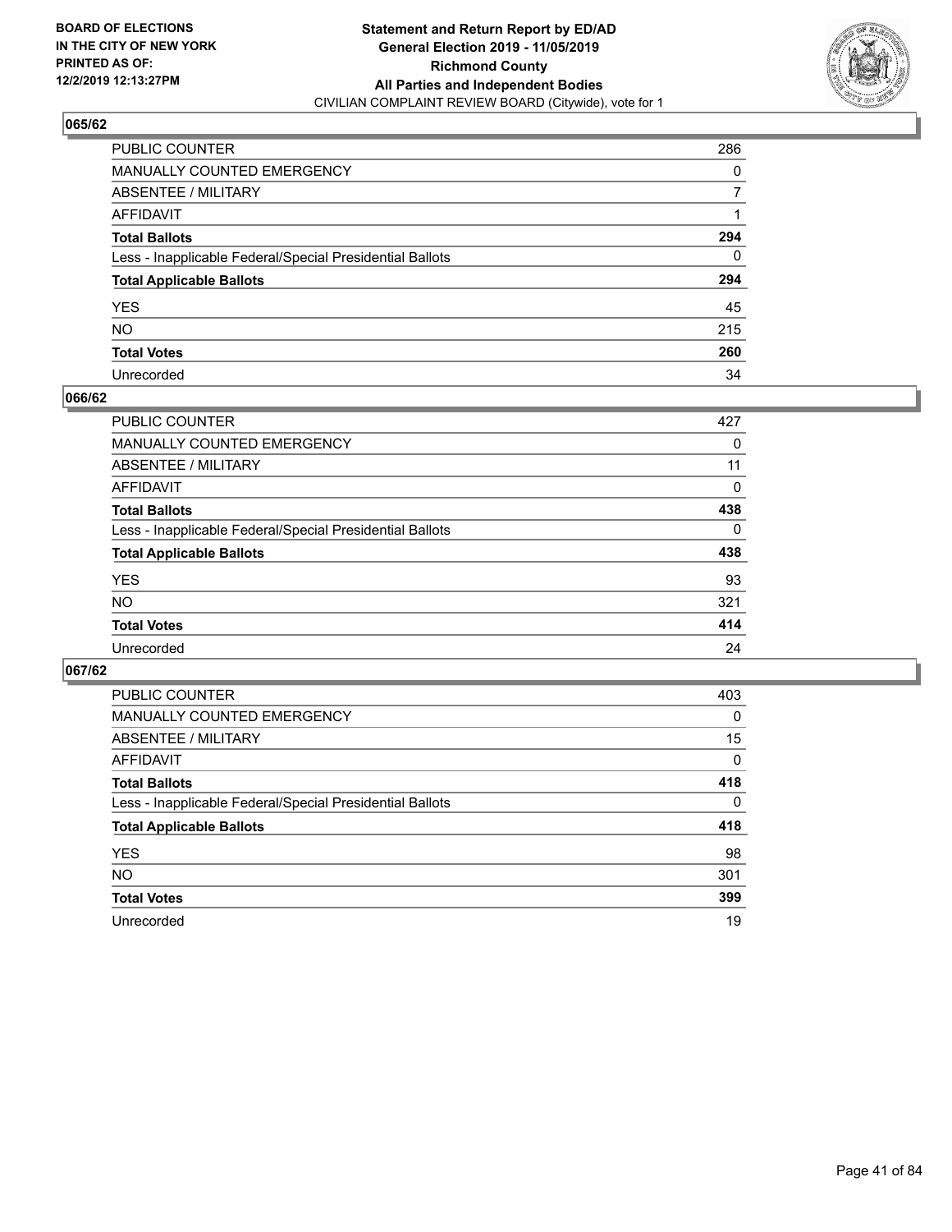BOARD OF ELECTIONS
IN THE CITY OF NEW YORK
PRINTED AS OF:
12/2/2019 12:13:27PM

**Statement and Return Report by ED/AD**
**General Election 2019 - 11/05/2019**
**Richmond County**
**All Parties and Independent Bodies**
CIVILIAN COMPLAINT REVIEW BOARD (Citywide), vote for 1

## 065/62

| | |
|---|---|
| PUBLIC COUNTER | 286 |
| MANUALLY COUNTED EMERGENCY | 0 |
| ABSENTEE / MILITARY | 7 |
| AFFIDAVIT | 1 |
| **Total Ballots** | **294** |
| Less - Inapplicable Federal/Special Presidential Ballots | 0 |
| **Total Applicable Ballots** | **294** |
| YES | 45 |
| NO | 215 |
| **Total Votes** | **260** |
| Unrecorded | 34 |

## 066/62

| | |
|---|---|
| PUBLIC COUNTER | 427 |
| MANUALLY COUNTED EMERGENCY | 0 |
| ABSENTEE / MILITARY | 11 |
| AFFIDAVIT | 0 |
| **Total Ballots** | **438** |
| Less - Inapplicable Federal/Special Presidential Ballots | 0 |
| **Total Applicable Ballots** | **438** |
| YES | 93 |
| NO | 321 |
| **Total Votes** | **414** |
| Unrecorded | 24 |

## 067/62

| | |
|---|---|
| PUBLIC COUNTER | 403 |
| MANUALLY COUNTED EMERGENCY | 0 |
| ABSENTEE / MILITARY | 15 |
| AFFIDAVIT | 0 |
| **Total Ballots** | **418** |
| Less - Inapplicable Federal/Special Presidential Ballots | 0 |
| **Total Applicable Ballots** | **418** |
| YES | 98 |
| NO | 301 |
| **Total Votes** | **399** |
| Unrecorded | 19 |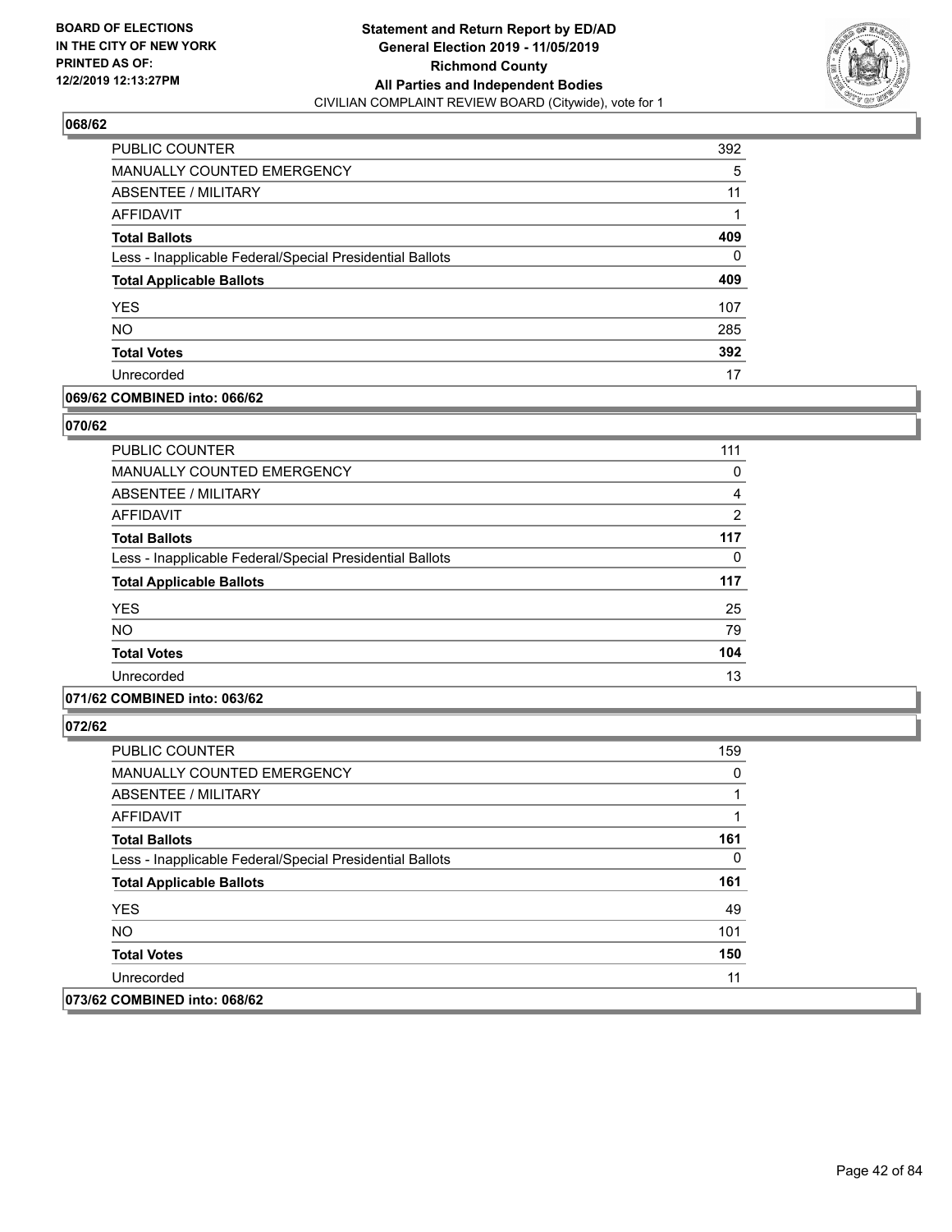## 068/62

| | |
|---|---|
| PUBLIC COUNTER | 392 |
| MANUALLY COUNTED EMERGENCY | 5 |
| ABSENTEE / MILITARY | 11 |
| AFFIDAVIT | 1 |
| **Total Ballots** | **409** |
| Less - Inapplicable Federal/Special Presidential Ballots | 0 |
| **Total Applicable Ballots** | **409** |
| YES | 107 |
| NO | 285 |
| **Total Votes** | **392** |
| Unrecorded | 17 |

## 069/62 COMBINED into: 066/62

## 070/62

| | |
|---|---|
| PUBLIC COUNTER | 111 |
| MANUALLY COUNTED EMERGENCY | 0 |
| ABSENTEE / MILITARY | 4 |
| AFFIDAVIT | 2 |
| **Total Ballots** | **117** |
| Less - Inapplicable Federal/Special Presidential Ballots | 0 |
| **Total Applicable Ballots** | **117** |
| YES | 25 |
| NO | 79 |
| **Total Votes** | **104** |
| Unrecorded | 13 |

## 071/62 COMBINED into: 063/62

## 072/62

| | |
|---|---|
| PUBLIC COUNTER | 159 |
| MANUALLY COUNTED EMERGENCY | 0 |
| ABSENTEE / MILITARY | 1 |
| AFFIDAVIT | 1 |
| **Total Ballots** | **161** |
| Less - Inapplicable Federal/Special Presidential Ballots | 0 |
| **Total Applicable Ballots** | **161** |
| YES | 49 |
| NO | 101 |
| **Total Votes** | **150** |
| Unrecorded | 11 |

## 073/62 COMBINED into: 068/62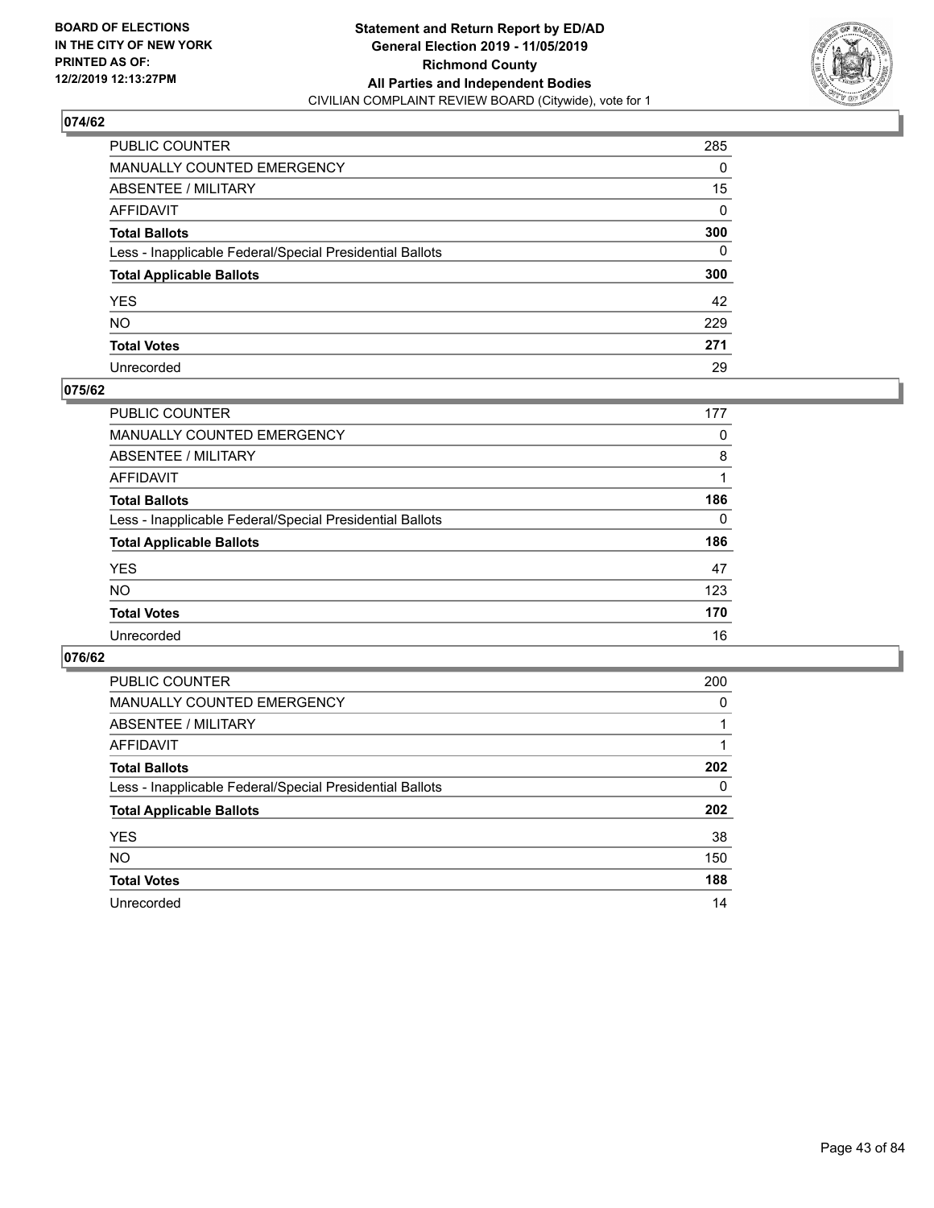## 074/62

| | |
|---|---|
| PUBLIC COUNTER | 285 |
| MANUALLY COUNTED EMERGENCY | 0 |
| ABSENTEE / MILITARY | 15 |
| AFFIDAVIT | 0 |
| **Total Ballots** | **300** |
| Less - Inapplicable Federal/Special Presidential Ballots | 0 |
| **Total Applicable Ballots** | **300** |
| YES | 42 |
| NO | 229 |
| **Total Votes** | **271** |
| Unrecorded | 29 |

## 075/62

| | |
|---|---|
| PUBLIC COUNTER | 177 |
| MANUALLY COUNTED EMERGENCY | 0 |
| ABSENTEE / MILITARY | 8 |
| AFFIDAVIT | 1 |
| **Total Ballots** | **186** |
| Less - Inapplicable Federal/Special Presidential Ballots | 0 |
| **Total Applicable Ballots** | **186** |
| YES | 47 |
| NO | 123 |
| **Total Votes** | **170** |
| Unrecorded | 16 |

## 076/62

| | |
|---|---|
| PUBLIC COUNTER | 200 |
| MANUALLY COUNTED EMERGENCY | 0 |
| ABSENTEE / MILITARY | 1 |
| AFFIDAVIT | 1 |
| **Total Ballots** | **202** |
| Less - Inapplicable Federal/Special Presidential Ballots | 0 |
| **Total Applicable Ballots** | **202** |
| YES | 38 |
| NO | 150 |
| **Total Votes** | **188** |
| Unrecorded | 14 |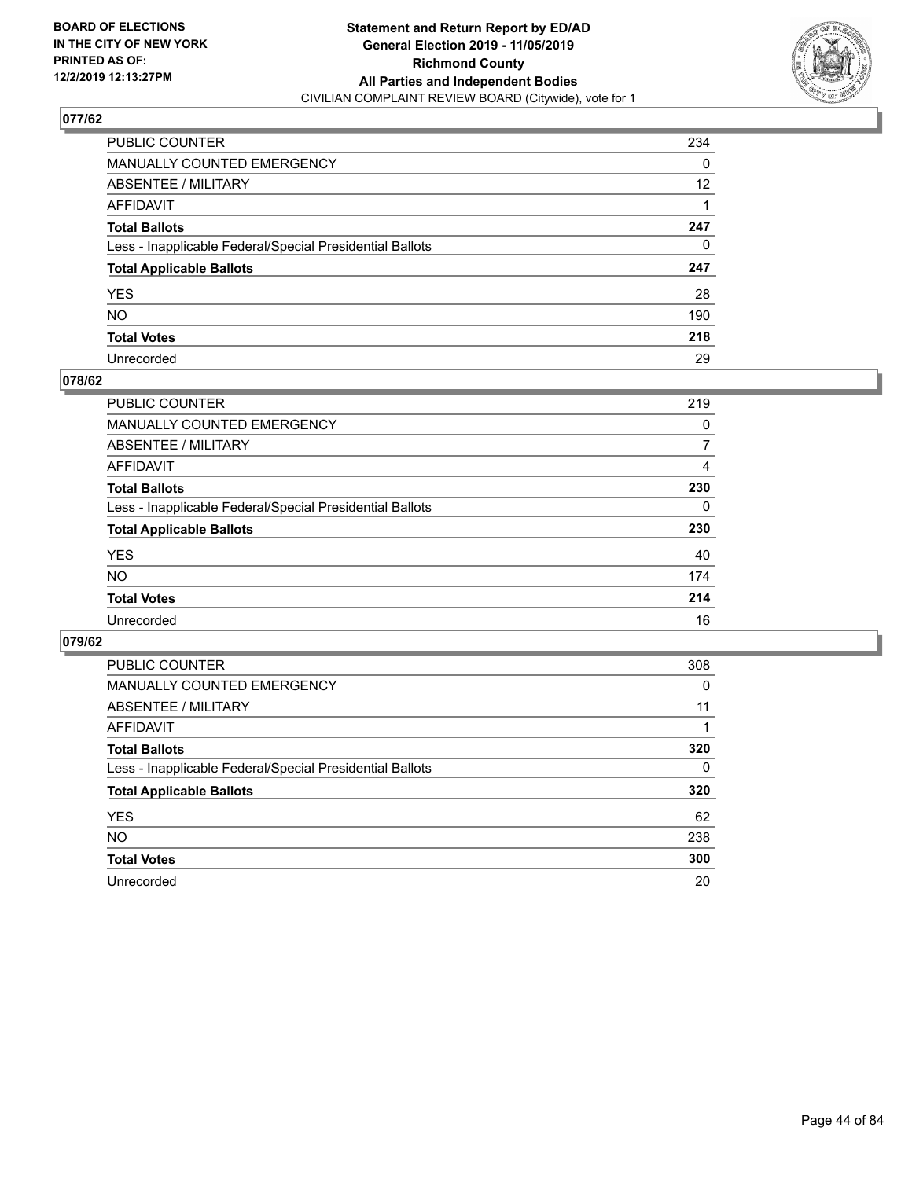BOARD OF ELECTIONS
IN THE CITY OF NEW YORK
PRINTED AS OF:
12/2/2019 12:13:27PM

**Statement and Return Report by ED/AD**
**General Election 2019 - 11/05/2019**
**Richmond County**
**All Parties and Independent Bodies**
CIVILIAN COMPLAINT REVIEW BOARD (Citywide), vote for 1

### 077/62

| | |
|---|---|
| PUBLIC COUNTER | 234 |
| MANUALLY COUNTED EMERGENCY | 0 |
| ABSENTEE / MILITARY | 12 |
| AFFIDAVIT | 1 |
| **Total Ballots** | **247** |
| Less - Inapplicable Federal/Special Presidential Ballots | 0 |
| **Total Applicable Ballots** | **247** |
| YES | 28 |
| NO | 190 |
| **Total Votes** | **218** |
| Unrecorded | 29 |

### 078/62

| | |
|---|---|
| PUBLIC COUNTER | 219 |
| MANUALLY COUNTED EMERGENCY | 0 |
| ABSENTEE / MILITARY | 7 |
| AFFIDAVIT | 4 |
| **Total Ballots** | **230** |
| Less - Inapplicable Federal/Special Presidential Ballots | 0 |
| **Total Applicable Ballots** | **230** |
| YES | 40 |
| NO | 174 |
| **Total Votes** | **214** |
| Unrecorded | 16 |

### 079/62

| | |
|---|---|
| PUBLIC COUNTER | 308 |
| MANUALLY COUNTED EMERGENCY | 0 |
| ABSENTEE / MILITARY | 11 |
| AFFIDAVIT | 1 |
| **Total Ballots** | **320** |
| Less - Inapplicable Federal/Special Presidential Ballots | 0 |
| **Total Applicable Ballots** | **320** |
| YES | 62 |
| NO | 238 |
| **Total Votes** | **300** |
| Unrecorded | 20 |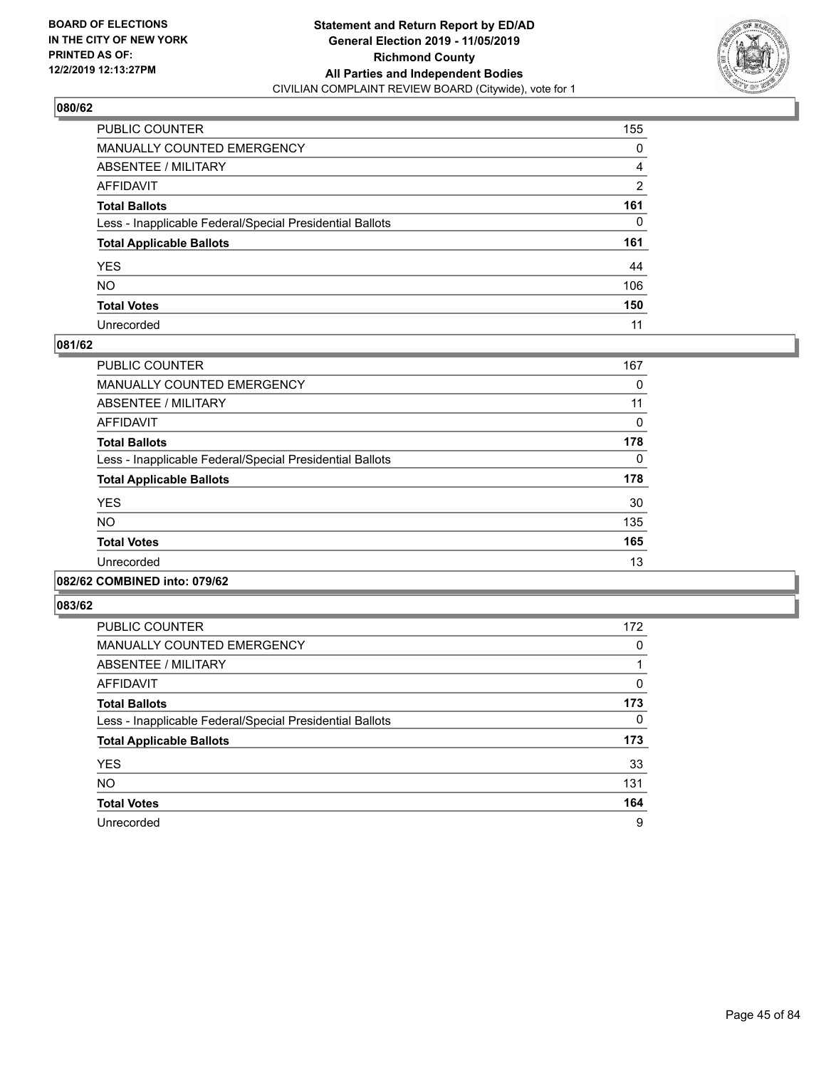**BOARD OF ELECTIONS IN THE CITY OF NEW YORK PRINTED AS OF: 12/2/2019 12:13:27PM**

**Statement and Return Report by ED/AD General Election 2019 - 11/05/2019 Richmond County All Parties and Independent Bodies**

CIVILIAN COMPLAINT REVIEW BOARD (Citywide), vote for 1

## 080/62

| | |
|---|---|
| PUBLIC COUNTER | 155 |
| MANUALLY COUNTED EMERGENCY | 0 |
| ABSENTEE / MILITARY | 4 |
| AFFIDAVIT | 2 |
| **Total Ballots** | **161** |
| Less - Inapplicable Federal/Special Presidential Ballots | 0 |
| **Total Applicable Ballots** | **161** |
| YES | 44 |
| NO | 106 |
| **Total Votes** | **150** |
| Unrecorded | 11 |

## 081/62

| | |
|---|---|
| PUBLIC COUNTER | 167 |
| MANUALLY COUNTED EMERGENCY | 0 |
| ABSENTEE / MILITARY | 11 |
| AFFIDAVIT | 0 |
| **Total Ballots** | **178** |
| Less - Inapplicable Federal/Special Presidential Ballots | 0 |
| **Total Applicable Ballots** | **178** |
| YES | 30 |
| NO | 135 |
| **Total Votes** | **165** |
| Unrecorded | 13 |

## 082/62 COMBINED into: 079/62

## 083/62

| | |
|---|---|
| PUBLIC COUNTER | 172 |
| MANUALLY COUNTED EMERGENCY | 0 |
| ABSENTEE / MILITARY | 1 |
| AFFIDAVIT | 0 |
| **Total Ballots** | **173** |
| Less - Inapplicable Federal/Special Presidential Ballots | 0 |
| **Total Applicable Ballots** | **173** |
| YES | 33 |
| NO | 131 |
| **Total Votes** | **164** |
| Unrecorded | 9 |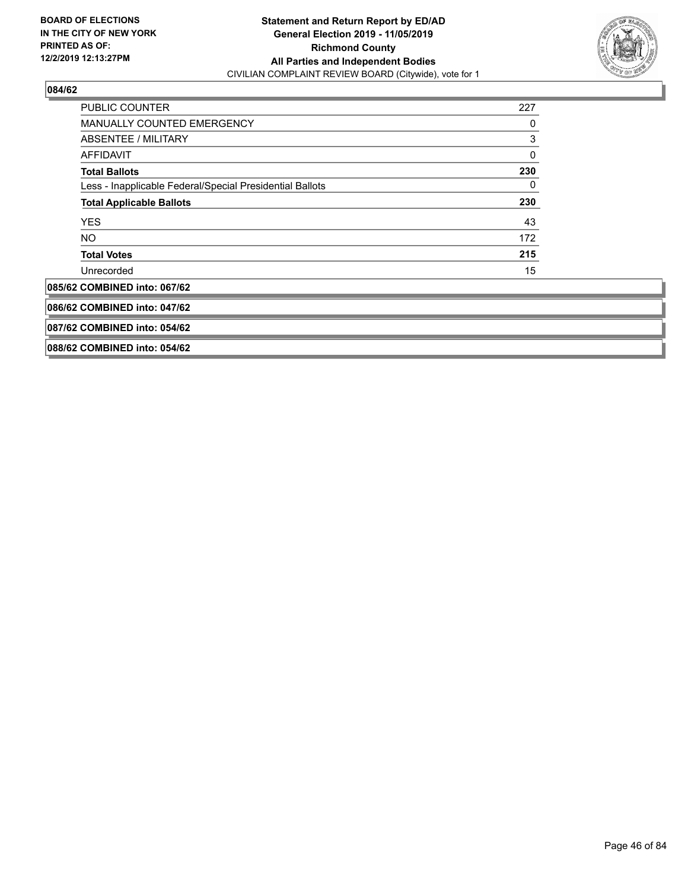## 084/62

| | |
|---|---|
| PUBLIC COUNTER | 227 |
| MANUALLY COUNTED EMERGENCY | 0 |
| ABSENTEE / MILITARY | 3 |
| AFFIDAVIT | 0 |
| **Total Ballots** | **230** |
| Less - Inapplicable Federal/Special Presidential Ballots | 0 |
| **Total Applicable Ballots** | **230** |
| YES | 43 |
| NO | 172 |
| **Total Votes** | **215** |
| Unrecorded | 15 |

## 085/62 COMBINED into: 067/62

## 086/62 COMBINED into: 047/62

## 087/62 COMBINED into: 054/62

## 088/62 COMBINED into: 054/62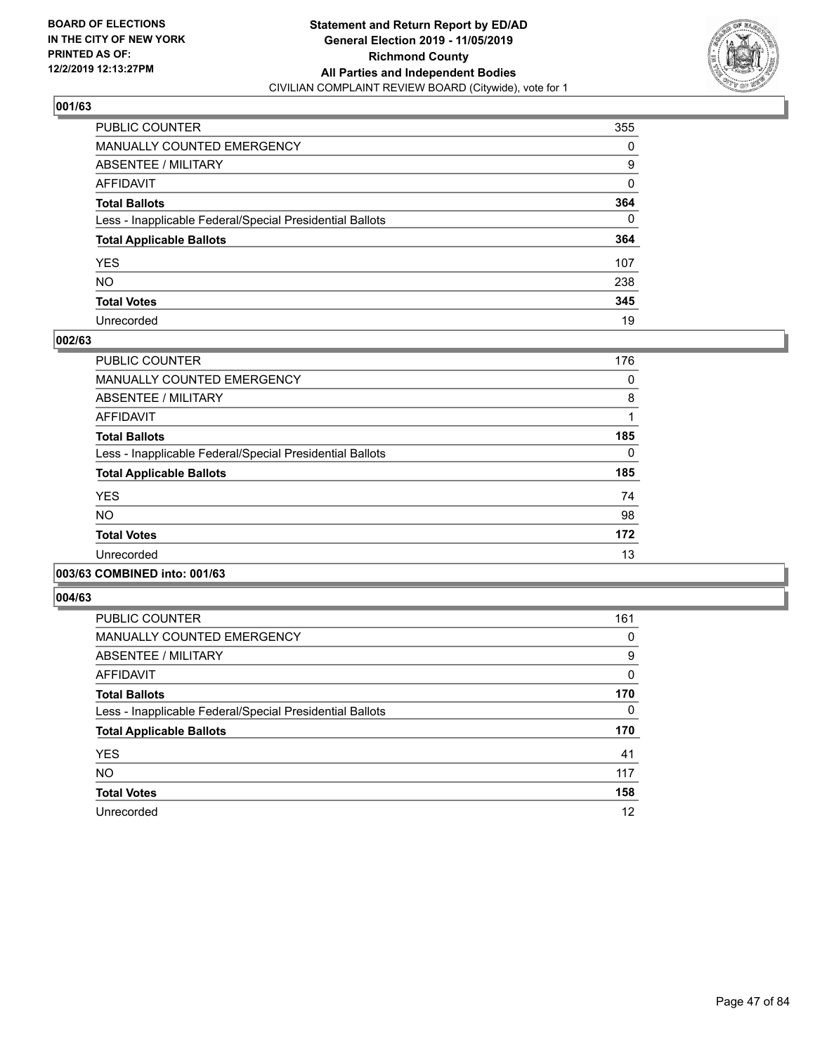BOARD OF ELECTIONS
IN THE CITY OF NEW YORK
PRINTED AS OF:
12/2/2019 12:13:27PM

**Statement and Return Report by ED/AD**
**General Election 2019 - 11/05/2019**
**Richmond County**
**All Parties and Independent Bodies**
CIVILIAN COMPLAINT REVIEW BOARD (Citywide), vote for 1

### 001/63

| | |
|---|---|
| PUBLIC COUNTER | 355 |
| MANUALLY COUNTED EMERGENCY | 0 |
| ABSENTEE / MILITARY | 9 |
| AFFIDAVIT | 0 |
| **Total Ballots** | **364** |
| Less - Inapplicable Federal/Special Presidential Ballots | 0 |
| **Total Applicable Ballots** | **364** |
| YES | 107 |
| NO | 238 |
| **Total Votes** | **345** |
| Unrecorded | 19 |

### 002/63

| | |
|---|---|
| PUBLIC COUNTER | 176 |
| MANUALLY COUNTED EMERGENCY | 0 |
| ABSENTEE / MILITARY | 8 |
| AFFIDAVIT | 1 |
| **Total Ballots** | **185** |
| Less - Inapplicable Federal/Special Presidential Ballots | 0 |
| **Total Applicable Ballots** | **185** |
| YES | 74 |
| NO | 98 |
| **Total Votes** | **172** |
| Unrecorded | 13 |

### 003/63 COMBINED into: 001/63

### 004/63

| | |
|---|---|
| PUBLIC COUNTER | 161 |
| MANUALLY COUNTED EMERGENCY | 0 |
| ABSENTEE / MILITARY | 9 |
| AFFIDAVIT | 0 |
| **Total Ballots** | **170** |
| Less - Inapplicable Federal/Special Presidential Ballots | 0 |
| **Total Applicable Ballots** | **170** |
| YES | 41 |
| NO | 117 |
| **Total Votes** | **158** |
| Unrecorded | 12 |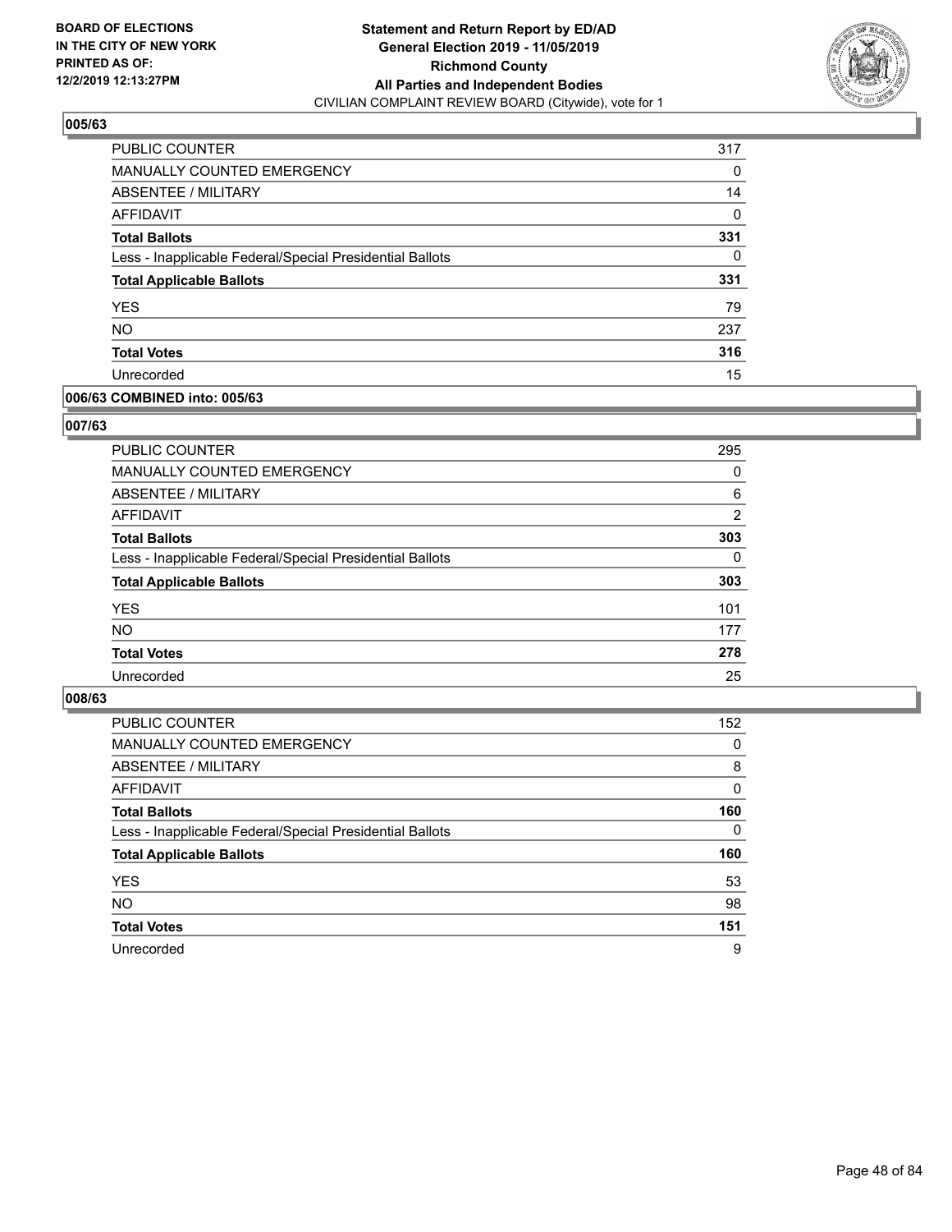**BOARD OF ELECTIONS IN THE CITY OF NEW YORK PRINTED AS OF: 12/2/2019 12:13:27PM**

**Statement and Return Report by ED/AD General Election 2019 - 11/05/2019 Richmond County All Parties and Independent Bodies**
CIVILIAN COMPLAINT REVIEW BOARD (Citywide), vote for 1

### 005/63

| | |
|---|---|
| PUBLIC COUNTER | 317 |
| MANUALLY COUNTED EMERGENCY | 0 |
| ABSENTEE / MILITARY | 14 |
| AFFIDAVIT | 0 |
| **Total Ballots** | **331** |
| Less - Inapplicable Federal/Special Presidential Ballots | 0 |
| **Total Applicable Ballots** | **331** |
| YES | 79 |
| NO | 237 |
| **Total Votes** | **316** |
| Unrecorded | 15 |

### 006/63 COMBINED into: 005/63

### 007/63

| | |
|---|---|
| PUBLIC COUNTER | 295 |
| MANUALLY COUNTED EMERGENCY | 0 |
| ABSENTEE / MILITARY | 6 |
| AFFIDAVIT | 2 |
| **Total Ballots** | **303** |
| Less - Inapplicable Federal/Special Presidential Ballots | 0 |
| **Total Applicable Ballots** | **303** |
| YES | 101 |
| NO | 177 |
| **Total Votes** | **278** |
| Unrecorded | 25 |

### 008/63

| | |
|---|---|
| PUBLIC COUNTER | 152 |
| MANUALLY COUNTED EMERGENCY | 0 |
| ABSENTEE / MILITARY | 8 |
| AFFIDAVIT | 0 |
| **Total Ballots** | **160** |
| Less - Inapplicable Federal/Special Presidential Ballots | 0 |
| **Total Applicable Ballots** | **160** |
| YES | 53 |
| NO | 98 |
| **Total Votes** | **151** |
| Unrecorded | 9 |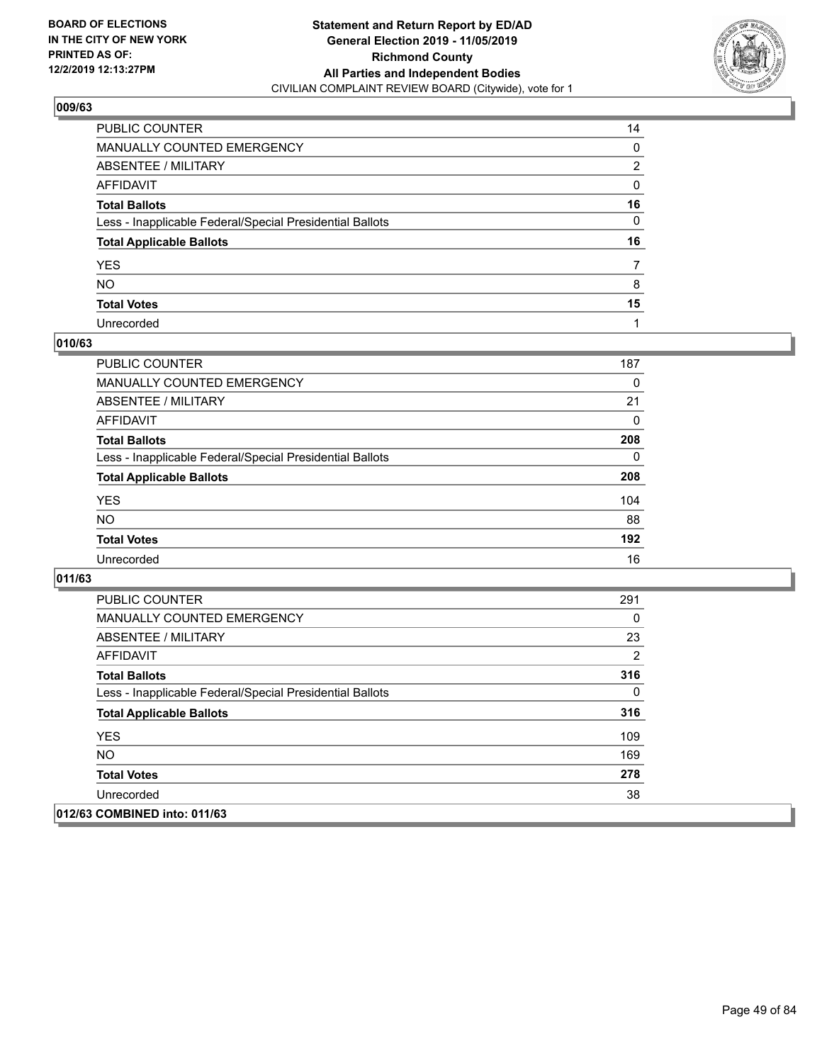## 009/63

| | |
|---|---|
| PUBLIC COUNTER | 14 |
| MANUALLY COUNTED EMERGENCY | 0 |
| ABSENTEE / MILITARY | 2 |
| AFFIDAVIT | 0 |
| **Total Ballots** | **16** |
| Less - Inapplicable Federal/Special Presidential Ballots | 0 |
| **Total Applicable Ballots** | **16** |
| YES | 7 |
| NO | 8 |
| **Total Votes** | **15** |
| Unrecorded | 1 |

## 010/63

| | |
|---|---|
| PUBLIC COUNTER | 187 |
| MANUALLY COUNTED EMERGENCY | 0 |
| ABSENTEE / MILITARY | 21 |
| AFFIDAVIT | 0 |
| **Total Ballots** | **208** |
| Less - Inapplicable Federal/Special Presidential Ballots | 0 |
| **Total Applicable Ballots** | **208** |
| YES | 104 |
| NO | 88 |
| **Total Votes** | **192** |
| Unrecorded | 16 |

## 011/63

| | |
|---|---|
| PUBLIC COUNTER | 291 |
| MANUALLY COUNTED EMERGENCY | 0 |
| ABSENTEE / MILITARY | 23 |
| AFFIDAVIT | 2 |
| **Total Ballots** | **316** |
| Less - Inapplicable Federal/Special Presidential Ballots | 0 |
| **Total Applicable Ballots** | **316** |
| YES | 109 |
| NO | 169 |
| **Total Votes** | **278** |
| Unrecorded | 38 |

## 012/63 COMBINED into: 011/63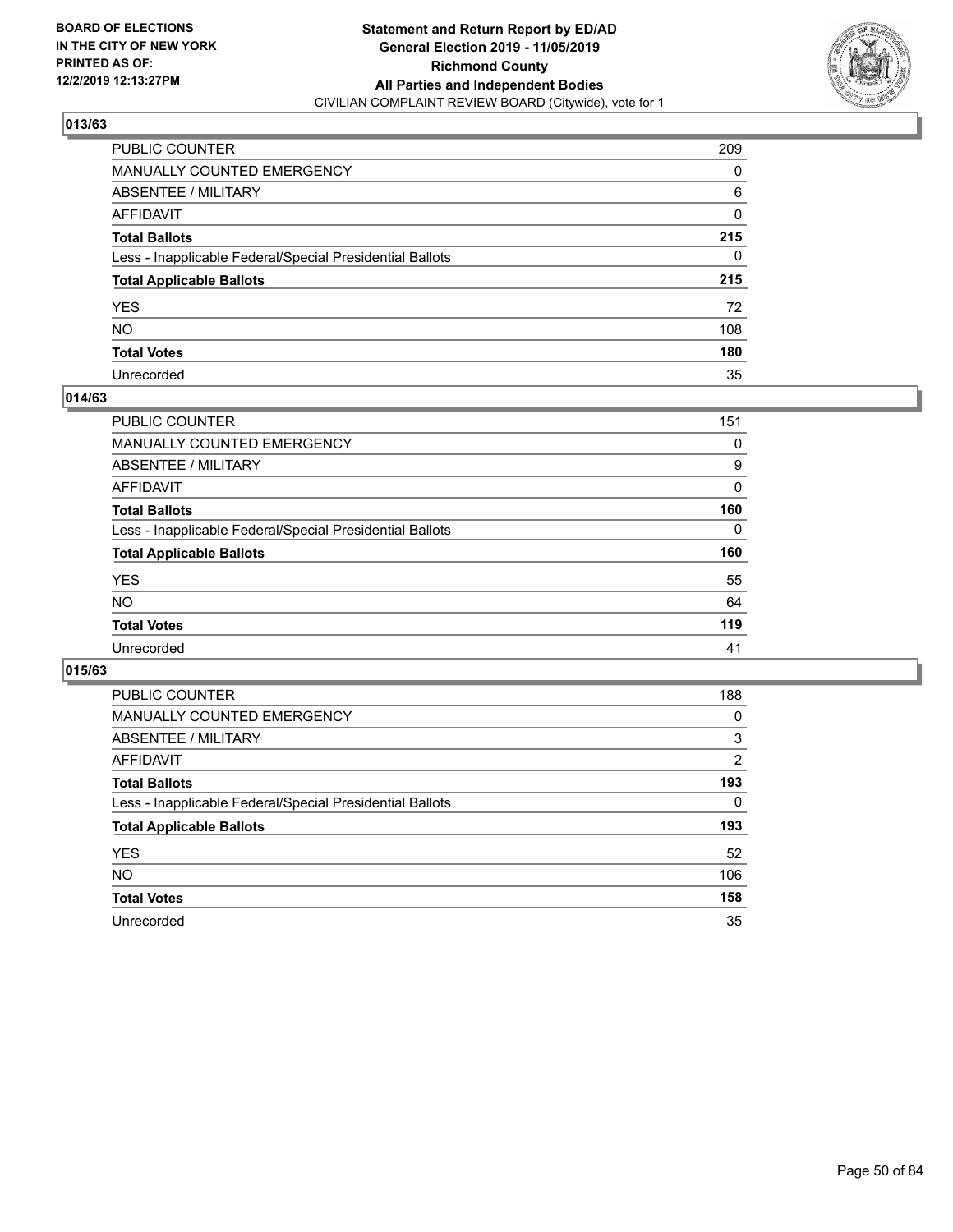BOARD OF ELECTIONS
IN THE CITY OF NEW YORK
PRINTED AS OF:
12/2/2019 12:13:27PM

**Statement and Return Report by ED/AD**
**General Election 2019 - 11/05/2019**
**Richmond County**
**All Parties and Independent Bodies**
CIVILIAN COMPLAINT REVIEW BOARD (Citywide), vote for 1

### 013/63

| | |
|---|---|
| PUBLIC COUNTER | 209 |
| MANUALLY COUNTED EMERGENCY | 0 |
| ABSENTEE / MILITARY | 6 |
| AFFIDAVIT | 0 |
| **Total Ballots** | **215** |
| Less - Inapplicable Federal/Special Presidential Ballots | 0 |
| **Total Applicable Ballots** | **215** |
| YES | 72 |
| NO | 108 |
| **Total Votes** | **180** |
| Unrecorded | 35 |

### 014/63

| | |
|---|---|
| PUBLIC COUNTER | 151 |
| MANUALLY COUNTED EMERGENCY | 0 |
| ABSENTEE / MILITARY | 9 |
| AFFIDAVIT | 0 |
| **Total Ballots** | **160** |
| Less - Inapplicable Federal/Special Presidential Ballots | 0 |
| **Total Applicable Ballots** | **160** |
| YES | 55 |
| NO | 64 |
| **Total Votes** | **119** |
| Unrecorded | 41 |

### 015/63

| | |
|---|---|
| PUBLIC COUNTER | 188 |
| MANUALLY COUNTED EMERGENCY | 0 |
| ABSENTEE / MILITARY | 3 |
| AFFIDAVIT | 2 |
| **Total Ballots** | **193** |
| Less - Inapplicable Federal/Special Presidential Ballots | 0 |
| **Total Applicable Ballots** | **193** |
| YES | 52 |
| NO | 106 |
| **Total Votes** | **158** |
| Unrecorded | 35 |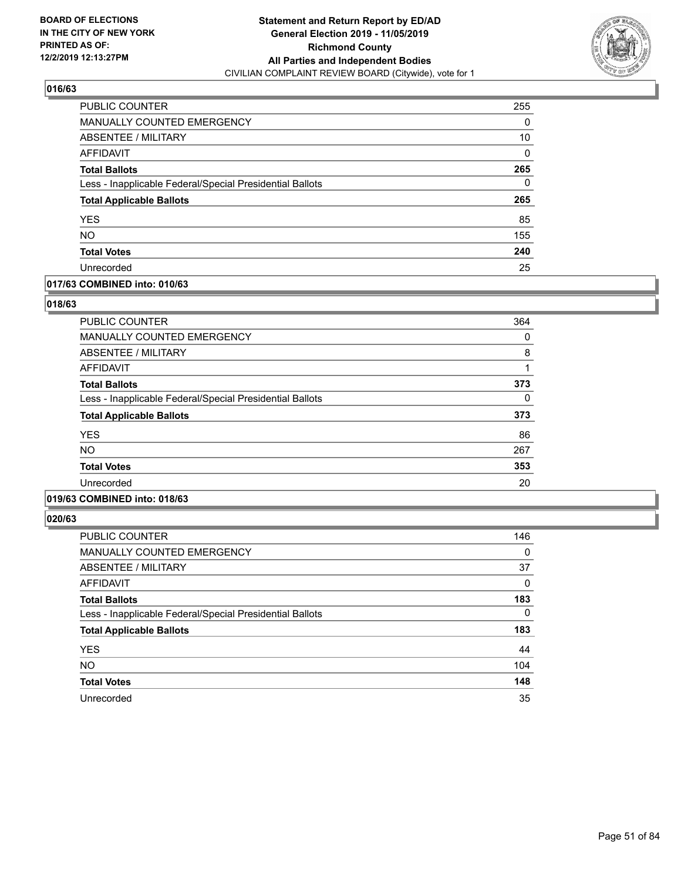## 016/63

| | |
|---|---|
| PUBLIC COUNTER | 255 |
| MANUALLY COUNTED EMERGENCY | 0 |
| ABSENTEE / MILITARY | 10 |
| AFFIDAVIT | 0 |
| **Total Ballots** | **265** |
| Less - Inapplicable Federal/Special Presidential Ballots | 0 |
| **Total Applicable Ballots** | **265** |
| YES | 85 |
| NO | 155 |
| **Total Votes** | **240** |
| Unrecorded | 25 |

## 017/63 COMBINED into: 010/63

## 018/63

| | |
|---|---|
| PUBLIC COUNTER | 364 |
| MANUALLY COUNTED EMERGENCY | 0 |
| ABSENTEE / MILITARY | 8 |
| AFFIDAVIT | 1 |
| **Total Ballots** | **373** |
| Less - Inapplicable Federal/Special Presidential Ballots | 0 |
| **Total Applicable Ballots** | **373** |
| YES | 86 |
| NO | 267 |
| **Total Votes** | **353** |
| Unrecorded | 20 |

## 019/63 COMBINED into: 018/63

## 020/63

| | |
|---|---|
| PUBLIC COUNTER | 146 |
| MANUALLY COUNTED EMERGENCY | 0 |
| ABSENTEE / MILITARY | 37 |
| AFFIDAVIT | 0 |
| **Total Ballots** | **183** |
| Less - Inapplicable Federal/Special Presidential Ballots | 0 |
| **Total Applicable Ballots** | **183** |
| YES | 44 |
| NO | 104 |
| **Total Votes** | **148** |
| Unrecorded | 35 |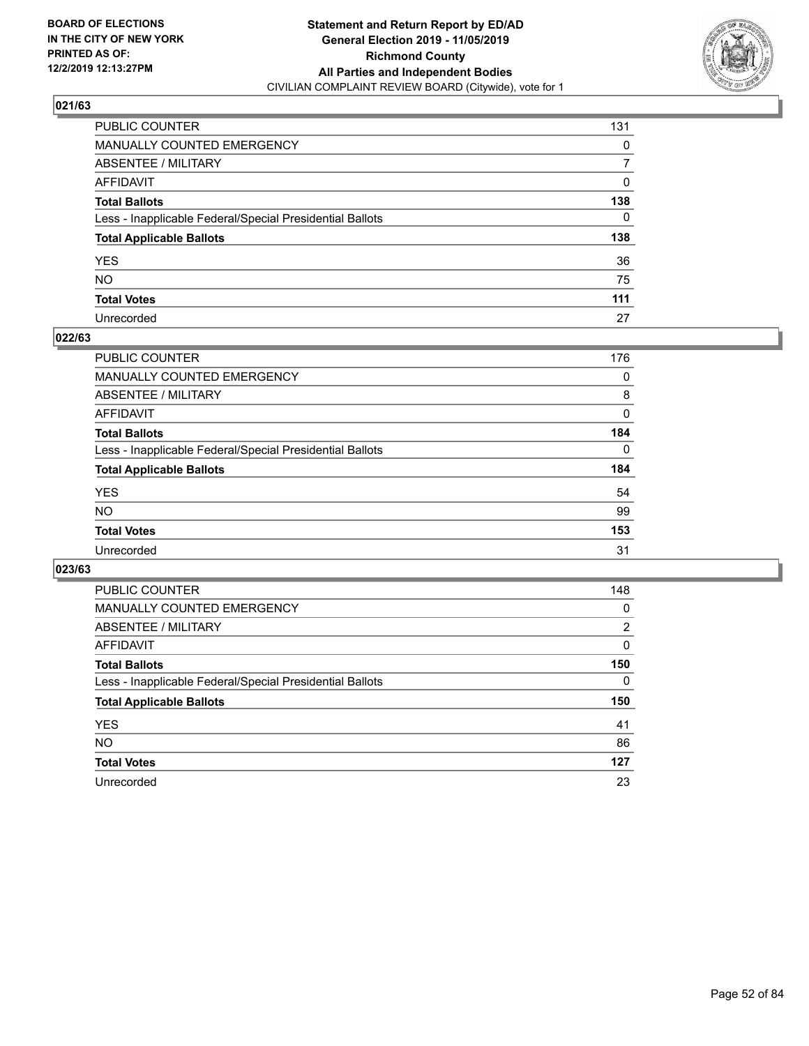**BOARD OF ELECTIONS IN THE CITY OF NEW YORK PRINTED AS OF: 12/2/2019 12:13:27PM**

**Statement and Return Report by ED/AD General Election 2019 - 11/05/2019 Richmond County All Parties and Independent Bodies**
CIVILIAN COMPLAINT REVIEW BOARD (Citywide), vote for 1

### 021/63

| | |
|---|---|
| PUBLIC COUNTER | 131 |
| MANUALLY COUNTED EMERGENCY | 0 |
| ABSENTEE / MILITARY | 7 |
| AFFIDAVIT | 0 |
| **Total Ballots** | **138** |
| Less - Inapplicable Federal/Special Presidential Ballots | 0 |
| **Total Applicable Ballots** | **138** |
| YES | 36 |
| NO | 75 |
| **Total Votes** | **111** |
| Unrecorded | 27 |

### 022/63

| | |
|---|---|
| PUBLIC COUNTER | 176 |
| MANUALLY COUNTED EMERGENCY | 0 |
| ABSENTEE / MILITARY | 8 |
| AFFIDAVIT | 0 |
| **Total Ballots** | **184** |
| Less - Inapplicable Federal/Special Presidential Ballots | 0 |
| **Total Applicable Ballots** | **184** |
| YES | 54 |
| NO | 99 |
| **Total Votes** | **153** |
| Unrecorded | 31 |

### 023/63

| | |
|---|---|
| PUBLIC COUNTER | 148 |
| MANUALLY COUNTED EMERGENCY | 0 |
| ABSENTEE / MILITARY | 2 |
| AFFIDAVIT | 0 |
| **Total Ballots** | **150** |
| Less - Inapplicable Federal/Special Presidential Ballots | 0 |
| **Total Applicable Ballots** | **150** |
| YES | 41 |
| NO | 86 |
| **Total Votes** | **127** |
| Unrecorded | 23 |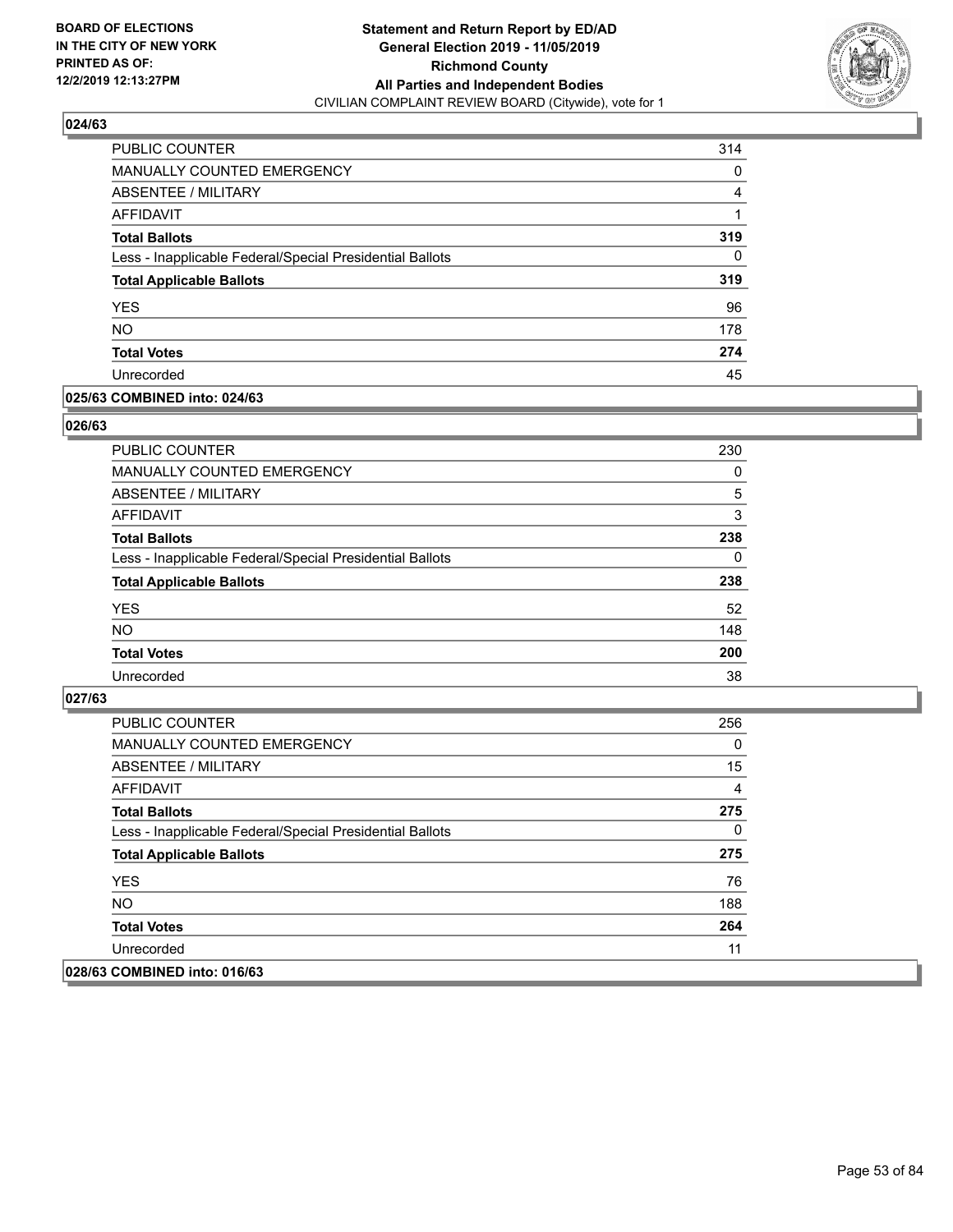**Statement and Return Report by ED/AD**
**General Election 2019 - 11/05/2019**
**Richmond County**
**All Parties and Independent Bodies**
CIVILIAN COMPLAINT REVIEW BOARD (Citywide), vote for 1

BOARD OF ELECTIONS IN THE CITY OF NEW YORK PRINTED AS OF: 12/2/2019 12:13:27PM

### 024/63

| | |
|---|---|
| PUBLIC COUNTER | 314 |
| MANUALLY COUNTED EMERGENCY | 0 |
| ABSENTEE / MILITARY | 4 |
| AFFIDAVIT | 1 |
| **Total Ballots** | **319** |
| Less - Inapplicable Federal/Special Presidential Ballots | 0 |
| **Total Applicable Ballots** | **319** |
| YES | 96 |
| NO | 178 |
| **Total Votes** | **274** |
| Unrecorded | 45 |

### 025/63 COMBINED into: 024/63

### 026/63

| | |
|---|---|
| PUBLIC COUNTER | 230 |
| MANUALLY COUNTED EMERGENCY | 0 |
| ABSENTEE / MILITARY | 5 |
| AFFIDAVIT | 3 |
| **Total Ballots** | **238** |
| Less - Inapplicable Federal/Special Presidential Ballots | 0 |
| **Total Applicable Ballots** | **238** |
| YES | 52 |
| NO | 148 |
| **Total Votes** | **200** |
| Unrecorded | 38 |

### 027/63

| | |
|---|---|
| PUBLIC COUNTER | 256 |
| MANUALLY COUNTED EMERGENCY | 0 |
| ABSENTEE / MILITARY | 15 |
| AFFIDAVIT | 4 |
| **Total Ballots** | **275** |
| Less - Inapplicable Federal/Special Presidential Ballots | 0 |
| **Total Applicable Ballots** | **275** |
| YES | 76 |
| NO | 188 |
| **Total Votes** | **264** |
| Unrecorded | 11 |

### 028/63 COMBINED into: 016/63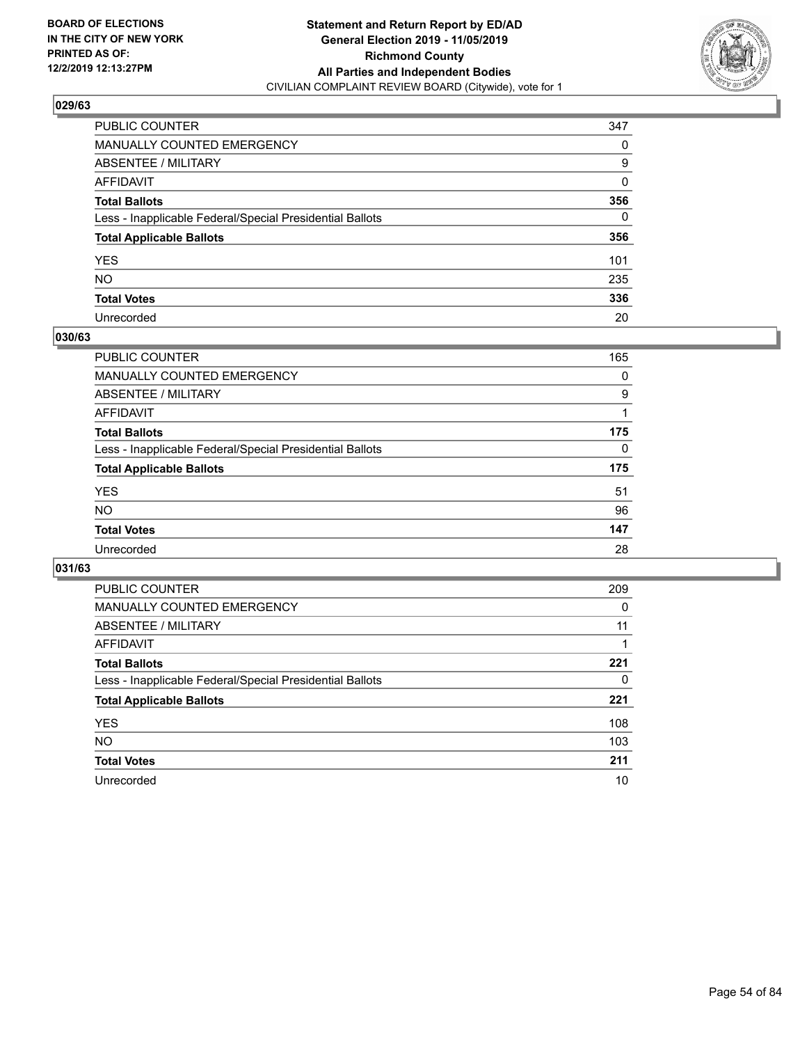**BOARD OF ELECTIONS IN THE CITY OF NEW YORK PRINTED AS OF: 12/2/2019 12:13:27PM**

**Statement and Return Report by ED/AD General Election 2019 - 11/05/2019 Richmond County All Parties and Independent Bodies**

CIVILIAN COMPLAINT REVIEW BOARD (Citywide), vote for 1

### 029/63

| | |
|---|---|
| PUBLIC COUNTER | 347 |
| MANUALLY COUNTED EMERGENCY | 0 |
| ABSENTEE / MILITARY | 9 |
| AFFIDAVIT | 0 |
| **Total Ballots** | **356** |
| Less - Inapplicable Federal/Special Presidential Ballots | 0 |
| **Total Applicable Ballots** | **356** |
| YES | 101 |
| NO | 235 |
| **Total Votes** | **336** |
| Unrecorded | 20 |

### 030/63

| | |
|---|---|
| PUBLIC COUNTER | 165 |
| MANUALLY COUNTED EMERGENCY | 0 |
| ABSENTEE / MILITARY | 9 |
| AFFIDAVIT | 1 |
| **Total Ballots** | **175** |
| Less - Inapplicable Federal/Special Presidential Ballots | 0 |
| **Total Applicable Ballots** | **175** |
| YES | 51 |
| NO | 96 |
| **Total Votes** | **147** |
| Unrecorded | 28 |

### 031/63

| | |
|---|---|
| PUBLIC COUNTER | 209 |
| MANUALLY COUNTED EMERGENCY | 0 |
| ABSENTEE / MILITARY | 11 |
| AFFIDAVIT | 1 |
| **Total Ballots** | **221** |
| Less - Inapplicable Federal/Special Presidential Ballots | 0 |
| **Total Applicable Ballots** | **221** |
| YES | 108 |
| NO | 103 |
| **Total Votes** | **211** |
| Unrecorded | 10 |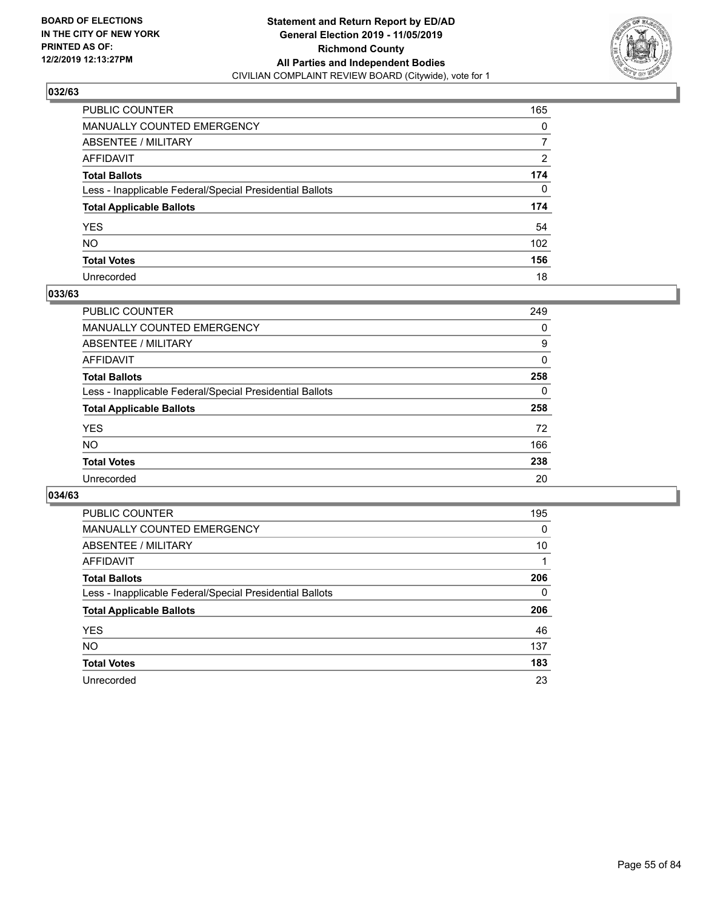**BOARD OF ELECTIONS IN THE CITY OF NEW YORK PRINTED AS OF: 12/2/2019 12:13:27PM**

**Statement and Return Report by ED/AD General Election 2019 - 11/05/2019 Richmond County All Parties and Independent Bodies**

CIVILIAN COMPLAINT REVIEW BOARD (Citywide), vote for 1

## 032/63

| | |
|---|---|
| PUBLIC COUNTER | 165 |
| MANUALLY COUNTED EMERGENCY | 0 |
| ABSENTEE / MILITARY | 7 |
| AFFIDAVIT | 2 |
| **Total Ballots** | **174** |
| Less - Inapplicable Federal/Special Presidential Ballots | 0 |
| **Total Applicable Ballots** | **174** |
| YES | 54 |
| NO | 102 |
| **Total Votes** | **156** |
| Unrecorded | 18 |

## 033/63

| | |
|---|---|
| PUBLIC COUNTER | 249 |
| MANUALLY COUNTED EMERGENCY | 0 |
| ABSENTEE / MILITARY | 9 |
| AFFIDAVIT | 0 |
| **Total Ballots** | **258** |
| Less - Inapplicable Federal/Special Presidential Ballots | 0 |
| **Total Applicable Ballots** | **258** |
| YES | 72 |
| NO | 166 |
| **Total Votes** | **238** |
| Unrecorded | 20 |

## 034/63

| | |
|---|---|
| PUBLIC COUNTER | 195 |
| MANUALLY COUNTED EMERGENCY | 0 |
| ABSENTEE / MILITARY | 10 |
| AFFIDAVIT | 1 |
| **Total Ballots** | **206** |
| Less - Inapplicable Federal/Special Presidential Ballots | 0 |
| **Total Applicable Ballots** | **206** |
| YES | 46 |
| NO | 137 |
| **Total Votes** | **183** |
| Unrecorded | 23 |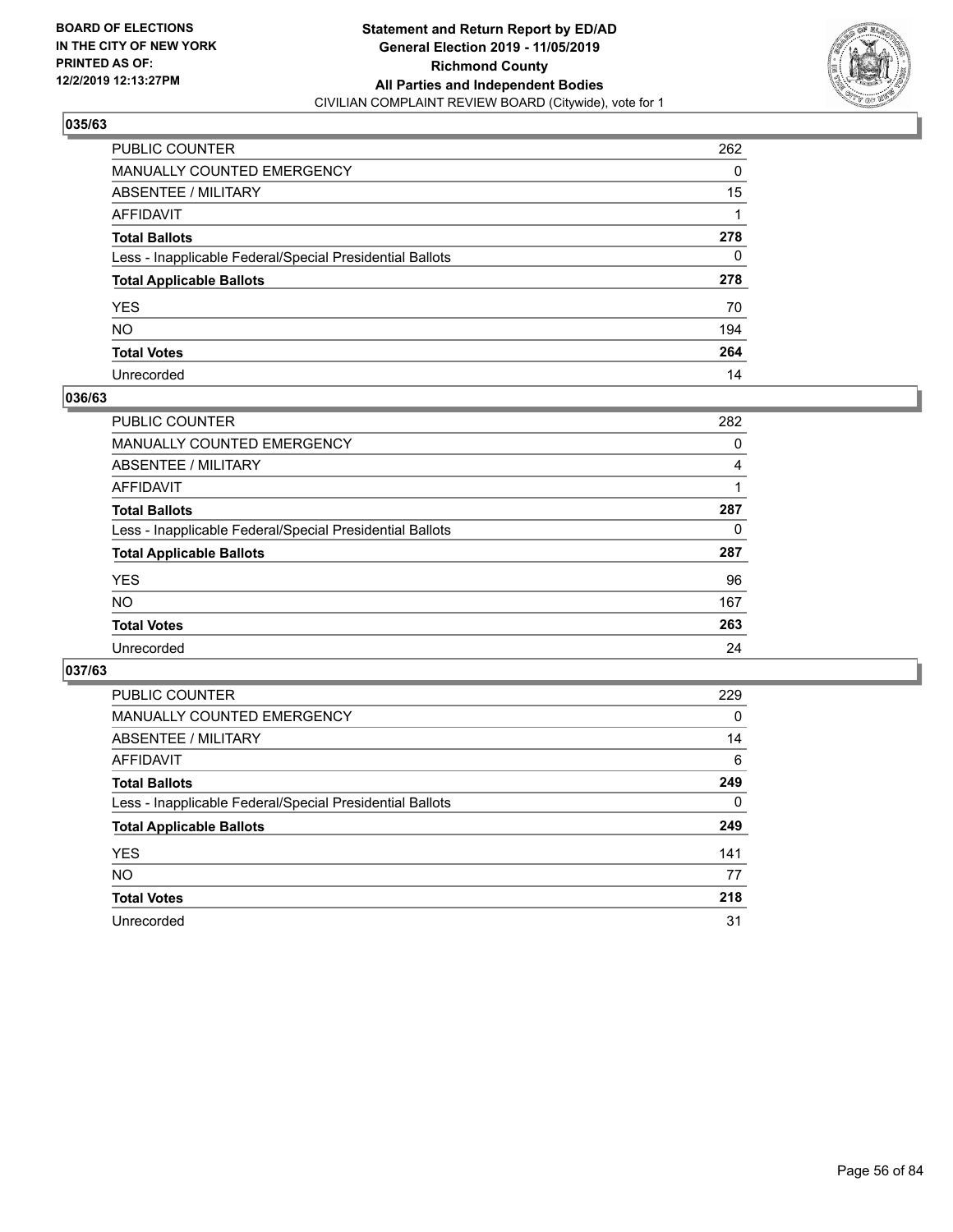BOARD OF ELECTIONS
IN THE CITY OF NEW YORK
PRINTED AS OF:
12/2/2019 12:13:27PM

**Statement and Return Report by ED/AD**
**General Election 2019 - 11/05/2019**
**Richmond County**
**All Parties and Independent Bodies**
CIVILIAN COMPLAINT REVIEW BOARD (Citywide), vote for 1

## 035/63

| | |
|---|---|
| PUBLIC COUNTER | 262 |
| MANUALLY COUNTED EMERGENCY | 0 |
| ABSENTEE / MILITARY | 15 |
| AFFIDAVIT | 1 |
| **Total Ballots** | **278** |
| Less - Inapplicable Federal/Special Presidential Ballots | 0 |
| **Total Applicable Ballots** | **278** |
| YES | 70 |
| NO | 194 |
| **Total Votes** | **264** |
| Unrecorded | 14 |

## 036/63

| | |
|---|---|
| PUBLIC COUNTER | 282 |
| MANUALLY COUNTED EMERGENCY | 0 |
| ABSENTEE / MILITARY | 4 |
| AFFIDAVIT | 1 |
| **Total Ballots** | **287** |
| Less - Inapplicable Federal/Special Presidential Ballots | 0 |
| **Total Applicable Ballots** | **287** |
| YES | 96 |
| NO | 167 |
| **Total Votes** | **263** |
| Unrecorded | 24 |

## 037/63

| | |
|---|---|
| PUBLIC COUNTER | 229 |
| MANUALLY COUNTED EMERGENCY | 0 |
| ABSENTEE / MILITARY | 14 |
| AFFIDAVIT | 6 |
| **Total Ballots** | **249** |
| Less - Inapplicable Federal/Special Presidential Ballots | 0 |
| **Total Applicable Ballots** | **249** |
| YES | 141 |
| NO | 77 |
| **Total Votes** | **218** |
| Unrecorded | 31 |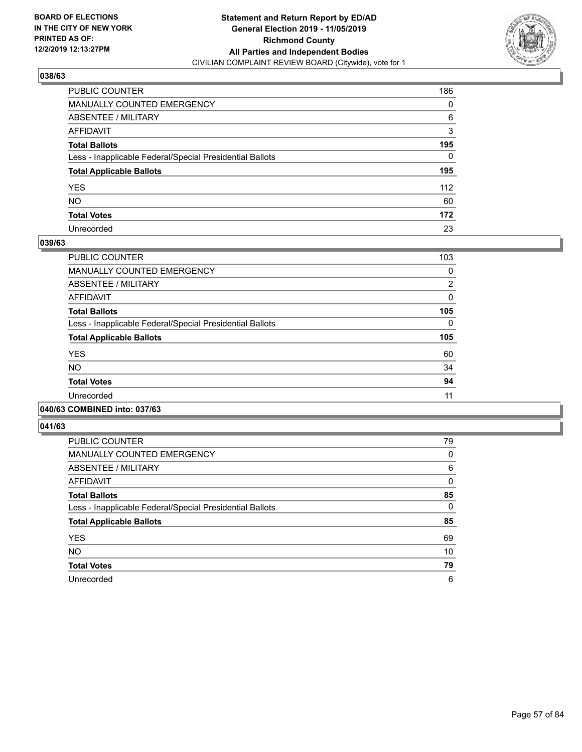BOARD OF ELECTIONS
IN THE CITY OF NEW YORK
PRINTED AS OF:
12/2/2019 12:13:27PM

**Statement and Return Report by ED/AD**
**General Election 2019 - 11/05/2019**
**Richmond County**
**All Parties and Independent Bodies**
CIVILIAN COMPLAINT REVIEW BOARD (Citywide), vote for 1

### 038/63

| | |
|---|---|
| PUBLIC COUNTER | 186 |
| MANUALLY COUNTED EMERGENCY | 0 |
| ABSENTEE / MILITARY | 6 |
| AFFIDAVIT | 3 |
| **Total Ballots** | **195** |
| Less - Inapplicable Federal/Special Presidential Ballots | 0 |
| **Total Applicable Ballots** | **195** |
| YES | 112 |
| NO | 60 |
| **Total Votes** | **172** |
| Unrecorded | 23 |

### 039/63

| | |
|---|---|
| PUBLIC COUNTER | 103 |
| MANUALLY COUNTED EMERGENCY | 0 |
| ABSENTEE / MILITARY | 2 |
| AFFIDAVIT | 0 |
| **Total Ballots** | **105** |
| Less - Inapplicable Federal/Special Presidential Ballots | 0 |
| **Total Applicable Ballots** | **105** |
| YES | 60 |
| NO | 34 |
| **Total Votes** | **94** |
| Unrecorded | 11 |

### 040/63 COMBINED into: 037/63

### 041/63

| | |
|---|---|
| PUBLIC COUNTER | 79 |
| MANUALLY COUNTED EMERGENCY | 0 |
| ABSENTEE / MILITARY | 6 |
| AFFIDAVIT | 0 |
| **Total Ballots** | **85** |
| Less - Inapplicable Federal/Special Presidential Ballots | 0 |
| **Total Applicable Ballots** | **85** |
| YES | 69 |
| NO | 10 |
| **Total Votes** | **79** |
| Unrecorded | 6 |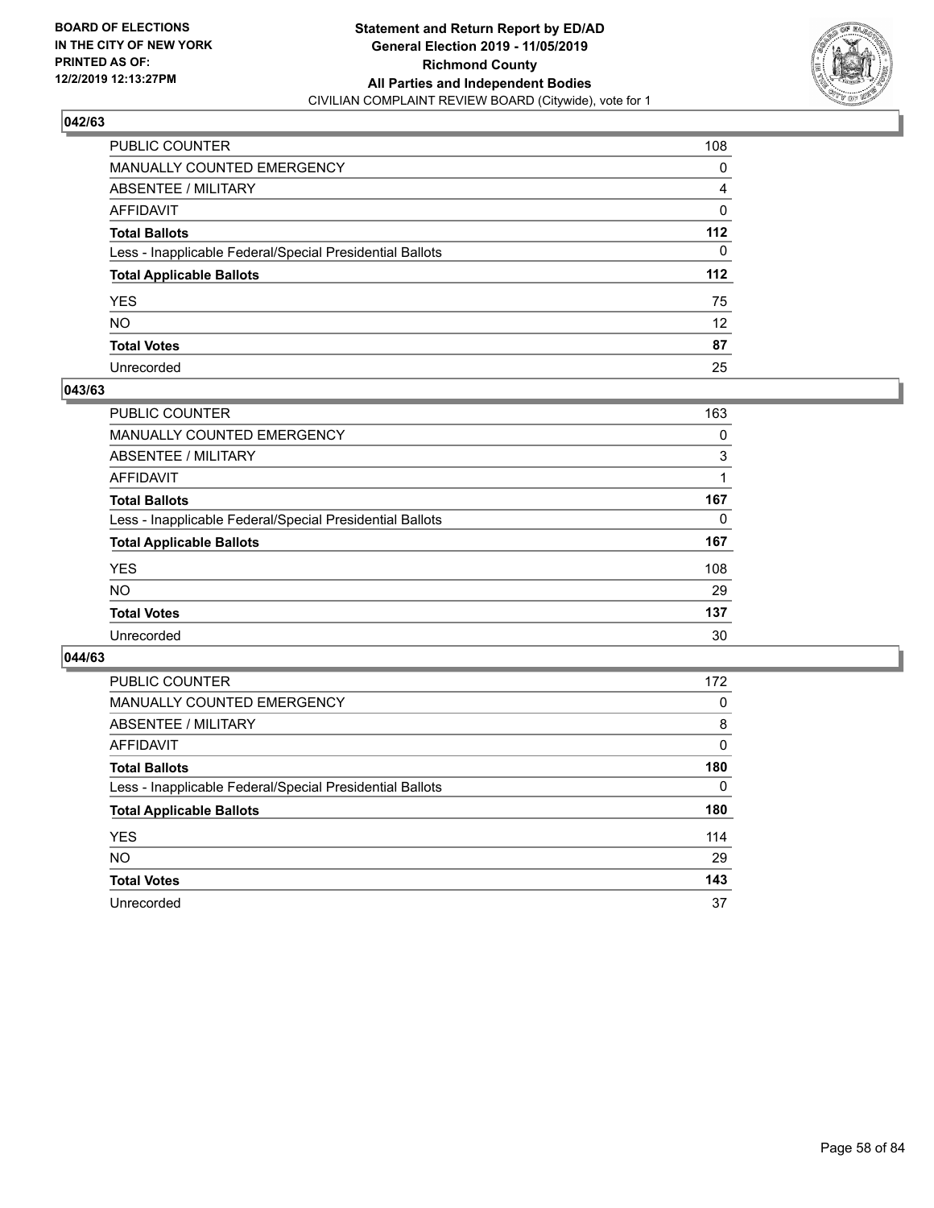**BOARD OF ELECTIONS IN THE CITY OF NEW YORK PRINTED AS OF: 12/2/2019 12:13:27PM**

**Statement and Return Report by ED/AD**
**General Election 2019 - 11/05/2019**
**Richmond County**
**All Parties and Independent Bodies**
CIVILIAN COMPLAINT REVIEW BOARD (Citywide), vote for 1

## 042/63

| | |
|---|---|
| PUBLIC COUNTER | 108 |
| MANUALLY COUNTED EMERGENCY | 0 |
| ABSENTEE / MILITARY | 4 |
| AFFIDAVIT | 0 |
| **Total Ballots** | **112** |
| Less - Inapplicable Federal/Special Presidential Ballots | 0 |
| **Total Applicable Ballots** | **112** |
| YES | 75 |
| NO | 12 |
| **Total Votes** | **87** |
| Unrecorded | 25 |

## 043/63

| | |
|---|---|
| PUBLIC COUNTER | 163 |
| MANUALLY COUNTED EMERGENCY | 0 |
| ABSENTEE / MILITARY | 3 |
| AFFIDAVIT | 1 |
| **Total Ballots** | **167** |
| Less - Inapplicable Federal/Special Presidential Ballots | 0 |
| **Total Applicable Ballots** | **167** |
| YES | 108 |
| NO | 29 |
| **Total Votes** | **137** |
| Unrecorded | 30 |

## 044/63

| | |
|---|---|
| PUBLIC COUNTER | 172 |
| MANUALLY COUNTED EMERGENCY | 0 |
| ABSENTEE / MILITARY | 8 |
| AFFIDAVIT | 0 |
| **Total Ballots** | **180** |
| Less - Inapplicable Federal/Special Presidential Ballots | 0 |
| **Total Applicable Ballots** | **180** |
| YES | 114 |
| NO | 29 |
| **Total Votes** | **143** |
| Unrecorded | 37 |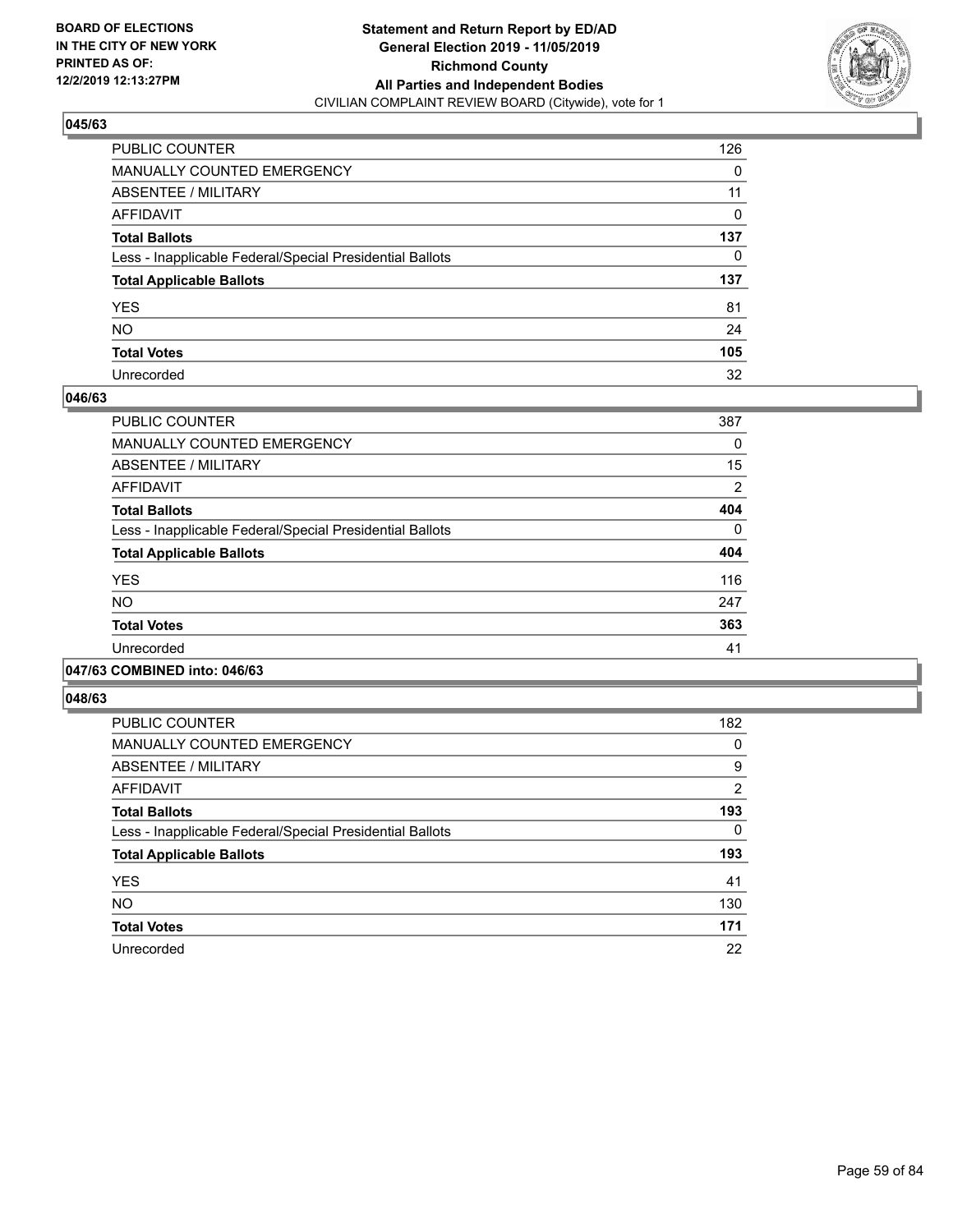**BOARD OF ELECTIONS IN THE CITY OF NEW YORK PRINTED AS OF: 12/2/2019 12:13:27PM**

**Statement and Return Report by ED/AD General Election 2019 - 11/05/2019 Richmond County All Parties and Independent Bodies**
CIVILIAN COMPLAINT REVIEW BOARD (Citywide), vote for 1

## 045/63

| | |
|---|---|
| PUBLIC COUNTER | 126 |
| MANUALLY COUNTED EMERGENCY | 0 |
| ABSENTEE / MILITARY | 11 |
| AFFIDAVIT | 0 |
| **Total Ballots** | **137** |
| Less - Inapplicable Federal/Special Presidential Ballots | 0 |
| **Total Applicable Ballots** | **137** |
| YES | 81 |
| NO | 24 |
| **Total Votes** | **105** |
| Unrecorded | 32 |

## 046/63

| | |
|---|---|
| PUBLIC COUNTER | 387 |
| MANUALLY COUNTED EMERGENCY | 0 |
| ABSENTEE / MILITARY | 15 |
| AFFIDAVIT | 2 |
| **Total Ballots** | **404** |
| Less - Inapplicable Federal/Special Presidential Ballots | 0 |
| **Total Applicable Ballots** | **404** |
| YES | 116 |
| NO | 247 |
| **Total Votes** | **363** |
| Unrecorded | 41 |

## 047/63 COMBINED into: 046/63

## 048/63

| | |
|---|---|
| PUBLIC COUNTER | 182 |
| MANUALLY COUNTED EMERGENCY | 0 |
| ABSENTEE / MILITARY | 9 |
| AFFIDAVIT | 2 |
| **Total Ballots** | **193** |
| Less - Inapplicable Federal/Special Presidential Ballots | 0 |
| **Total Applicable Ballots** | **193** |
| YES | 41 |
| NO | 130 |
| **Total Votes** | **171** |
| Unrecorded | 22 |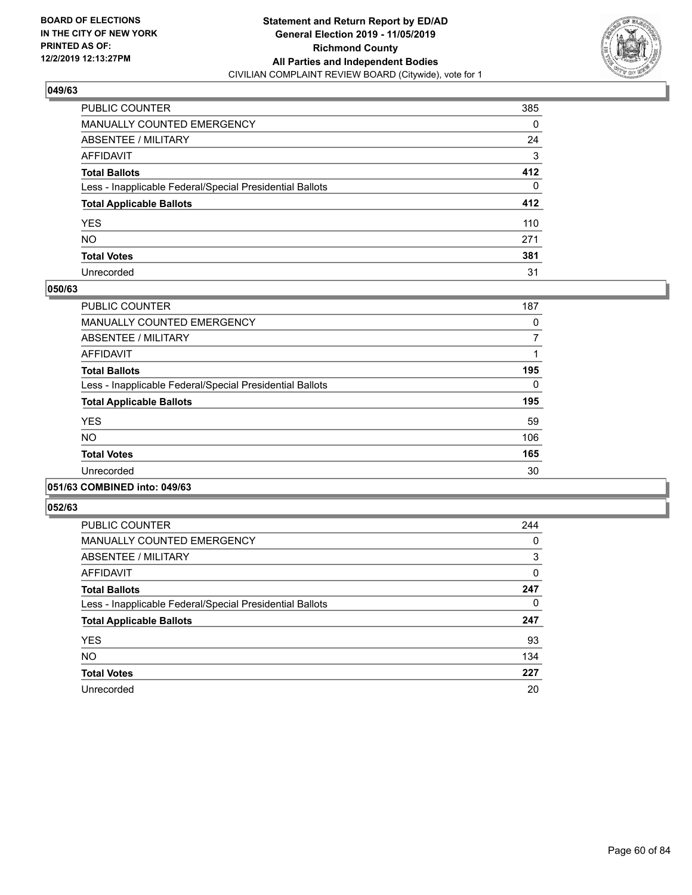BOARD OF ELECTIONS
IN THE CITY OF NEW YORK
PRINTED AS OF:
12/2/2019 12:13:27PM

**Statement and Return Report by ED/AD**
**General Election 2019 - 11/05/2019**
**Richmond County**
**All Parties and Independent Bodies**
CIVILIAN COMPLAINT REVIEW BOARD (Citywide), vote for 1

### 049/63

| | |
|---|---|
| PUBLIC COUNTER | 385 |
| MANUALLY COUNTED EMERGENCY | 0 |
| ABSENTEE / MILITARY | 24 |
| AFFIDAVIT | 3 |
| **Total Ballots** | **412** |
| Less - Inapplicable Federal/Special Presidential Ballots | 0 |
| **Total Applicable Ballots** | **412** |
| YES | 110 |
| NO | 271 |
| **Total Votes** | **381** |
| Unrecorded | 31 |

### 050/63

| | |
|---|---|
| PUBLIC COUNTER | 187 |
| MANUALLY COUNTED EMERGENCY | 0 |
| ABSENTEE / MILITARY | 7 |
| AFFIDAVIT | 1 |
| **Total Ballots** | **195** |
| Less - Inapplicable Federal/Special Presidential Ballots | 0 |
| **Total Applicable Ballots** | **195** |
| YES | 59 |
| NO | 106 |
| **Total Votes** | **165** |
| Unrecorded | 30 |

### 051/63 COMBINED into: 049/63

### 052/63

| | |
|---|---|
| PUBLIC COUNTER | 244 |
| MANUALLY COUNTED EMERGENCY | 0 |
| ABSENTEE / MILITARY | 3 |
| AFFIDAVIT | 0 |
| **Total Ballots** | **247** |
| Less - Inapplicable Federal/Special Presidential Ballots | 0 |
| **Total Applicable Ballots** | **247** |
| YES | 93 |
| NO | 134 |
| **Total Votes** | **227** |
| Unrecorded | 20 |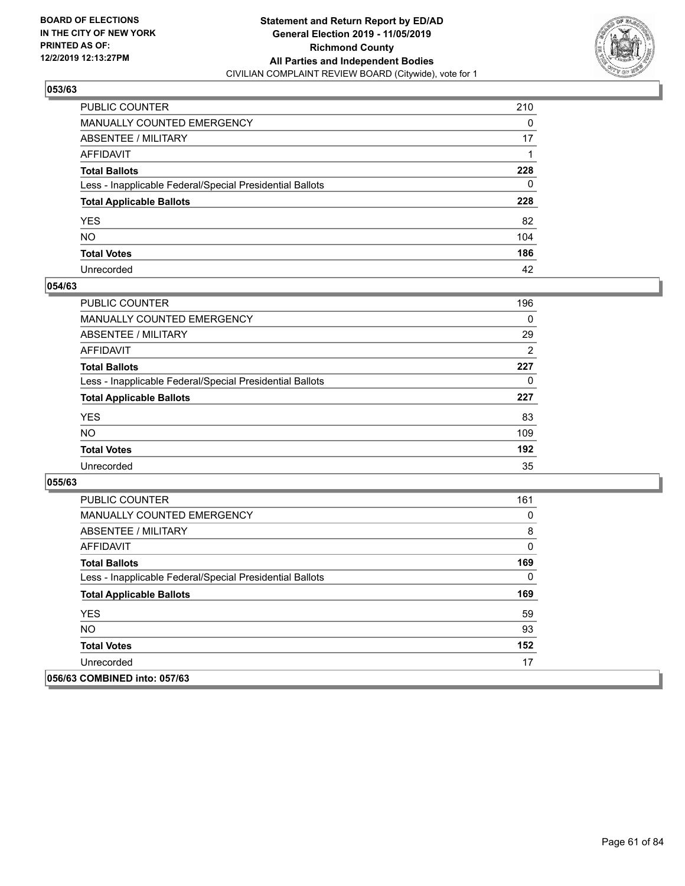BOARD OF ELECTIONS
IN THE CITY OF NEW YORK
PRINTED AS OF:
12/2/2019 12:13:27PM

**Statement and Return Report by ED/AD**
**General Election 2019 - 11/05/2019**
**Richmond County**
**All Parties and Independent Bodies**
CIVILIAN COMPLAINT REVIEW BOARD (Citywide), vote for 1

### 053/63

| | |
|---|---|
| PUBLIC COUNTER | 210 |
| MANUALLY COUNTED EMERGENCY | 0 |
| ABSENTEE / MILITARY | 17 |
| AFFIDAVIT | 1 |
| **Total Ballots** | **228** |
| Less - Inapplicable Federal/Special Presidential Ballots | 0 |
| **Total Applicable Ballots** | **228** |
| YES | 82 |
| NO | 104 |
| **Total Votes** | **186** |
| Unrecorded | 42 |

### 054/63

| | |
|---|---|
| PUBLIC COUNTER | 196 |
| MANUALLY COUNTED EMERGENCY | 0 |
| ABSENTEE / MILITARY | 29 |
| AFFIDAVIT | 2 |
| **Total Ballots** | **227** |
| Less - Inapplicable Federal/Special Presidential Ballots | 0 |
| **Total Applicable Ballots** | **227** |
| YES | 83 |
| NO | 109 |
| **Total Votes** | **192** |
| Unrecorded | 35 |

### 055/63

| | |
|---|---|
| PUBLIC COUNTER | 161 |
| MANUALLY COUNTED EMERGENCY | 0 |
| ABSENTEE / MILITARY | 8 |
| AFFIDAVIT | 0 |
| **Total Ballots** | **169** |
| Less - Inapplicable Federal/Special Presidential Ballots | 0 |
| **Total Applicable Ballots** | **169** |
| YES | 59 |
| NO | 93 |
| **Total Votes** | **152** |
| Unrecorded | 17 |

### 056/63 COMBINED into: 057/63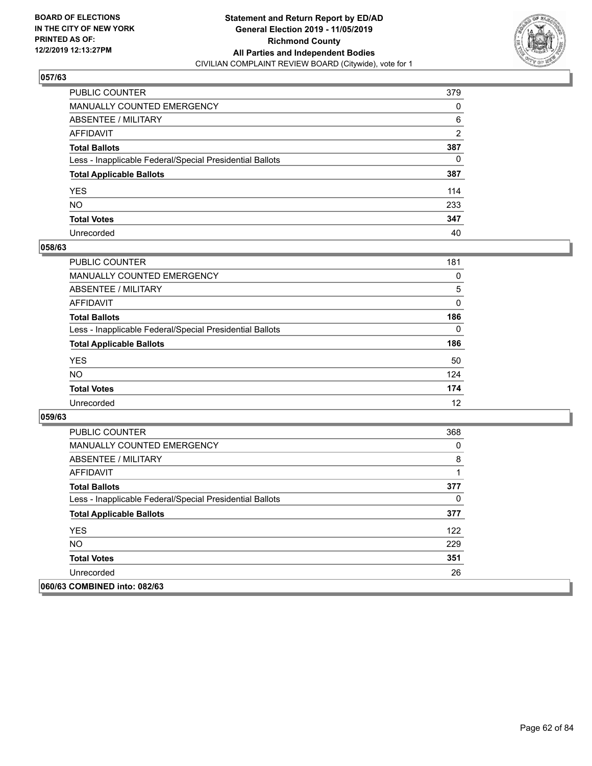**BOARD OF ELECTIONS IN THE CITY OF NEW YORK PRINTED AS OF: 12/2/2019 12:13:27PM**

**Statement and Return Report by ED/AD General Election 2019 - 11/05/2019 Richmond County All Parties and Independent Bodies**
CIVILIAN COMPLAINT REVIEW BOARD (Citywide), vote for 1

## 057/63

| | |
|---|---|
| PUBLIC COUNTER | 379 |
| MANUALLY COUNTED EMERGENCY | 0 |
| ABSENTEE / MILITARY | 6 |
| AFFIDAVIT | 2 |
| **Total Ballots** | **387** |
| Less - Inapplicable Federal/Special Presidential Ballots | 0 |
| **Total Applicable Ballots** | **387** |
| YES | 114 |
| NO | 233 |
| **Total Votes** | **347** |
| Unrecorded | 40 |

## 058/63

| | |
|---|---|
| PUBLIC COUNTER | 181 |
| MANUALLY COUNTED EMERGENCY | 0 |
| ABSENTEE / MILITARY | 5 |
| AFFIDAVIT | 0 |
| **Total Ballots** | **186** |
| Less - Inapplicable Federal/Special Presidential Ballots | 0 |
| **Total Applicable Ballots** | **186** |
| YES | 50 |
| NO | 124 |
| **Total Votes** | **174** |
| Unrecorded | 12 |

## 059/63

| | |
|---|---|
| PUBLIC COUNTER | 368 |
| MANUALLY COUNTED EMERGENCY | 0 |
| ABSENTEE / MILITARY | 8 |
| AFFIDAVIT | 1 |
| **Total Ballots** | **377** |
| Less - Inapplicable Federal/Special Presidential Ballots | 0 |
| **Total Applicable Ballots** | **377** |
| YES | 122 |
| NO | 229 |
| **Total Votes** | **351** |
| Unrecorded | 26 |

## 060/63 COMBINED into: 082/63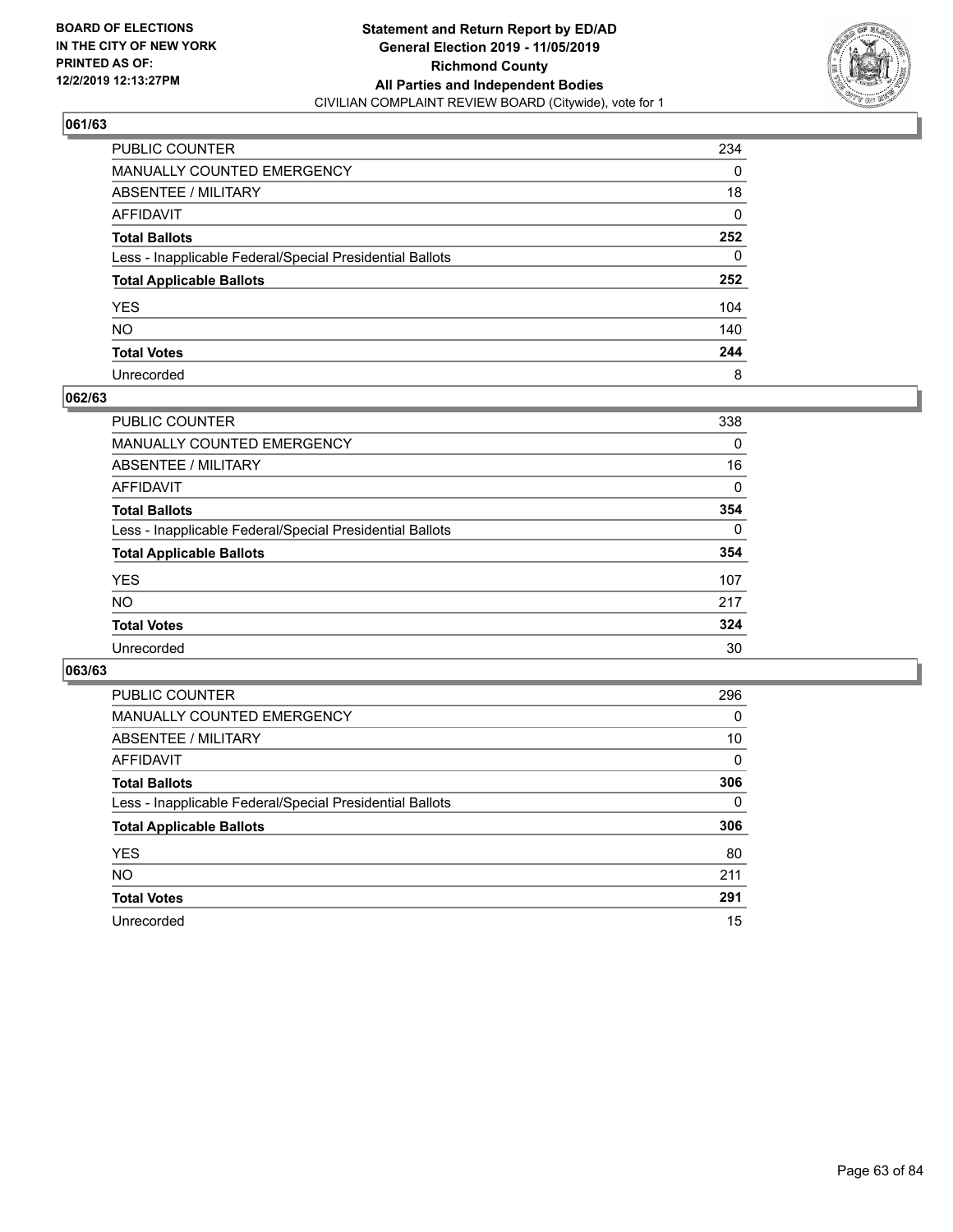**BOARD OF ELECTIONS IN THE CITY OF NEW YORK PRINTED AS OF: 12/2/2019 12:13:27PM**

**Statement and Return Report by ED/AD General Election 2019 - 11/05/2019 Richmond County All Parties and Independent Bodies**

CIVILIAN COMPLAINT REVIEW BOARD (Citywide), vote for 1

### 061/63

| | |
|---|---|
| PUBLIC COUNTER | 234 |
| MANUALLY COUNTED EMERGENCY | 0 |
| ABSENTEE / MILITARY | 18 |
| AFFIDAVIT | 0 |
| **Total Ballots** | **252** |
| Less - Inapplicable Federal/Special Presidential Ballots | 0 |
| **Total Applicable Ballots** | **252** |
| YES | 104 |
| NO | 140 |
| **Total Votes** | **244** |
| Unrecorded | 8 |

### 062/63

| | |
|---|---|
| PUBLIC COUNTER | 338 |
| MANUALLY COUNTED EMERGENCY | 0 |
| ABSENTEE / MILITARY | 16 |
| AFFIDAVIT | 0 |
| **Total Ballots** | **354** |
| Less - Inapplicable Federal/Special Presidential Ballots | 0 |
| **Total Applicable Ballots** | **354** |
| YES | 107 |
| NO | 217 |
| **Total Votes** | **324** |
| Unrecorded | 30 |

### 063/63

| | |
|---|---|
| PUBLIC COUNTER | 296 |
| MANUALLY COUNTED EMERGENCY | 0 |
| ABSENTEE / MILITARY | 10 |
| AFFIDAVIT | 0 |
| **Total Ballots** | **306** |
| Less - Inapplicable Federal/Special Presidential Ballots | 0 |
| **Total Applicable Ballots** | **306** |
| YES | 80 |
| NO | 211 |
| **Total Votes** | **291** |
| Unrecorded | 15 |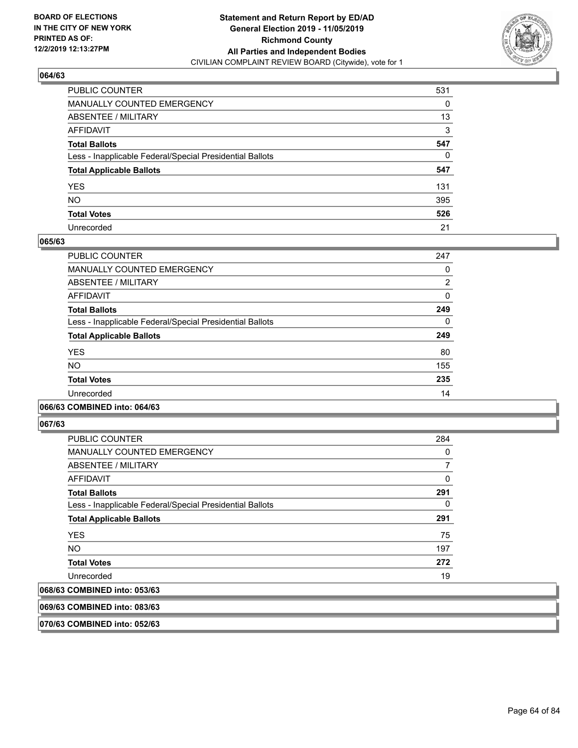### 064/63

| | |
|---|---|
| PUBLIC COUNTER | 531 |
| MANUALLY COUNTED EMERGENCY | 0 |
| ABSENTEE / MILITARY | 13 |
| AFFIDAVIT | 3 |
| **Total Ballots** | **547** |
| Less - Inapplicable Federal/Special Presidential Ballots | 0 |
| **Total Applicable Ballots** | **547** |
| YES | 131 |
| NO | 395 |
| **Total Votes** | **526** |
| Unrecorded | 21 |

### 065/63

| | |
|---|---|
| PUBLIC COUNTER | 247 |
| MANUALLY COUNTED EMERGENCY | 0 |
| ABSENTEE / MILITARY | 2 |
| AFFIDAVIT | 0 |
| **Total Ballots** | **249** |
| Less - Inapplicable Federal/Special Presidential Ballots | 0 |
| **Total Applicable Ballots** | **249** |
| YES | 80 |
| NO | 155 |
| **Total Votes** | **235** |
| Unrecorded | 14 |

### 066/63 COMBINED into: 064/63

### 067/63

| | |
|---|---|
| PUBLIC COUNTER | 284 |
| MANUALLY COUNTED EMERGENCY | 0 |
| ABSENTEE / MILITARY | 7 |
| AFFIDAVIT | 0 |
| **Total Ballots** | **291** |
| Less - Inapplicable Federal/Special Presidential Ballots | 0 |
| **Total Applicable Ballots** | **291** |
| YES | 75 |
| NO | 197 |
| **Total Votes** | **272** |
| Unrecorded | 19 |

### 068/63 COMBINED into: 053/63

### 069/63 COMBINED into: 083/63

### 070/63 COMBINED into: 052/63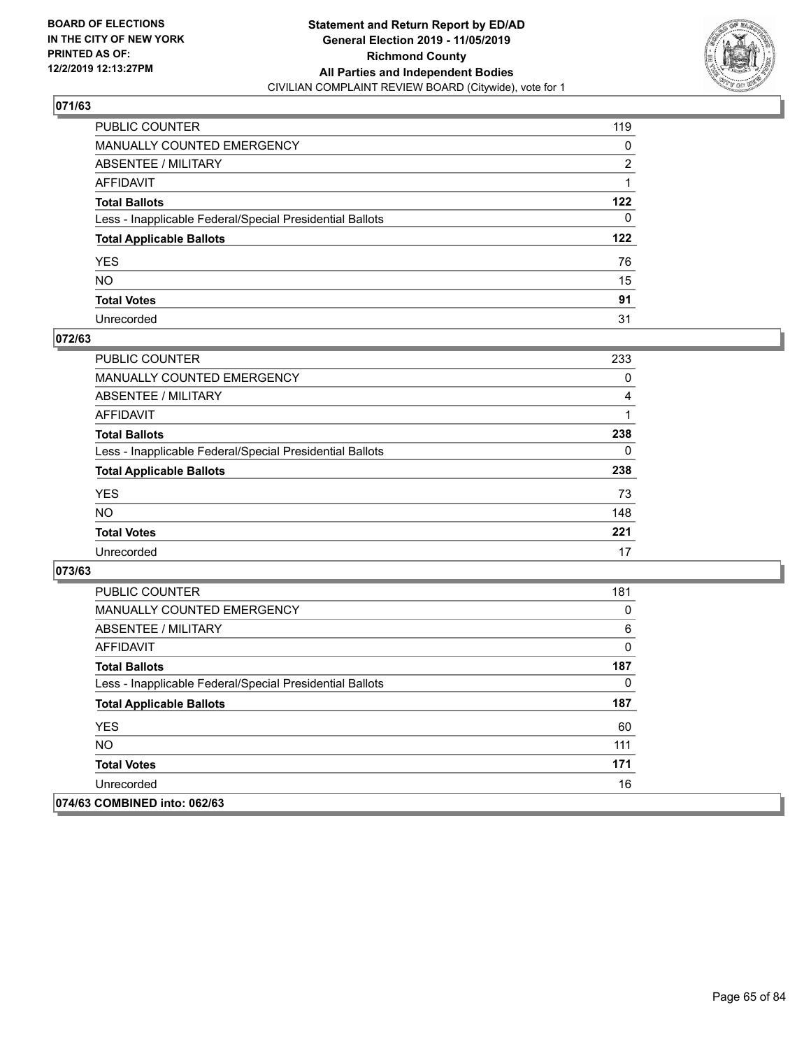**BOARD OF ELECTIONS IN THE CITY OF NEW YORK PRINTED AS OF: 12/2/2019 12:13:27PM**

**Statement and Return Report by ED/AD General Election 2019 - 11/05/2019 Richmond County All Parties and Independent Bodies**

CIVILIAN COMPLAINT REVIEW BOARD (Citywide), vote for 1

## 071/63

| | |
|---|---|
| PUBLIC COUNTER | 119 |
| MANUALLY COUNTED EMERGENCY | 0 |
| ABSENTEE / MILITARY | 2 |
| AFFIDAVIT | 1 |
| **Total Ballots** | **122** |
| Less - Inapplicable Federal/Special Presidential Ballots | 0 |
| **Total Applicable Ballots** | **122** |
| YES | 76 |
| NO | 15 |
| **Total Votes** | **91** |
| Unrecorded | 31 |

## 072/63

| | |
|---|---|
| PUBLIC COUNTER | 233 |
| MANUALLY COUNTED EMERGENCY | 0 |
| ABSENTEE / MILITARY | 4 |
| AFFIDAVIT | 1 |
| **Total Ballots** | **238** |
| Less - Inapplicable Federal/Special Presidential Ballots | 0 |
| **Total Applicable Ballots** | **238** |
| YES | 73 |
| NO | 148 |
| **Total Votes** | **221** |
| Unrecorded | 17 |

## 073/63

| | |
|---|---|
| PUBLIC COUNTER | 181 |
| MANUALLY COUNTED EMERGENCY | 0 |
| ABSENTEE / MILITARY | 6 |
| AFFIDAVIT | 0 |
| **Total Ballots** | **187** |
| Less - Inapplicable Federal/Special Presidential Ballots | 0 |
| **Total Applicable Ballots** | **187** |
| YES | 60 |
| NO | 111 |
| **Total Votes** | **171** |
| Unrecorded | 16 |

## 074/63 COMBINED into: 062/63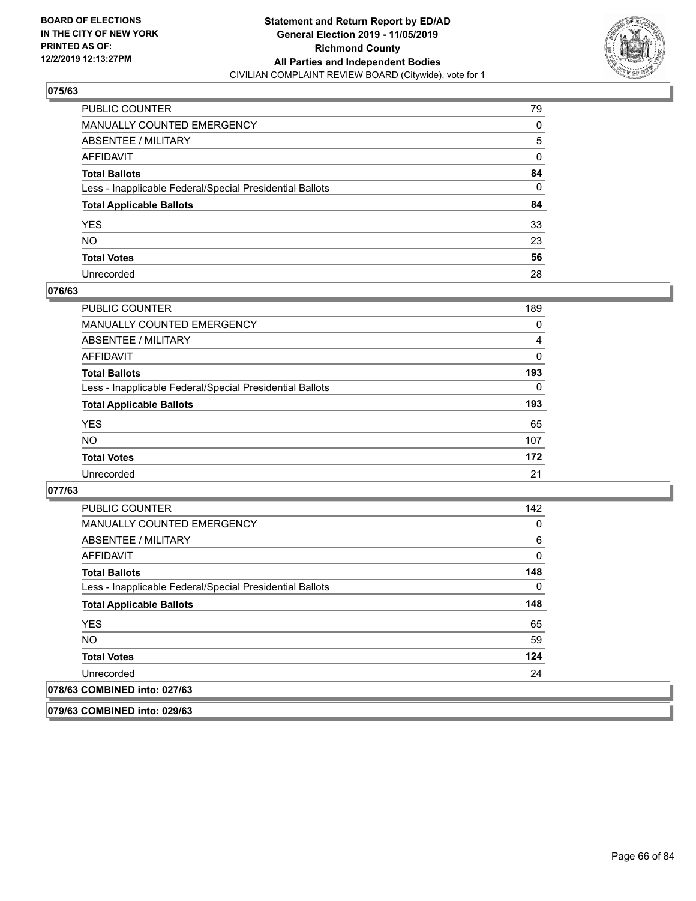## 075/63

| | |
|---|---|
| PUBLIC COUNTER | 79 |
| MANUALLY COUNTED EMERGENCY | 0 |
| ABSENTEE / MILITARY | 5 |
| AFFIDAVIT | 0 |
| **Total Ballots** | **84** |
| Less - Inapplicable Federal/Special Presidential Ballots | 0 |
| **Total Applicable Ballots** | **84** |
| YES | 33 |
| NO | 23 |
| **Total Votes** | **56** |
| Unrecorded | 28 |

## 076/63

| | |
|---|---|
| PUBLIC COUNTER | 189 |
| MANUALLY COUNTED EMERGENCY | 0 |
| ABSENTEE / MILITARY | 4 |
| AFFIDAVIT | 0 |
| **Total Ballots** | **193** |
| Less - Inapplicable Federal/Special Presidential Ballots | 0 |
| **Total Applicable Ballots** | **193** |
| YES | 65 |
| NO | 107 |
| **Total Votes** | **172** |
| Unrecorded | 21 |

## 077/63

| | |
|---|---|
| PUBLIC COUNTER | 142 |
| MANUALLY COUNTED EMERGENCY | 0 |
| ABSENTEE / MILITARY | 6 |
| AFFIDAVIT | 0 |
| **Total Ballots** | **148** |
| Less - Inapplicable Federal/Special Presidential Ballots | 0 |
| **Total Applicable Ballots** | **148** |
| YES | 65 |
| NO | 59 |
| **Total Votes** | **124** |
| Unrecorded | 24 |

## 078/63 COMBINED into: 027/63

## 079/63 COMBINED into: 029/63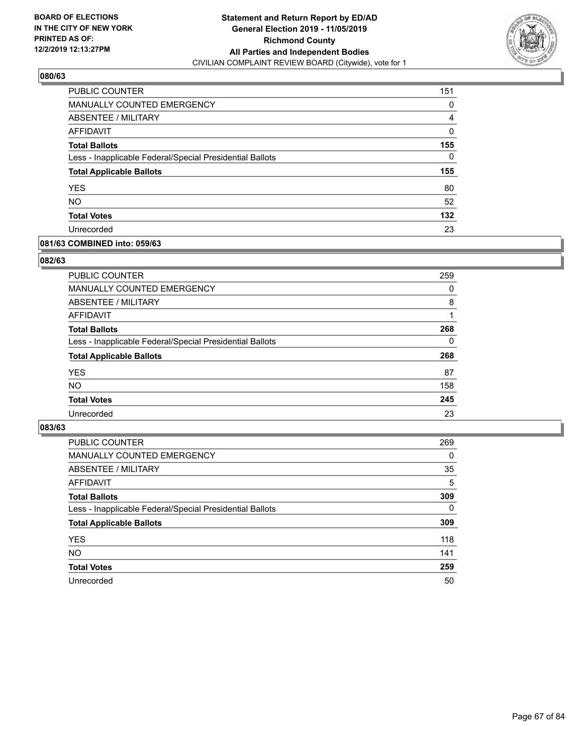BOARD OF ELECTIONS
IN THE CITY OF NEW YORK
PRINTED AS OF:
12/2/2019 12:13:27PM

**Statement and Return Report by ED/AD**
**General Election 2019 - 11/05/2019**
**Richmond County**
**All Parties and Independent Bodies**
CIVILIAN COMPLAINT REVIEW BOARD (Citywide), vote for 1

### 080/63

| | |
|---|---|
| PUBLIC COUNTER | 151 |
| MANUALLY COUNTED EMERGENCY | 0 |
| ABSENTEE / MILITARY | 4 |
| AFFIDAVIT | 0 |
| **Total Ballots** | **155** |
| Less - Inapplicable Federal/Special Presidential Ballots | 0 |
| **Total Applicable Ballots** | **155** |
| YES | 80 |
| NO | 52 |
| **Total Votes** | **132** |
| Unrecorded | 23 |

### 081/63 COMBINED into: 059/63

### 082/63

| | |
|---|---|
| PUBLIC COUNTER | 259 |
| MANUALLY COUNTED EMERGENCY | 0 |
| ABSENTEE / MILITARY | 8 |
| AFFIDAVIT | 1 |
| **Total Ballots** | **268** |
| Less - Inapplicable Federal/Special Presidential Ballots | 0 |
| **Total Applicable Ballots** | **268** |
| YES | 87 |
| NO | 158 |
| **Total Votes** | **245** |
| Unrecorded | 23 |

### 083/63

| | |
|---|---|
| PUBLIC COUNTER | 269 |
| MANUALLY COUNTED EMERGENCY | 0 |
| ABSENTEE / MILITARY | 35 |
| AFFIDAVIT | 5 |
| **Total Ballots** | **309** |
| Less - Inapplicable Federal/Special Presidential Ballots | 0 |
| **Total Applicable Ballots** | **309** |
| YES | 118 |
| NO | 141 |
| **Total Votes** | **259** |
| Unrecorded | 50 |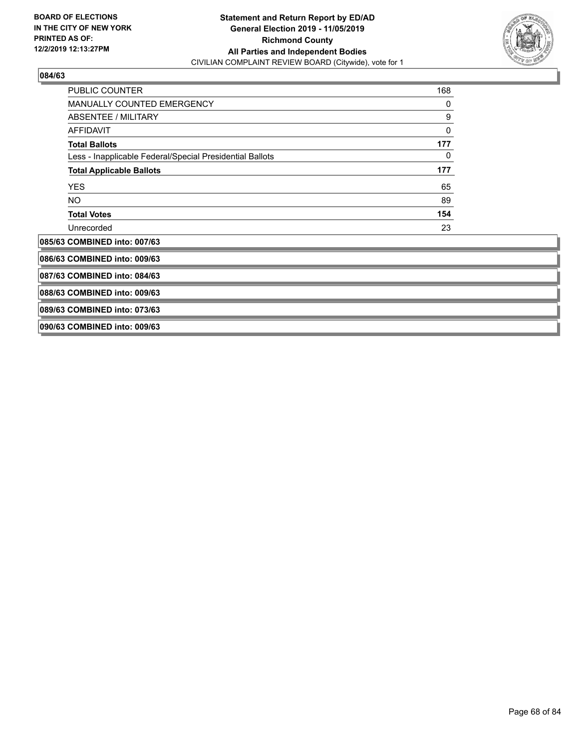**BOARD OF ELECTIONS IN THE CITY OF NEW YORK PRINTED AS OF: 12/2/2019 12:13:27PM**

**Statement and Return Report by ED/AD General Election 2019 - 11/05/2019 Richmond County All Parties and Independent Bodies**
CIVILIAN COMPLAINT REVIEW BOARD (Citywide), vote for 1

### 084/63

| | |
|---|---|
| PUBLIC COUNTER | 168 |
| MANUALLY COUNTED EMERGENCY | 0 |
| ABSENTEE / MILITARY | 9 |
| AFFIDAVIT | 0 |
| **Total Ballots** | **177** |
| Less - Inapplicable Federal/Special Presidential Ballots | 0 |
| **Total Applicable Ballots** | **177** |
| YES | 65 |
| NO | 89 |
| **Total Votes** | **154** |
| Unrecorded | 23 |

**085/63 COMBINED into: 007/63**

**086/63 COMBINED into: 009/63**

**087/63 COMBINED into: 084/63**

**088/63 COMBINED into: 009/63**

**089/63 COMBINED into: 073/63**

**090/63 COMBINED into: 009/63**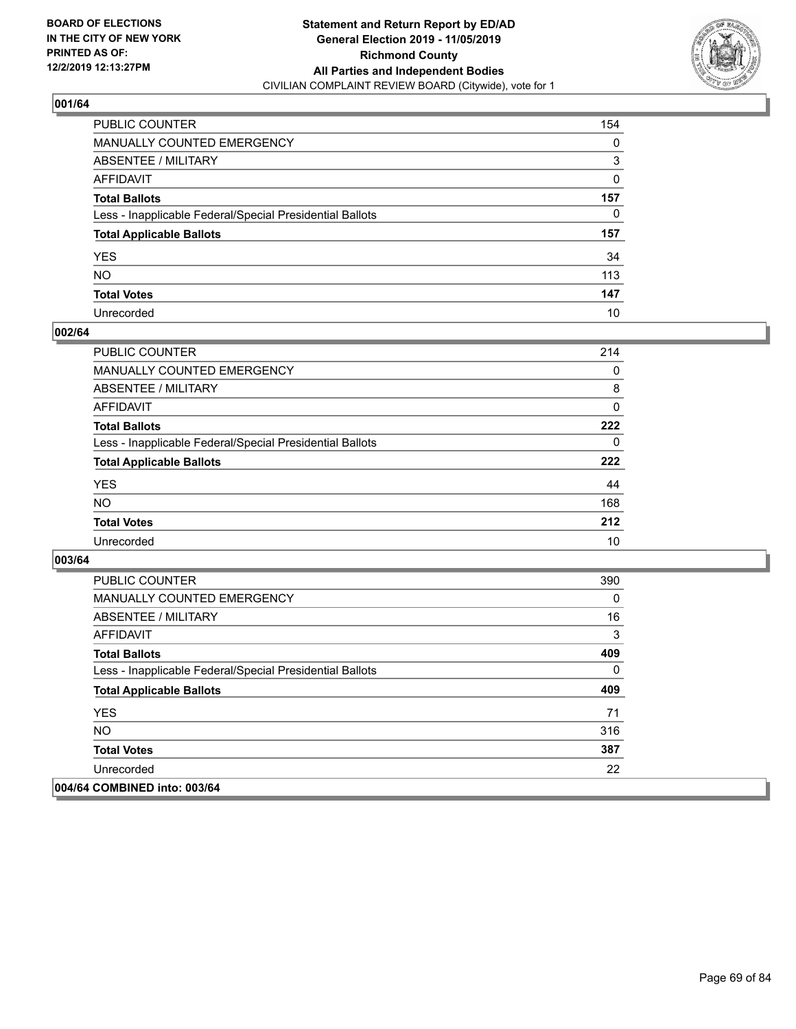**BOARD OF ELECTIONS IN THE CITY OF NEW YORK PRINTED AS OF: 12/2/2019 12:13:27PM**

**Statement and Return Report by ED/AD General Election 2019 - 11/05/2019 Richmond County All Parties and Independent Bodies**

CIVILIAN COMPLAINT REVIEW BOARD (Citywide), vote for 1

### 001/64

| | |
|---|---|
| PUBLIC COUNTER | 154 |
| MANUALLY COUNTED EMERGENCY | 0 |
| ABSENTEE / MILITARY | 3 |
| AFFIDAVIT | 0 |
| **Total Ballots** | **157** |
| Less - Inapplicable Federal/Special Presidential Ballots | 0 |
| **Total Applicable Ballots** | **157** |
| YES | 34 |
| NO | 113 |
| **Total Votes** | **147** |
| Unrecorded | 10 |

### 002/64

| | |
|---|---|
| PUBLIC COUNTER | 214 |
| MANUALLY COUNTED EMERGENCY | 0 |
| ABSENTEE / MILITARY | 8 |
| AFFIDAVIT | 0 |
| **Total Ballots** | **222** |
| Less - Inapplicable Federal/Special Presidential Ballots | 0 |
| **Total Applicable Ballots** | **222** |
| YES | 44 |
| NO | 168 |
| **Total Votes** | **212** |
| Unrecorded | 10 |

### 003/64

| | |
|---|---|
| PUBLIC COUNTER | 390 |
| MANUALLY COUNTED EMERGENCY | 0 |
| ABSENTEE / MILITARY | 16 |
| AFFIDAVIT | 3 |
| **Total Ballots** | **409** |
| Less - Inapplicable Federal/Special Presidential Ballots | 0 |
| **Total Applicable Ballots** | **409** |
| YES | 71 |
| NO | 316 |
| **Total Votes** | **387** |
| Unrecorded | 22 |

### 004/64 COMBINED into: 003/64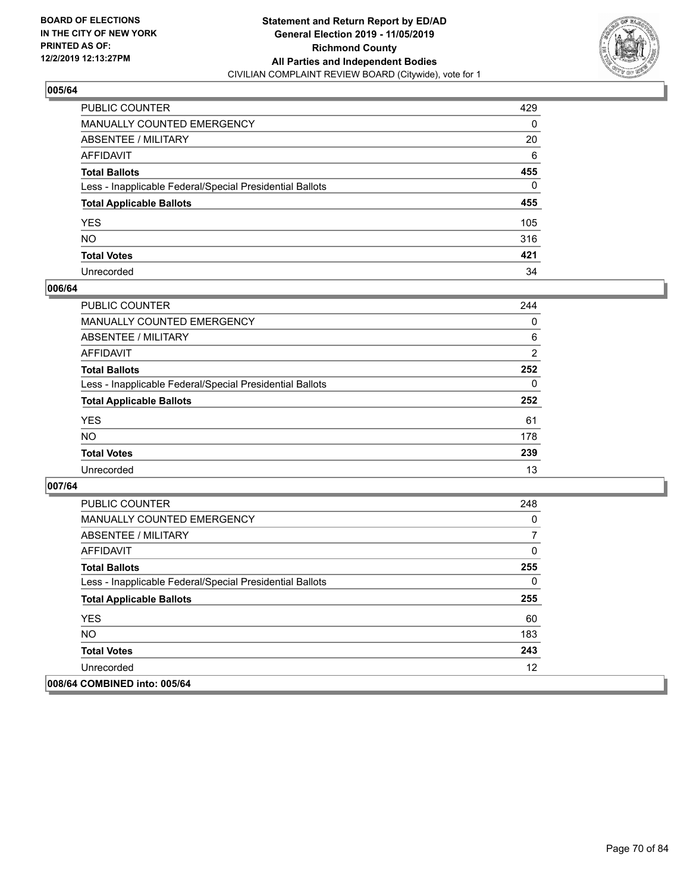## 005/64

| | |
|---|---|
| PUBLIC COUNTER | 429 |
| MANUALLY COUNTED EMERGENCY | 0 |
| ABSENTEE / MILITARY | 20 |
| AFFIDAVIT | 6 |
| **Total Ballots** | **455** |
| Less - Inapplicable Federal/Special Presidential Ballots | 0 |
| **Total Applicable Ballots** | **455** |
| YES | 105 |
| NO | 316 |
| **Total Votes** | **421** |
| Unrecorded | 34 |

## 006/64

| | |
|---|---|
| PUBLIC COUNTER | 244 |
| MANUALLY COUNTED EMERGENCY | 0 |
| ABSENTEE / MILITARY | 6 |
| AFFIDAVIT | 2 |
| **Total Ballots** | **252** |
| Less - Inapplicable Federal/Special Presidential Ballots | 0 |
| **Total Applicable Ballots** | **252** |
| YES | 61 |
| NO | 178 |
| **Total Votes** | **239** |
| Unrecorded | 13 |

## 007/64

| | |
|---|---|
| PUBLIC COUNTER | 248 |
| MANUALLY COUNTED EMERGENCY | 0 |
| ABSENTEE / MILITARY | 7 |
| AFFIDAVIT | 0 |
| **Total Ballots** | **255** |
| Less - Inapplicable Federal/Special Presidential Ballots | 0 |
| **Total Applicable Ballots** | **255** |
| YES | 60 |
| NO | 183 |
| **Total Votes** | **243** |
| Unrecorded | 12 |

## 008/64 COMBINED into: 005/64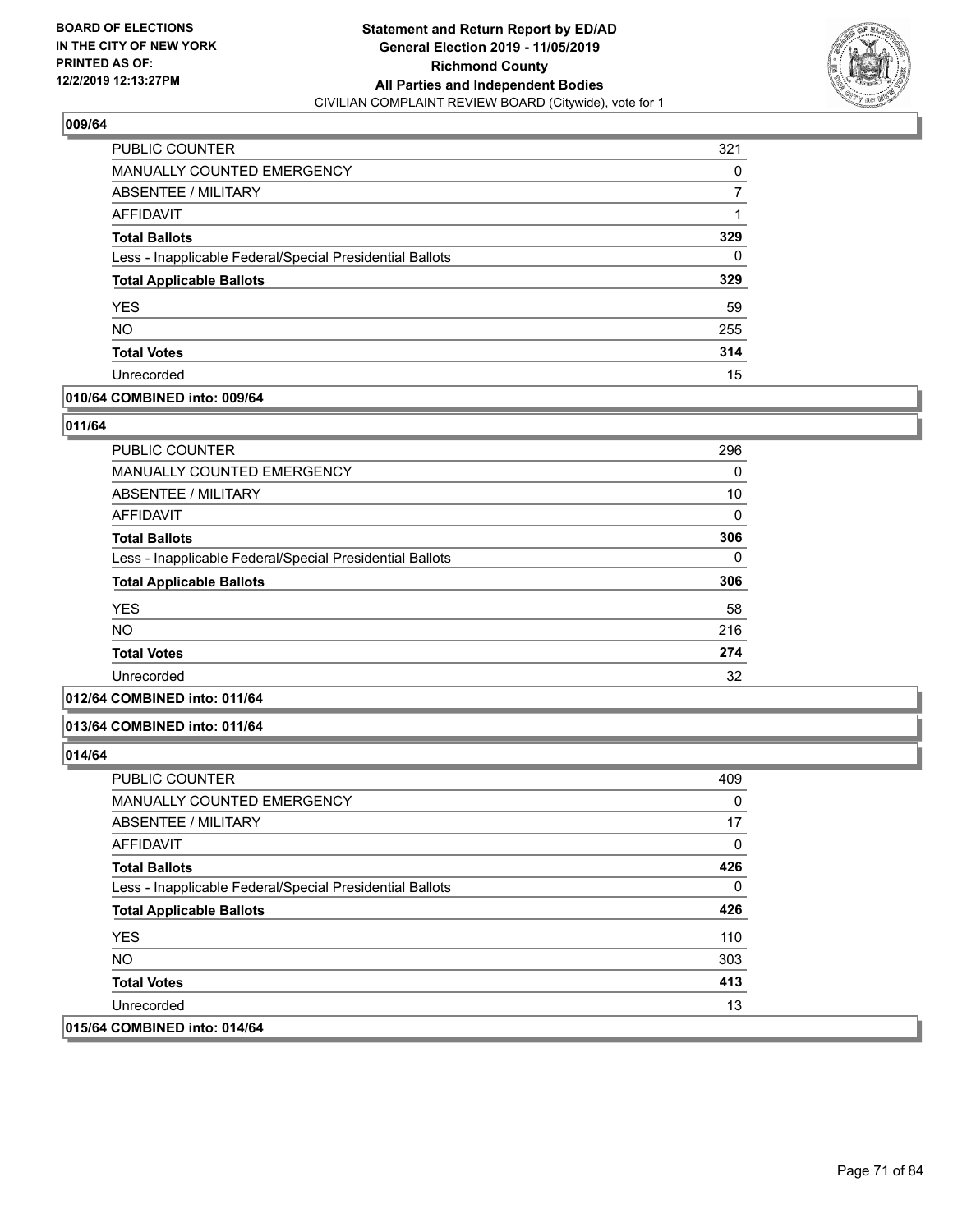## 009/64

| | |
|---|---|
| PUBLIC COUNTER | 321 |
| MANUALLY COUNTED EMERGENCY | 0 |
| ABSENTEE / MILITARY | 7 |
| AFFIDAVIT | 1 |
| **Total Ballots** | **329** |
| Less - Inapplicable Federal/Special Presidential Ballots | 0 |
| **Total Applicable Ballots** | **329** |
| YES | 59 |
| NO | 255 |
| **Total Votes** | **314** |
| Unrecorded | 15 |

**010/64 COMBINED into: 009/64**

## 011/64

| | |
|---|---|
| PUBLIC COUNTER | 296 |
| MANUALLY COUNTED EMERGENCY | 0 |
| ABSENTEE / MILITARY | 10 |
| AFFIDAVIT | 0 |
| **Total Ballots** | **306** |
| Less - Inapplicable Federal/Special Presidential Ballots | 0 |
| **Total Applicable Ballots** | **306** |
| YES | 58 |
| NO | 216 |
| **Total Votes** | **274** |
| Unrecorded | 32 |

**012/64 COMBINED into: 011/64**

**013/64 COMBINED into: 011/64**

## 014/64

| | |
|---|---|
| PUBLIC COUNTER | 409 |
| MANUALLY COUNTED EMERGENCY | 0 |
| ABSENTEE / MILITARY | 17 |
| AFFIDAVIT | 0 |
| **Total Ballots** | **426** |
| Less - Inapplicable Federal/Special Presidential Ballots | 0 |
| **Total Applicable Ballots** | **426** |
| YES | 110 |
| NO | 303 |
| **Total Votes** | **413** |
| Unrecorded | 13 |

**015/64 COMBINED into: 014/64**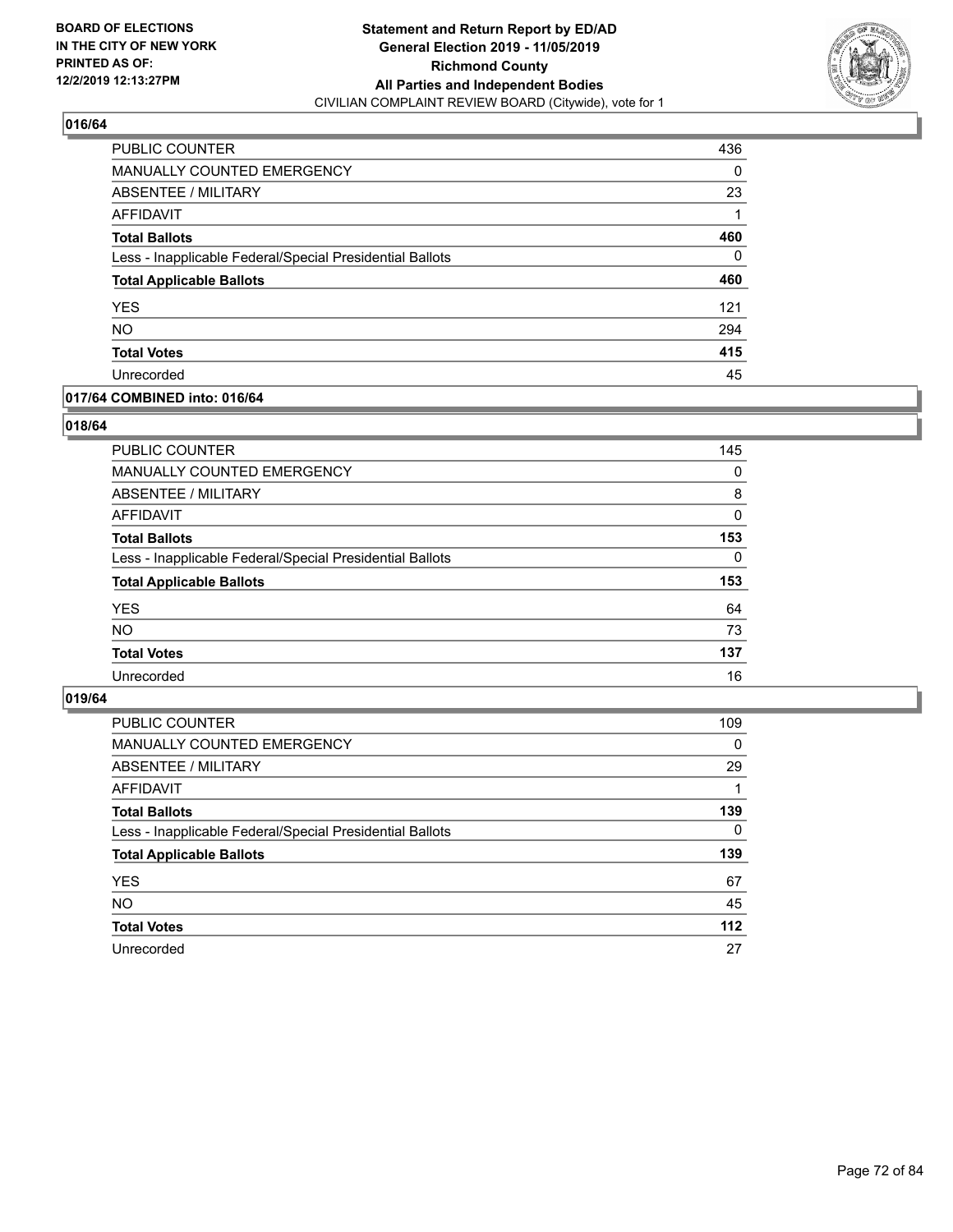**BOARD OF ELECTIONS IN THE CITY OF NEW YORK PRINTED AS OF: 12/2/2019 12:13:27PM**

**Statement and Return Report by ED/AD General Election 2019 - 11/05/2019 Richmond County All Parties and Independent Bodies**
CIVILIAN COMPLAINT REVIEW BOARD (Citywide), vote for 1

### 016/64

| | |
|---|---|
| PUBLIC COUNTER | 436 |
| MANUALLY COUNTED EMERGENCY | 0 |
| ABSENTEE / MILITARY | 23 |
| AFFIDAVIT | 1 |
| **Total Ballots** | **460** |
| Less - Inapplicable Federal/Special Presidential Ballots | 0 |
| **Total Applicable Ballots** | **460** |
| YES | 121 |
| NO | 294 |
| **Total Votes** | **415** |
| Unrecorded | 45 |

### 017/64 COMBINED into: 016/64

### 018/64

| | |
|---|---|
| PUBLIC COUNTER | 145 |
| MANUALLY COUNTED EMERGENCY | 0 |
| ABSENTEE / MILITARY | 8 |
| AFFIDAVIT | 0 |
| **Total Ballots** | **153** |
| Less - Inapplicable Federal/Special Presidential Ballots | 0 |
| **Total Applicable Ballots** | **153** |
| YES | 64 |
| NO | 73 |
| **Total Votes** | **137** |
| Unrecorded | 16 |

### 019/64

| | |
|---|---|
| PUBLIC COUNTER | 109 |
| MANUALLY COUNTED EMERGENCY | 0 |
| ABSENTEE / MILITARY | 29 |
| AFFIDAVIT | 1 |
| **Total Ballots** | **139** |
| Less - Inapplicable Federal/Special Presidential Ballots | 0 |
| **Total Applicable Ballots** | **139** |
| YES | 67 |
| NO | 45 |
| **Total Votes** | **112** |
| Unrecorded | 27 |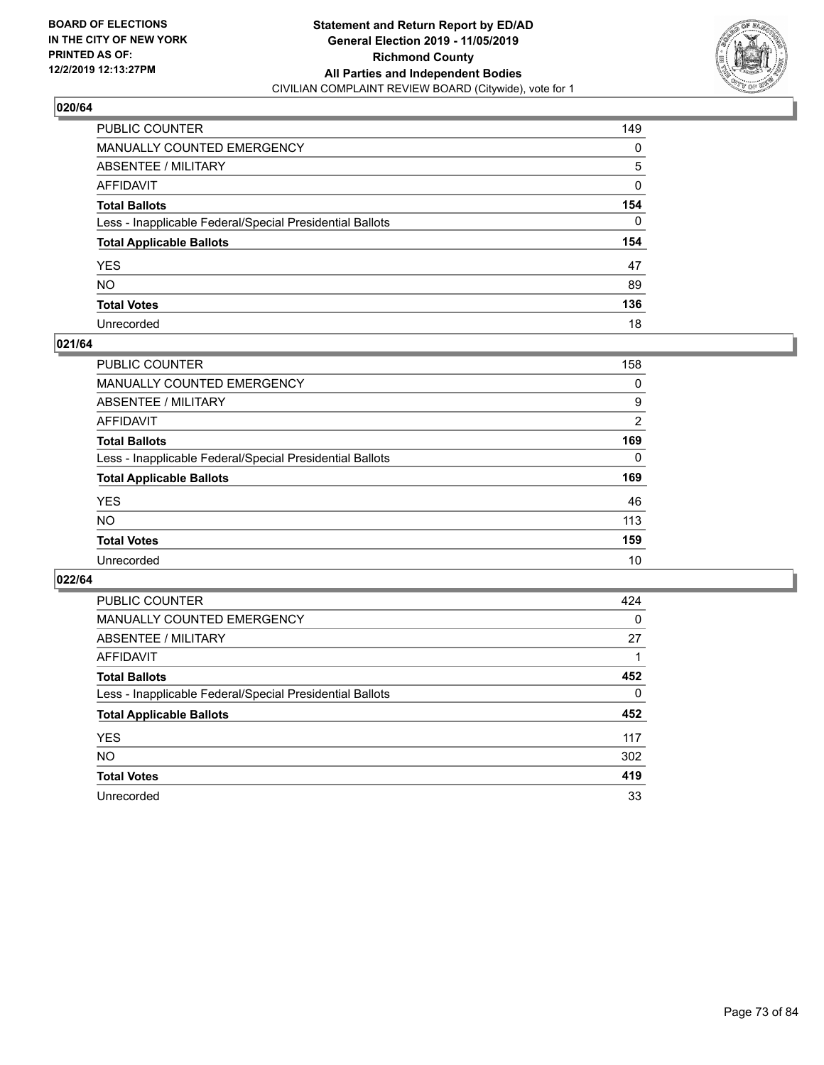**BOARD OF ELECTIONS IN THE CITY OF NEW YORK PRINTED AS OF: 12/2/2019 12:13:27PM**

**Statement and Return Report by ED/AD General Election 2019 - 11/05/2019 Richmond County All Parties and Independent Bodies**

CIVILIAN COMPLAINT REVIEW BOARD (Citywide), vote for 1

### 020/64

| | |
|---|---|
| PUBLIC COUNTER | 149 |
| MANUALLY COUNTED EMERGENCY | 0 |
| ABSENTEE / MILITARY | 5 |
| AFFIDAVIT | 0 |
| **Total Ballots** | **154** |
| Less - Inapplicable Federal/Special Presidential Ballots | 0 |
| **Total Applicable Ballots** | **154** |
| YES | 47 |
| NO | 89 |
| **Total Votes** | **136** |
| Unrecorded | 18 |

### 021/64

| | |
|---|---|
| PUBLIC COUNTER | 158 |
| MANUALLY COUNTED EMERGENCY | 0 |
| ABSENTEE / MILITARY | 9 |
| AFFIDAVIT | 2 |
| **Total Ballots** | **169** |
| Less - Inapplicable Federal/Special Presidential Ballots | 0 |
| **Total Applicable Ballots** | **169** |
| YES | 46 |
| NO | 113 |
| **Total Votes** | **159** |
| Unrecorded | 10 |

### 022/64

| | |
|---|---|
| PUBLIC COUNTER | 424 |
| MANUALLY COUNTED EMERGENCY | 0 |
| ABSENTEE / MILITARY | 27 |
| AFFIDAVIT | 1 |
| **Total Ballots** | **452** |
| Less - Inapplicable Federal/Special Presidential Ballots | 0 |
| **Total Applicable Ballots** | **452** |
| YES | 117 |
| NO | 302 |
| **Total Votes** | **419** |
| Unrecorded | 33 |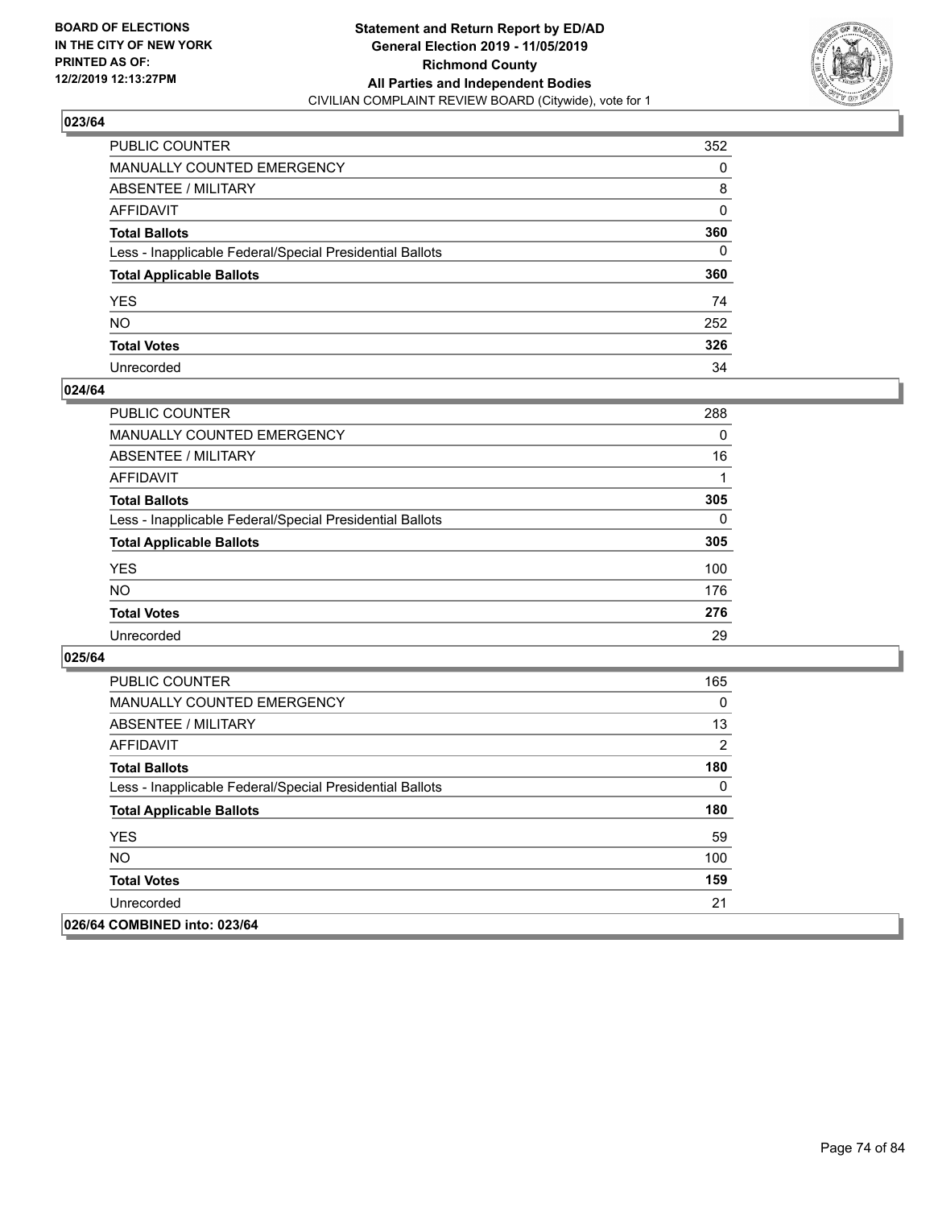BOARD OF ELECTIONS
IN THE CITY OF NEW YORK
PRINTED AS OF:
12/2/2019 12:13:27PM

**Statement and Return Report by ED/AD**
**General Election 2019 - 11/05/2019**
**Richmond County**
**All Parties and Independent Bodies**
CIVILIAN COMPLAINT REVIEW BOARD (Citywide), vote for 1

### 023/64

| | |
|---|---|
| PUBLIC COUNTER | 352 |
| MANUALLY COUNTED EMERGENCY | 0 |
| ABSENTEE / MILITARY | 8 |
| AFFIDAVIT | 0 |
| **Total Ballots** | **360** |
| Less - Inapplicable Federal/Special Presidential Ballots | 0 |
| **Total Applicable Ballots** | **360** |
| YES | 74 |
| NO | 252 |
| **Total Votes** | **326** |
| Unrecorded | 34 |

### 024/64

| | |
|---|---|
| PUBLIC COUNTER | 288 |
| MANUALLY COUNTED EMERGENCY | 0 |
| ABSENTEE / MILITARY | 16 |
| AFFIDAVIT | 1 |
| **Total Ballots** | **305** |
| Less - Inapplicable Federal/Special Presidential Ballots | 0 |
| **Total Applicable Ballots** | **305** |
| YES | 100 |
| NO | 176 |
| **Total Votes** | **276** |
| Unrecorded | 29 |

### 025/64

| | |
|---|---|
| PUBLIC COUNTER | 165 |
| MANUALLY COUNTED EMERGENCY | 0 |
| ABSENTEE / MILITARY | 13 |
| AFFIDAVIT | 2 |
| **Total Ballots** | **180** |
| Less - Inapplicable Federal/Special Presidential Ballots | 0 |
| **Total Applicable Ballots** | **180** |
| YES | 59 |
| NO | 100 |
| **Total Votes** | **159** |
| Unrecorded | 21 |

### 026/64 COMBINED into: 023/64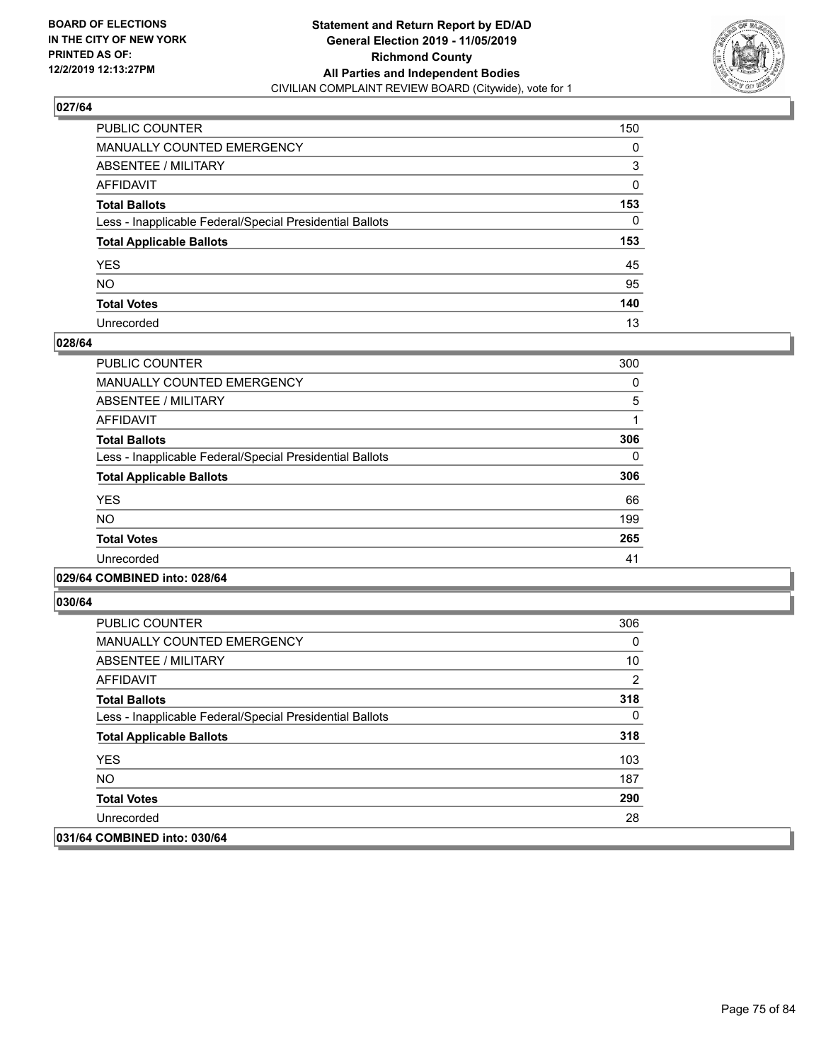## 027/64

| | |
|---|---|
| PUBLIC COUNTER | 150 |
| MANUALLY COUNTED EMERGENCY | 0 |
| ABSENTEE / MILITARY | 3 |
| AFFIDAVIT | 0 |
| **Total Ballots** | **153** |
| Less - Inapplicable Federal/Special Presidential Ballots | 0 |
| **Total Applicable Ballots** | **153** |
| YES | 45 |
| NO | 95 |
| **Total Votes** | **140** |
| Unrecorded | 13 |

## 028/64

| | |
|---|---|
| PUBLIC COUNTER | 300 |
| MANUALLY COUNTED EMERGENCY | 0 |
| ABSENTEE / MILITARY | 5 |
| AFFIDAVIT | 1 |
| **Total Ballots** | **306** |
| Less - Inapplicable Federal/Special Presidential Ballots | 0 |
| **Total Applicable Ballots** | **306** |
| YES | 66 |
| NO | 199 |
| **Total Votes** | **265** |
| Unrecorded | 41 |

## 029/64 COMBINED into: 028/64

## 030/64

| | |
|---|---|
| PUBLIC COUNTER | 306 |
| MANUALLY COUNTED EMERGENCY | 0 |
| ABSENTEE / MILITARY | 10 |
| AFFIDAVIT | 2 |
| **Total Ballots** | **318** |
| Less - Inapplicable Federal/Special Presidential Ballots | 0 |
| **Total Applicable Ballots** | **318** |
| YES | 103 |
| NO | 187 |
| **Total Votes** | **290** |
| Unrecorded | 28 |

## 031/64 COMBINED into: 030/64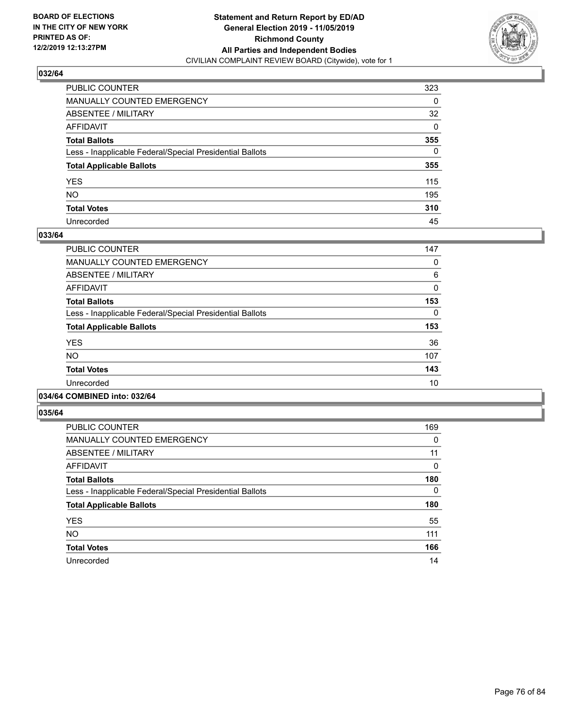## 032/64

| | |
|---|---|
| PUBLIC COUNTER | 323 |
| MANUALLY COUNTED EMERGENCY | 0 |
| ABSENTEE / MILITARY | 32 |
| AFFIDAVIT | 0 |
| **Total Ballots** | **355** |
| Less - Inapplicable Federal/Special Presidential Ballots | 0 |
| **Total Applicable Ballots** | **355** |
| YES | 115 |
| NO | 195 |
| **Total Votes** | **310** |
| Unrecorded | 45 |

## 033/64

| | |
|---|---|
| PUBLIC COUNTER | 147 |
| MANUALLY COUNTED EMERGENCY | 0 |
| ABSENTEE / MILITARY | 6 |
| AFFIDAVIT | 0 |
| **Total Ballots** | **153** |
| Less - Inapplicable Federal/Special Presidential Ballots | 0 |
| **Total Applicable Ballots** | **153** |
| YES | 36 |
| NO | 107 |
| **Total Votes** | **143** |
| Unrecorded | 10 |

## 034/64 COMBINED into: 032/64

## 035/64

| | |
|---|---|
| PUBLIC COUNTER | 169 |
| MANUALLY COUNTED EMERGENCY | 0 |
| ABSENTEE / MILITARY | 11 |
| AFFIDAVIT | 0 |
| **Total Ballots** | **180** |
| Less - Inapplicable Federal/Special Presidential Ballots | 0 |
| **Total Applicable Ballots** | **180** |
| YES | 55 |
| NO | 111 |
| **Total Votes** | **166** |
| Unrecorded | 14 |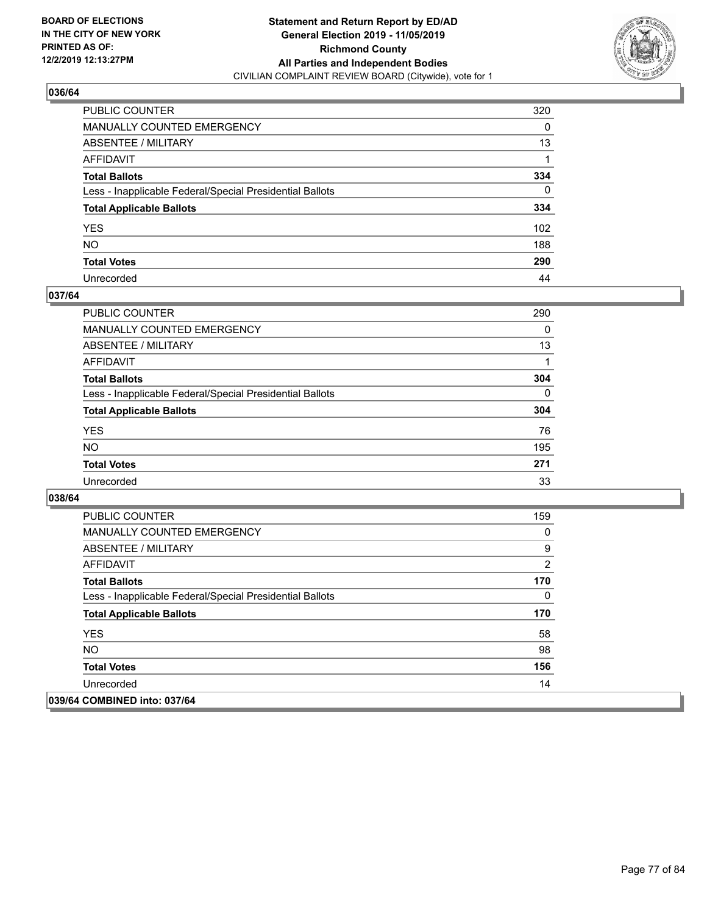**BOARD OF ELECTIONS IN THE CITY OF NEW YORK PRINTED AS OF: 12/2/2019 12:13:27PM**

**Statement and Return Report by ED/AD General Election 2019 - 11/05/2019 Richmond County All Parties and Independent Bodies**
CIVILIAN COMPLAINT REVIEW BOARD (Citywide), vote for 1

### 036/64

| | |
|---|---|
| PUBLIC COUNTER | 320 |
| MANUALLY COUNTED EMERGENCY | 0 |
| ABSENTEE / MILITARY | 13 |
| AFFIDAVIT | 1 |
| **Total Ballots** | **334** |
| Less - Inapplicable Federal/Special Presidential Ballots | 0 |
| **Total Applicable Ballots** | **334** |
| YES | 102 |
| NO | 188 |
| **Total Votes** | **290** |
| Unrecorded | 44 |

### 037/64

| | |
|---|---|
| PUBLIC COUNTER | 290 |
| MANUALLY COUNTED EMERGENCY | 0 |
| ABSENTEE / MILITARY | 13 |
| AFFIDAVIT | 1 |
| **Total Ballots** | **304** |
| Less - Inapplicable Federal/Special Presidential Ballots | 0 |
| **Total Applicable Ballots** | **304** |
| YES | 76 |
| NO | 195 |
| **Total Votes** | **271** |
| Unrecorded | 33 |

### 038/64

| | |
|---|---|
| PUBLIC COUNTER | 159 |
| MANUALLY COUNTED EMERGENCY | 0 |
| ABSENTEE / MILITARY | 9 |
| AFFIDAVIT | 2 |
| **Total Ballots** | **170** |
| Less - Inapplicable Federal/Special Presidential Ballots | 0 |
| **Total Applicable Ballots** | **170** |
| YES | 58 |
| NO | 98 |
| **Total Votes** | **156** |
| Unrecorded | 14 |

### 039/64 COMBINED into: 037/64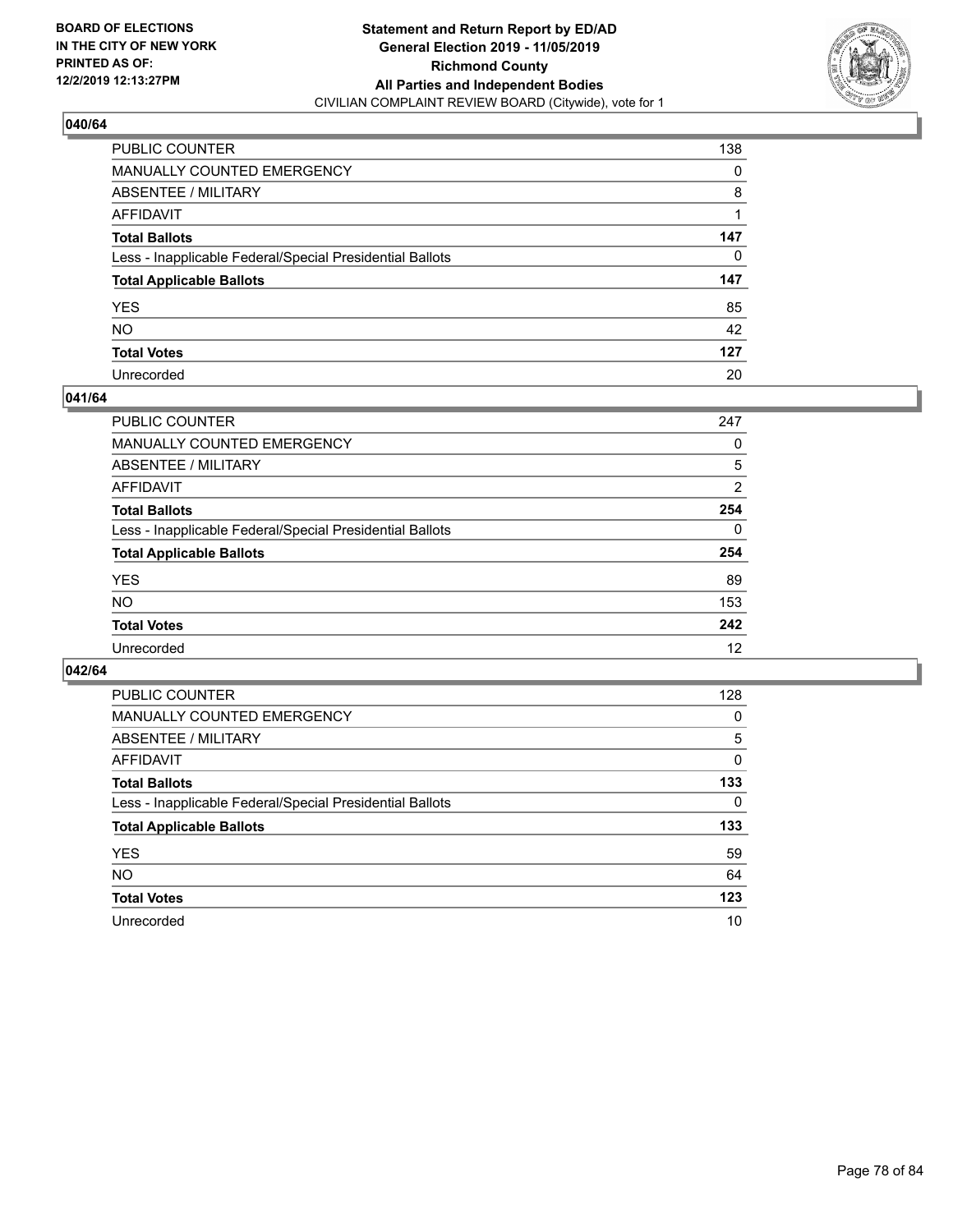BOARD OF ELECTIONS
IN THE CITY OF NEW YORK
PRINTED AS OF:
12/2/2019 12:13:27PM

**Statement and Return Report by ED/AD**
**General Election 2019 - 11/05/2019**
**Richmond County**
**All Parties and Independent Bodies**
CIVILIAN COMPLAINT REVIEW BOARD (Citywide), vote for 1

### 040/64

| | |
|---|---|
| PUBLIC COUNTER | 138 |
| MANUALLY COUNTED EMERGENCY | 0 |
| ABSENTEE / MILITARY | 8 |
| AFFIDAVIT | 1 |
| **Total Ballots** | **147** |
| Less - Inapplicable Federal/Special Presidential Ballots | 0 |
| **Total Applicable Ballots** | **147** |
| YES | 85 |
| NO | 42 |
| **Total Votes** | **127** |
| Unrecorded | 20 |

### 041/64

| | |
|---|---|
| PUBLIC COUNTER | 247 |
| MANUALLY COUNTED EMERGENCY | 0 |
| ABSENTEE / MILITARY | 5 |
| AFFIDAVIT | 2 |
| **Total Ballots** | **254** |
| Less - Inapplicable Federal/Special Presidential Ballots | 0 |
| **Total Applicable Ballots** | **254** |
| YES | 89 |
| NO | 153 |
| **Total Votes** | **242** |
| Unrecorded | 12 |

### 042/64

| | |
|---|---|
| PUBLIC COUNTER | 128 |
| MANUALLY COUNTED EMERGENCY | 0 |
| ABSENTEE / MILITARY | 5 |
| AFFIDAVIT | 0 |
| **Total Ballots** | **133** |
| Less - Inapplicable Federal/Special Presidential Ballots | 0 |
| **Total Applicable Ballots** | **133** |
| YES | 59 |
| NO | 64 |
| **Total Votes** | **123** |
| Unrecorded | 10 |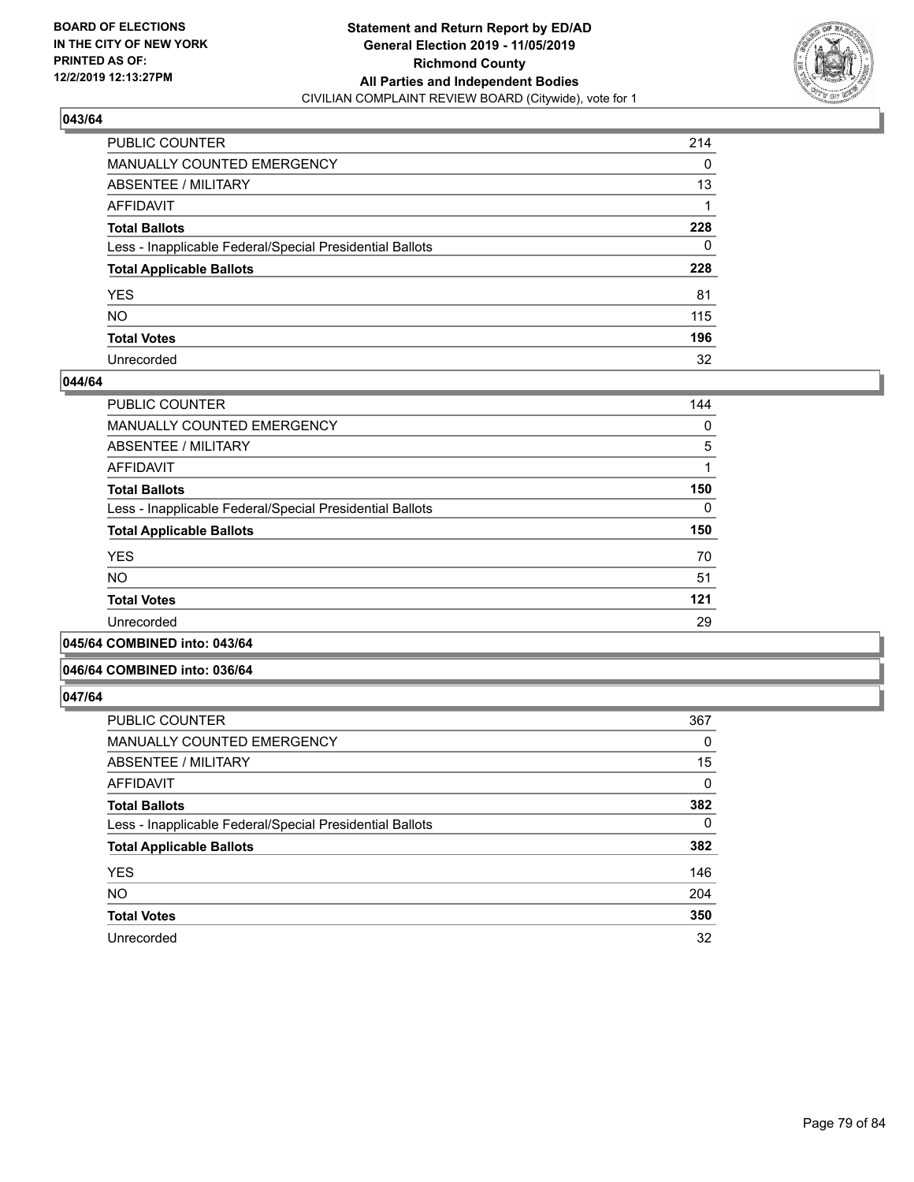### 043/64

| | |
|---|---|
| PUBLIC COUNTER | 214 |
| MANUALLY COUNTED EMERGENCY | 0 |
| ABSENTEE / MILITARY | 13 |
| AFFIDAVIT | 1 |
| **Total Ballots** | **228** |
| Less - Inapplicable Federal/Special Presidential Ballots | 0 |
| **Total Applicable Ballots** | **228** |
| YES | 81 |
| NO | 115 |
| **Total Votes** | **196** |
| Unrecorded | 32 |

### 044/64

| | |
|---|---|
| PUBLIC COUNTER | 144 |
| MANUALLY COUNTED EMERGENCY | 0 |
| ABSENTEE / MILITARY | 5 |
| AFFIDAVIT | 1 |
| **Total Ballots** | **150** |
| Less - Inapplicable Federal/Special Presidential Ballots | 0 |
| **Total Applicable Ballots** | **150** |
| YES | 70 |
| NO | 51 |
| **Total Votes** | **121** |
| Unrecorded | 29 |

### 045/64 COMBINED into: 043/64

### 046/64 COMBINED into: 036/64

### 047/64

| | |
|---|---|
| PUBLIC COUNTER | 367 |
| MANUALLY COUNTED EMERGENCY | 0 |
| ABSENTEE / MILITARY | 15 |
| AFFIDAVIT | 0 |
| **Total Ballots** | **382** |
| Less - Inapplicable Federal/Special Presidential Ballots | 0 |
| **Total Applicable Ballots** | **382** |
| YES | 146 |
| NO | 204 |
| **Total Votes** | **350** |
| Unrecorded | 32 |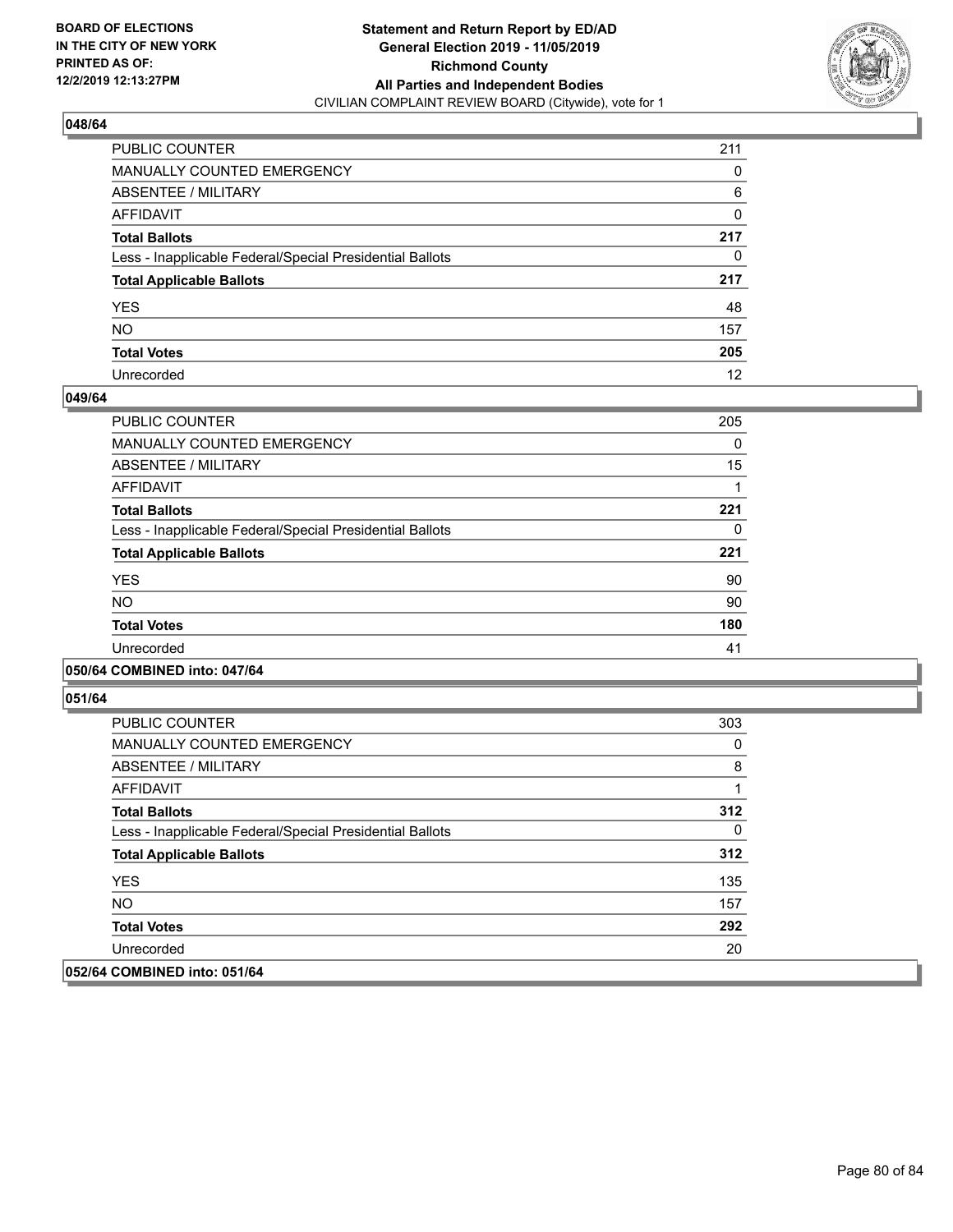**BOARD OF ELECTIONS IN THE CITY OF NEW YORK PRINTED AS OF: 12/2/2019 12:13:27PM**

**Statement and Return Report by ED/AD General Election 2019 - 11/05/2019 Richmond County All Parties and Independent Bodies**

CIVILIAN COMPLAINT REVIEW BOARD (Citywide), vote for 1

### 048/64

| | |
|---|---|
| PUBLIC COUNTER | 211 |
| MANUALLY COUNTED EMERGENCY | 0 |
| ABSENTEE / MILITARY | 6 |
| AFFIDAVIT | 0 |
| **Total Ballots** | **217** |
| Less - Inapplicable Federal/Special Presidential Ballots | 0 |
| **Total Applicable Ballots** | **217** |
| YES | 48 |
| NO | 157 |
| **Total Votes** | **205** |
| Unrecorded | 12 |

### 049/64

| | |
|---|---|
| PUBLIC COUNTER | 205 |
| MANUALLY COUNTED EMERGENCY | 0 |
| ABSENTEE / MILITARY | 15 |
| AFFIDAVIT | 1 |
| **Total Ballots** | **221** |
| Less - Inapplicable Federal/Special Presidential Ballots | 0 |
| **Total Applicable Ballots** | **221** |
| YES | 90 |
| NO | 90 |
| **Total Votes** | **180** |
| Unrecorded | 41 |

### 050/64 COMBINED into: 047/64

### 051/64

| | |
|---|---|
| PUBLIC COUNTER | 303 |
| MANUALLY COUNTED EMERGENCY | 0 |
| ABSENTEE / MILITARY | 8 |
| AFFIDAVIT | 1 |
| **Total Ballots** | **312** |
| Less - Inapplicable Federal/Special Presidential Ballots | 0 |
| **Total Applicable Ballots** | **312** |
| YES | 135 |
| NO | 157 |
| **Total Votes** | **292** |
| Unrecorded | 20 |

### 052/64 COMBINED into: 051/64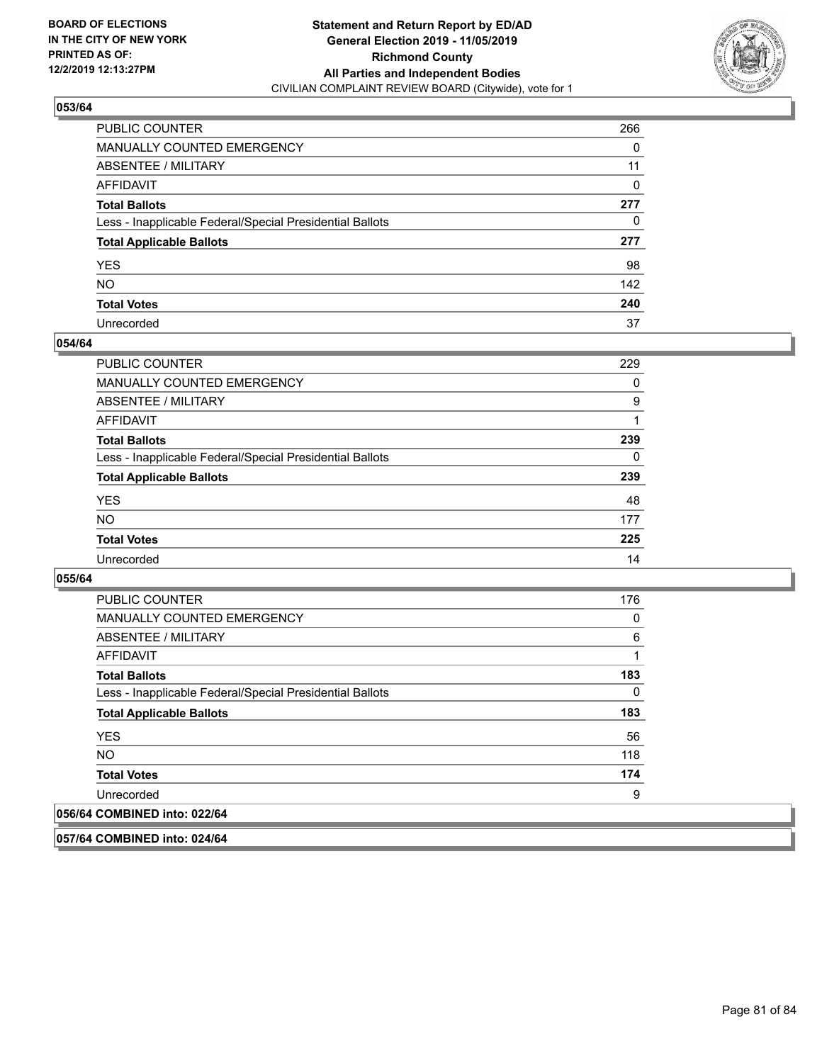## 053/64

| | |
|---|---|
| PUBLIC COUNTER | 266 |
| MANUALLY COUNTED EMERGENCY | 0 |
| ABSENTEE / MILITARY | 11 |
| AFFIDAVIT | 0 |
| **Total Ballots** | **277** |
| Less - Inapplicable Federal/Special Presidential Ballots | 0 |
| **Total Applicable Ballots** | **277** |
| YES | 98 |
| NO | 142 |
| **Total Votes** | **240** |
| Unrecorded | 37 |

## 054/64

| | |
|---|---|
| PUBLIC COUNTER | 229 |
| MANUALLY COUNTED EMERGENCY | 0 |
| ABSENTEE / MILITARY | 9 |
| AFFIDAVIT | 1 |
| **Total Ballots** | **239** |
| Less - Inapplicable Federal/Special Presidential Ballots | 0 |
| **Total Applicable Ballots** | **239** |
| YES | 48 |
| NO | 177 |
| **Total Votes** | **225** |
| Unrecorded | 14 |

## 055/64

| | |
|---|---|
| PUBLIC COUNTER | 176 |
| MANUALLY COUNTED EMERGENCY | 0 |
| ABSENTEE / MILITARY | 6 |
| AFFIDAVIT | 1 |
| **Total Ballots** | **183** |
| Less - Inapplicable Federal/Special Presidential Ballots | 0 |
| **Total Applicable Ballots** | **183** |
| YES | 56 |
| NO | 118 |
| **Total Votes** | **174** |
| Unrecorded | 9 |

## 056/64 COMBINED into: 022/64

## 057/64 COMBINED into: 024/64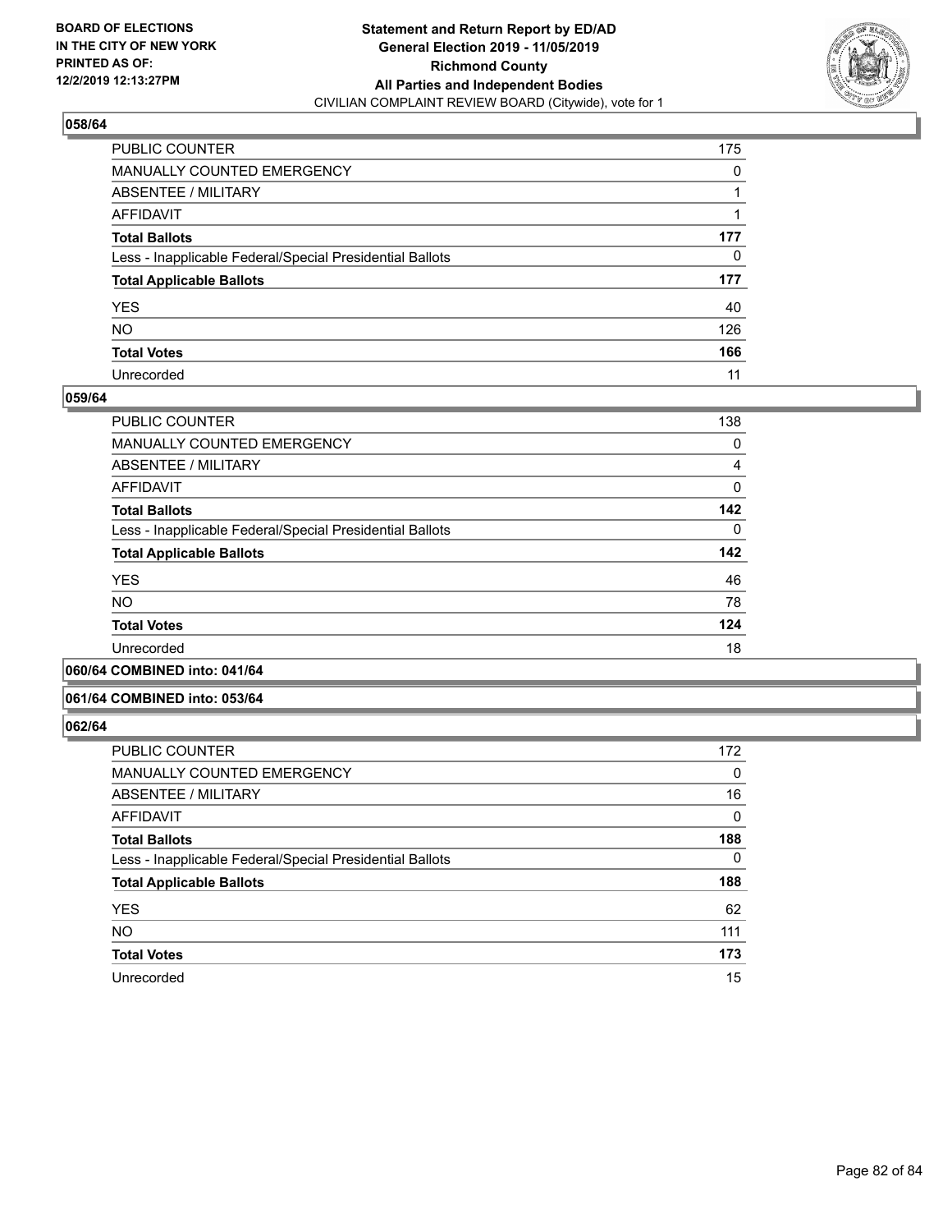**BOARD OF ELECTIONS IN THE CITY OF NEW YORK PRINTED AS OF: 12/2/2019 12:13:27PM**

**Statement and Return Report by ED/AD General Election 2019 - 11/05/2019 Richmond County All Parties and Independent Bodies**
CIVILIAN COMPLAINT REVIEW BOARD (Citywide), vote for 1

## 058/64

| | |
|---|---|
| PUBLIC COUNTER | 175 |
| MANUALLY COUNTED EMERGENCY | 0 |
| ABSENTEE / MILITARY | 1 |
| AFFIDAVIT | 1 |
| **Total Ballots** | **177** |
| Less - Inapplicable Federal/Special Presidential Ballots | 0 |
| **Total Applicable Ballots** | **177** |
| YES | 40 |
| NO | 126 |
| **Total Votes** | **166** |
| Unrecorded | 11 |

## 059/64

| | |
|---|---|
| PUBLIC COUNTER | 138 |
| MANUALLY COUNTED EMERGENCY | 0 |
| ABSENTEE / MILITARY | 4 |
| AFFIDAVIT | 0 |
| **Total Ballots** | **142** |
| Less - Inapplicable Federal/Special Presidential Ballots | 0 |
| **Total Applicable Ballots** | **142** |
| YES | 46 |
| NO | 78 |
| **Total Votes** | **124** |
| Unrecorded | 18 |

## 060/64 COMBINED into: 041/64

## 061/64 COMBINED into: 053/64

## 062/64

| | |
|---|---|
| PUBLIC COUNTER | 172 |
| MANUALLY COUNTED EMERGENCY | 0 |
| ABSENTEE / MILITARY | 16 |
| AFFIDAVIT | 0 |
| **Total Ballots** | **188** |
| Less - Inapplicable Federal/Special Presidential Ballots | 0 |
| **Total Applicable Ballots** | **188** |
| YES | 62 |
| NO | 111 |
| **Total Votes** | **173** |
| Unrecorded | 15 |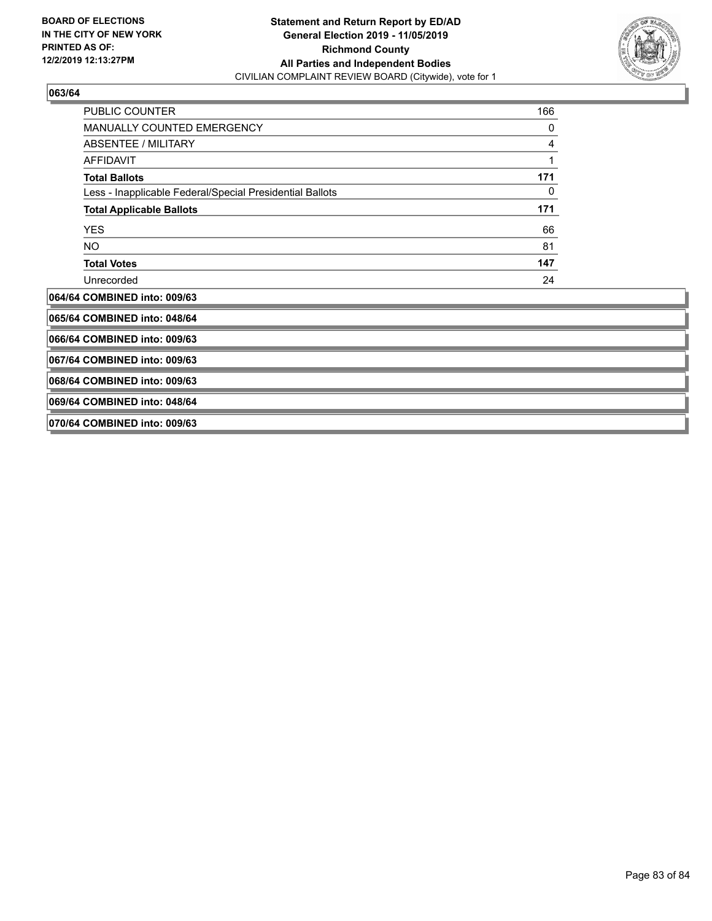**BOARD OF ELECTIONS IN THE CITY OF NEW YORK PRINTED AS OF: 12/2/2019 12:13:27PM**

**Statement and Return Report by ED/AD**
**General Election 2019 - 11/05/2019**
**Richmond County**
**All Parties and Independent Bodies**
CIVILIAN COMPLAINT REVIEW BOARD (Citywide), vote for 1

### 063/64

| | |
|---|---|
| PUBLIC COUNTER | 166 |
| MANUALLY COUNTED EMERGENCY | 0 |
| ABSENTEE / MILITARY | 4 |
| AFFIDAVIT | 1 |
| **Total Ballots** | **171** |
| Less - Inapplicable Federal/Special Presidential Ballots | 0 |
| **Total Applicable Ballots** | **171** |
| YES | 66 |
| NO | 81 |
| **Total Votes** | **147** |
| Unrecorded | 24 |

**064/64 COMBINED into: 009/63**

**065/64 COMBINED into: 048/64**

**066/64 COMBINED into: 009/63**

**067/64 COMBINED into: 009/63**

**068/64 COMBINED into: 009/63**

**069/64 COMBINED into: 048/64**

**070/64 COMBINED into: 009/63**